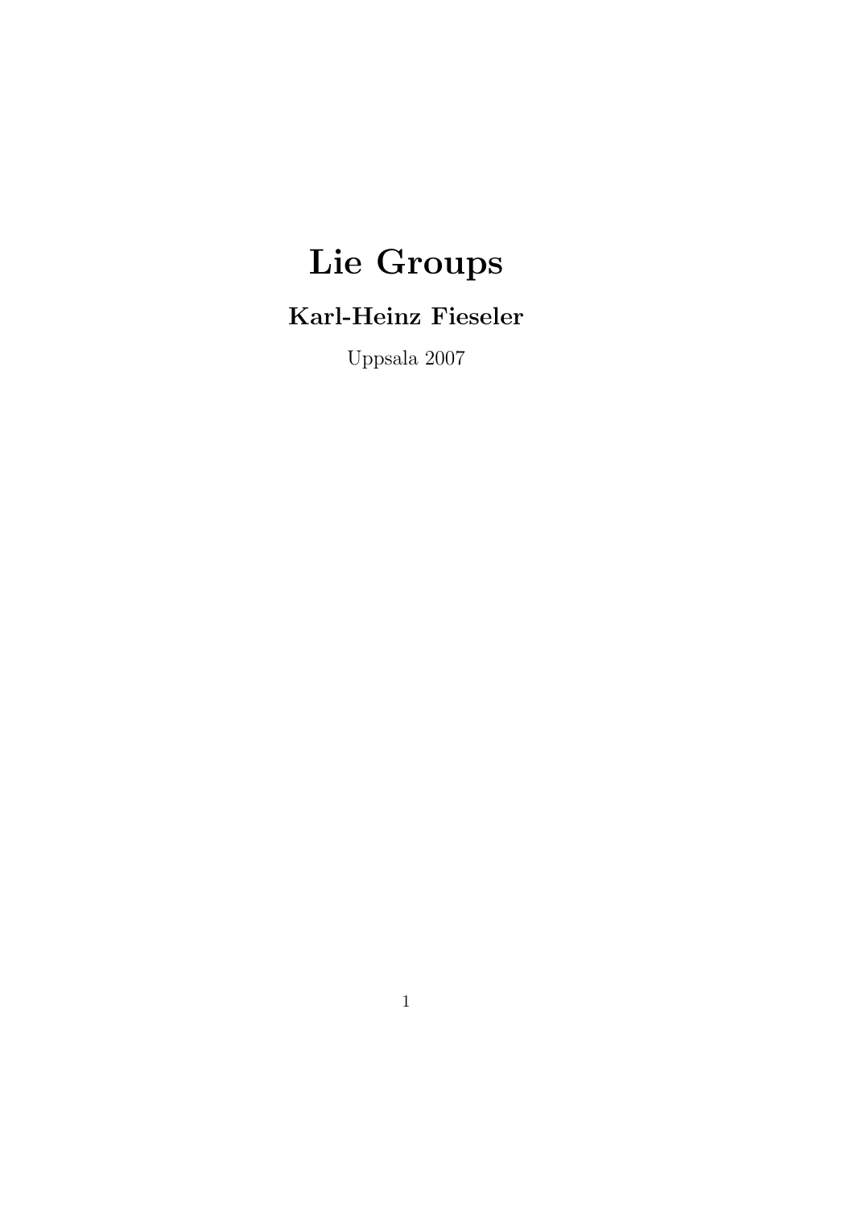# Lie Groups

**Karl-Heinz Fieseler**

Uppsala 2007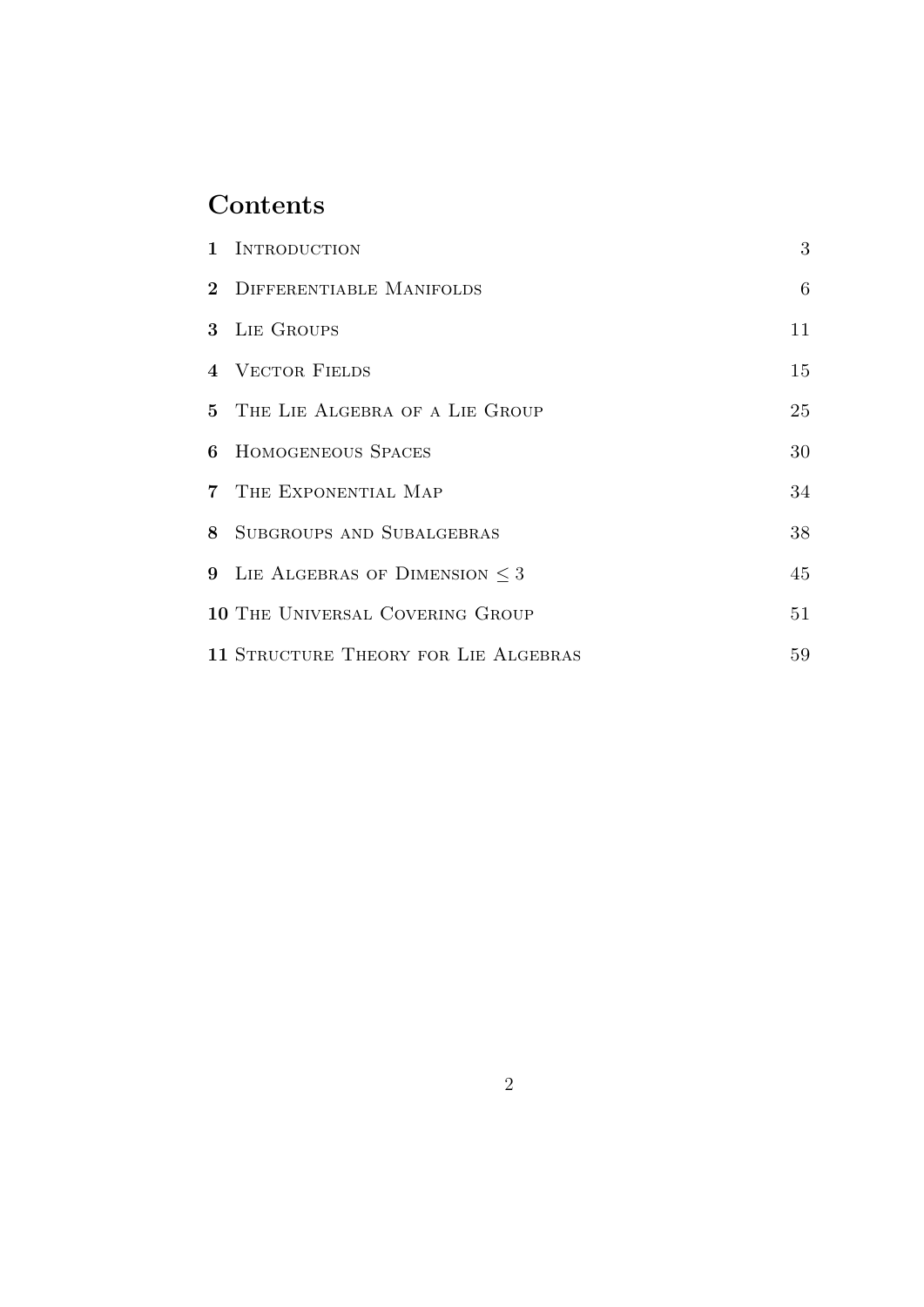# Contents

| | | |
|---|---|---|
| **1** | Introduction | 3 |
| **2** | Differentiable Manifolds | 6 |
| **3** | Lie Groups | 11 |
| **4** | Vector Fields | 15 |
| **5** | The Lie Algebra of a Lie Group | 25 |
| **6** | Homogeneous Spaces | 30 |
| **7** | The Exponential Map | 34 |
| **8** | Subgroups and Subalgebras | 38 |
| **9** | Lie Algebras of Dimension $\leq 3$ | 45 |
| **10** | The Universal Covering Group | 51 |
| **11** | Structure Theory for Lie Algebras | 59 |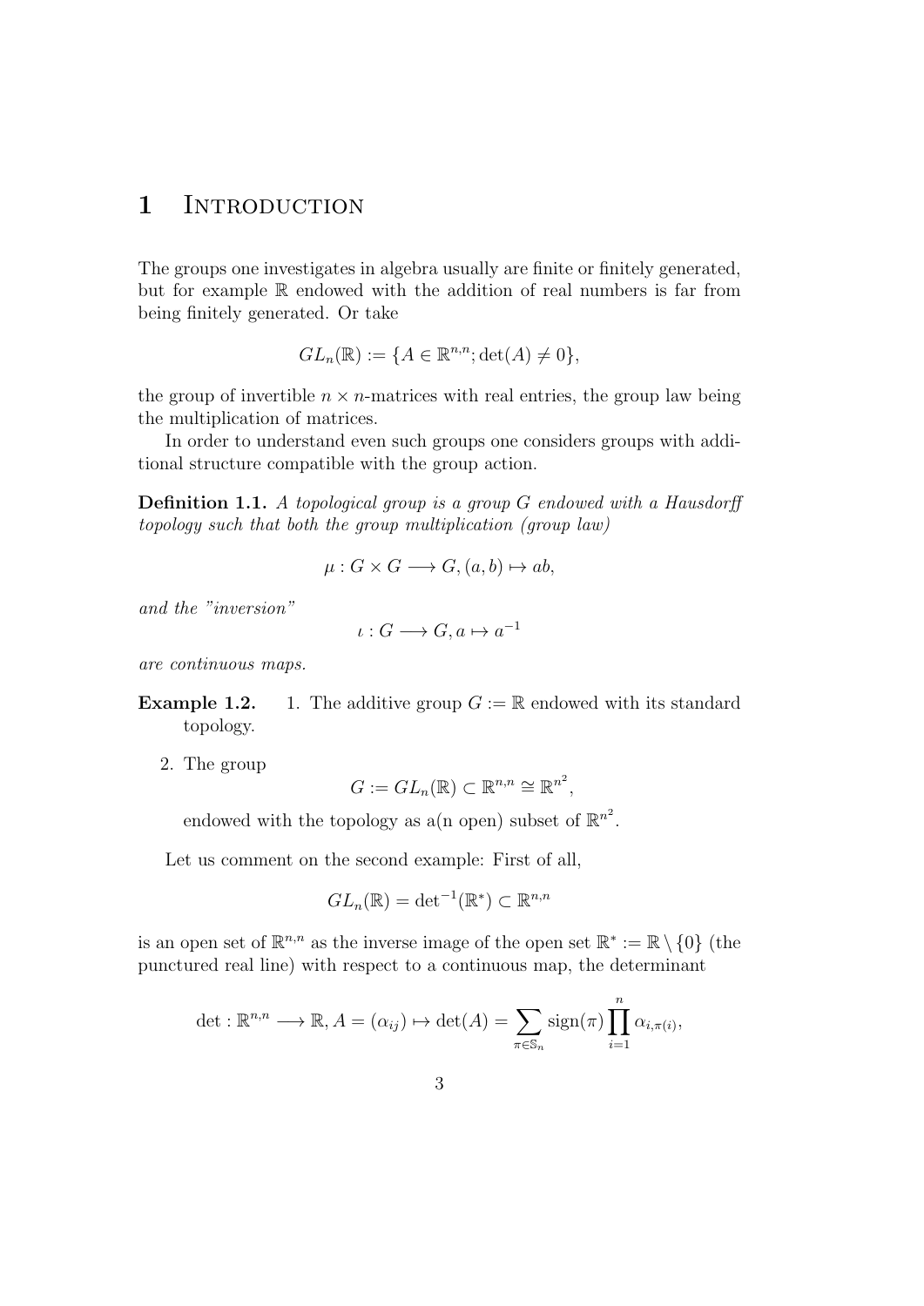# 1 Introduction

The groups one investigates in algebra usually are finite or finitely generated, but for example $\mathbb{R}$ endowed with the addition of real numbers is far from being finitely generated. Or take

$$GL_n(\mathbb{R}) := \{A \in \mathbb{R}^{n,n}; \det(A) \neq 0\},$$

the group of invertible $n \times n$-matrices with real entries, the group law being the multiplication of matrices.

In order to understand even such groups one considers groups with additional structure compatible with the group action.

**Definition 1.1.** *A topological group is a group $G$ endowed with a Hausdorff topology such that both the group multiplication (group law)*

$$\mu : G \times G \longrightarrow G, (a, b) \mapsto ab,$$

*and the "inversion"*

$$\iota : G \longrightarrow G, a \mapsto a^{-1}$$

*are continuous maps.*

**Example 1.2.**
1. The additive group $G := \mathbb{R}$ endowed with its standard topology.
2. The group
$$G := GL_n(\mathbb{R}) \subset \mathbb{R}^{n,n} \cong \mathbb{R}^{n^2},$$
endowed with the topology as a(n open) subset of $\mathbb{R}^{n^2}$.

Let us comment on the second example: First of all,

$$GL_n(\mathbb{R}) = \det{}^{-1}(\mathbb{R}^*) \subset \mathbb{R}^{n,n}$$

is an open set of $\mathbb{R}^{n,n}$ as the inverse image of the open set $\mathbb{R}^* := \mathbb{R} \setminus \{0\}$ (the punctured real line) with respect to a continuous map, the determinant

$$\det : \mathbb{R}^{n,n} \longrightarrow \mathbb{R}, A = (\alpha_{ij}) \mapsto \det(A) = \sum_{\pi \in \mathbb{S}_n} \mathrm{sign}(\pi) \prod_{i=1}^{n} \alpha_{i,\pi(i)},$$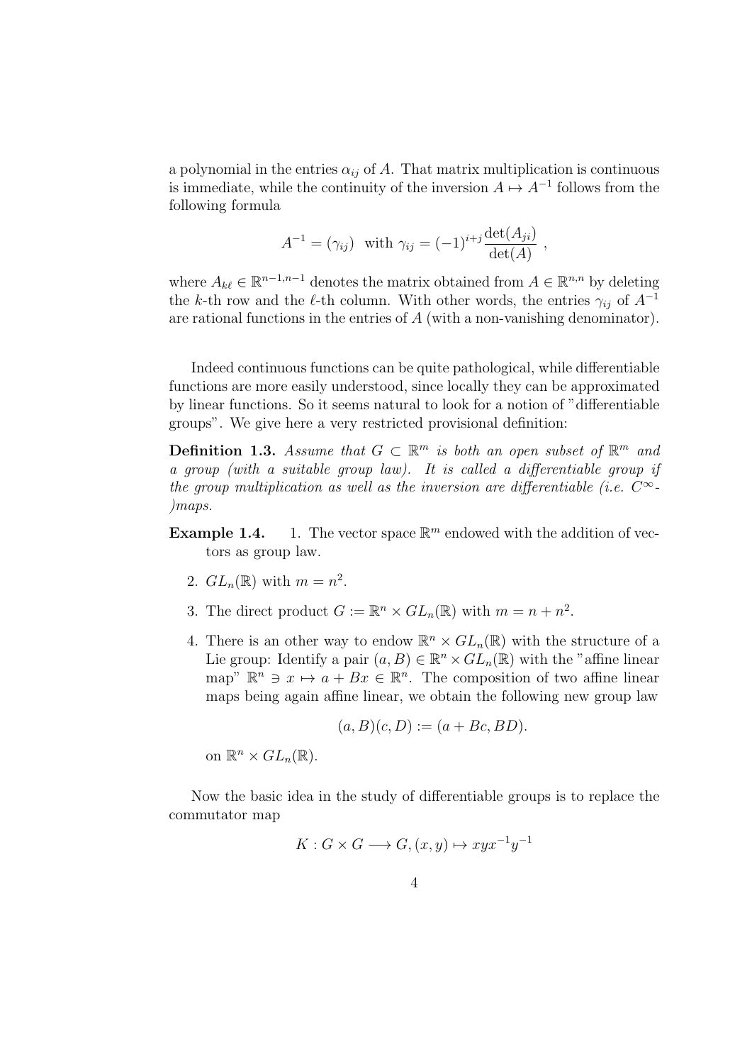a polynomial in the entries $\alpha_{ij}$ of $A$. That matrix multiplication is continuous is immediate, while the continuity of the inversion $A \mapsto A^{-1}$ follows from the following formula

$$A^{-1} = (\gamma_{ij}) \quad \text{with } \gamma_{ij} = (-1)^{i+j} \frac{\det(A_{ji})}{\det(A)} ,$$

where $A_{k\ell} \in \mathbb{R}^{n-1,n-1}$ denotes the matrix obtained from $A \in \mathbb{R}^{n,n}$ by deleting the $k$-th row and the $\ell$-th column. With other words, the entries $\gamma_{ij}$ of $A^{-1}$ are rational functions in the entries of $A$ (with a non-vanishing denominator).

Indeed continuous functions can be quite pathological, while differentiable functions are more easily understood, since locally they can be approximated by linear functions. So it seems natural to look for a notion of "differentiable groups". We give here a very restricted provisional definition:

**Definition 1.3.** *Assume that $G \subset \mathbb{R}^m$ is both an open subset of $\mathbb{R}^m$ and a group (with a suitable group law). It is called a differentiable group if the group multiplication as well as the inversion are differentiable (i.e. $C^\infty$-)maps.*

**Example 1.4.**

1. The vector space $\mathbb{R}^m$ endowed with the addition of vectors as group law.
2. $GL_n(\mathbb{R})$ with $m = n^2$.
3. The direct product $G := \mathbb{R}^n \times GL_n(\mathbb{R})$ with $m = n + n^2$.
4. There is an other way to endow $\mathbb{R}^n \times GL_n(\mathbb{R})$ with the structure of a Lie group: Identify a pair $(a, B) \in \mathbb{R}^n \times GL_n(\mathbb{R})$ with the "affine linear map" $\mathbb{R}^n \ni x \mapsto a + Bx \in \mathbb{R}^n$. The composition of two affine linear maps being again affine linear, we obtain the following new group law

$$(a, B)(c, D) := (a + Bc, BD).$$

on $\mathbb{R}^n \times GL_n(\mathbb{R})$.

Now the basic idea in the study of differentiable groups is to replace the commutator map

$$K : G \times G \longrightarrow G, (x, y) \mapsto xyx^{-1}y^{-1}$$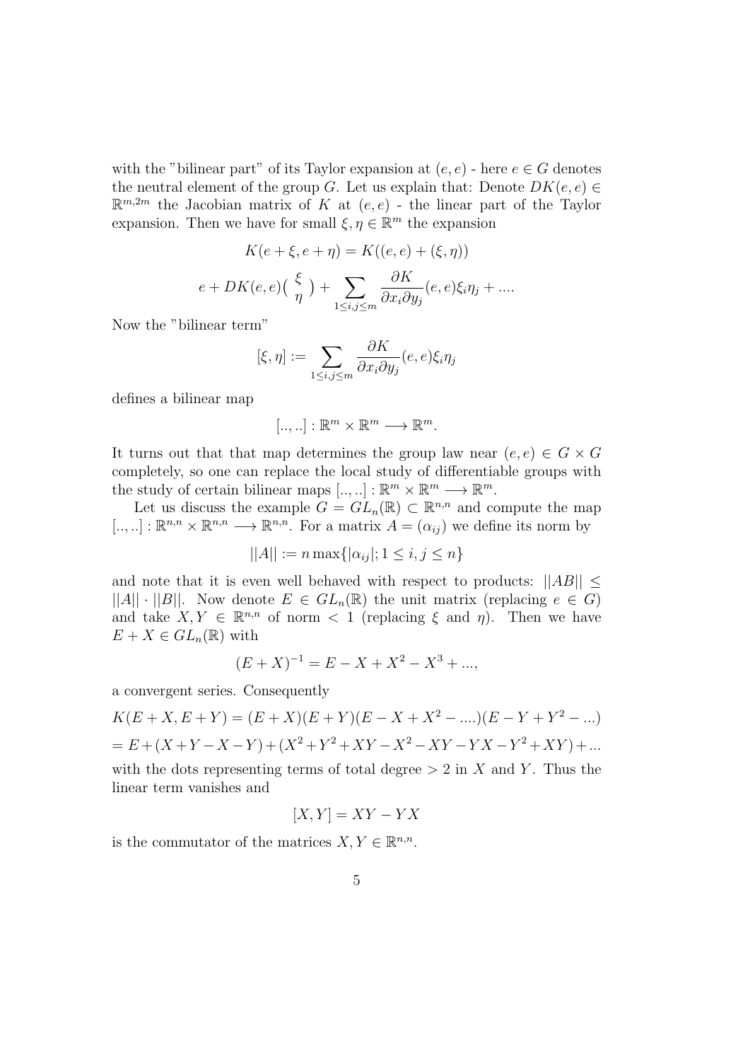with the "bilinear part" of its Taylor expansion at $(e, e)$ - here $e \in G$ denotes the neutral element of the group $G$. Let us explain that: Denote $DK(e, e) \in \mathbb{R}^{m,2m}$ the Jacobian matrix of $K$ at $(e, e)$ - the linear part of the Taylor expansion. Then we have for small $\xi, \eta \in \mathbb{R}^m$ the expansion

$$K(e + \xi, e + \eta) = K((e, e) + (\xi, \eta))$$

$$e + DK(e, e)\binom{\xi}{\eta} + \sum_{1 \leq i,j \leq m} \frac{\partial K}{\partial x_i \partial y_j}(e, e)\xi_i \eta_j + ....$$

Now the "bilinear term"

$$[\xi, \eta] := \sum_{1 \leq i,j \leq m} \frac{\partial K}{\partial x_i \partial y_j}(e, e)\xi_i \eta_j$$

defines a bilinear map

$$[.., ..] : \mathbb{R}^m \times \mathbb{R}^m \longrightarrow \mathbb{R}^m.$$

It turns out that that map determines the group law near $(e, e) \in G \times G$ completely, so one can replace the local study of differentiable groups with the study of certain bilinear maps $[.., ..] : \mathbb{R}^m \times \mathbb{R}^m \longrightarrow \mathbb{R}^m$.

Let us discuss the example $G = GL_n(\mathbb{R}) \subset \mathbb{R}^{n,n}$ and compute the map $[.., ..] : \mathbb{R}^{n,n} \times \mathbb{R}^{n,n} \longrightarrow \mathbb{R}^{n,n}$. For a matrix $A = (\alpha_{ij})$ we define its norm by

$$||A|| := n \max\{|\alpha_{ij}|; 1 \leq i, j \leq n\}$$

and note that it is even well behaved with respect to products: $||AB|| \leq ||A|| \cdot ||B||$. Now denote $E \in GL_n(\mathbb{R})$ the unit matrix (replacing $e \in G$) and take $X, Y \in \mathbb{R}^{n,n}$ of norm $< 1$ (replacing $\xi$ and $\eta$). Then we have $E + X \in GL_n(\mathbb{R})$ with

$$(E + X)^{-1} = E - X + X^2 - X^3 + ...,$$

a convergent series. Consequently

$$K(E + X, E + Y) = (E + X)(E + Y)(E - X + X^2 - ....)(E - Y + Y^2 - ...)$$

$$= E + (X + Y - X - Y) + (X^2 + Y^2 + XY - X^2 - XY - YX - Y^2 + XY) + ...$$

with the dots representing terms of total degree $> 2$ in $X$ and $Y$. Thus the linear term vanishes and

$$[X, Y] = XY - YX$$

is the commutator of the matrices $X, Y \in \mathbb{R}^{n,n}$.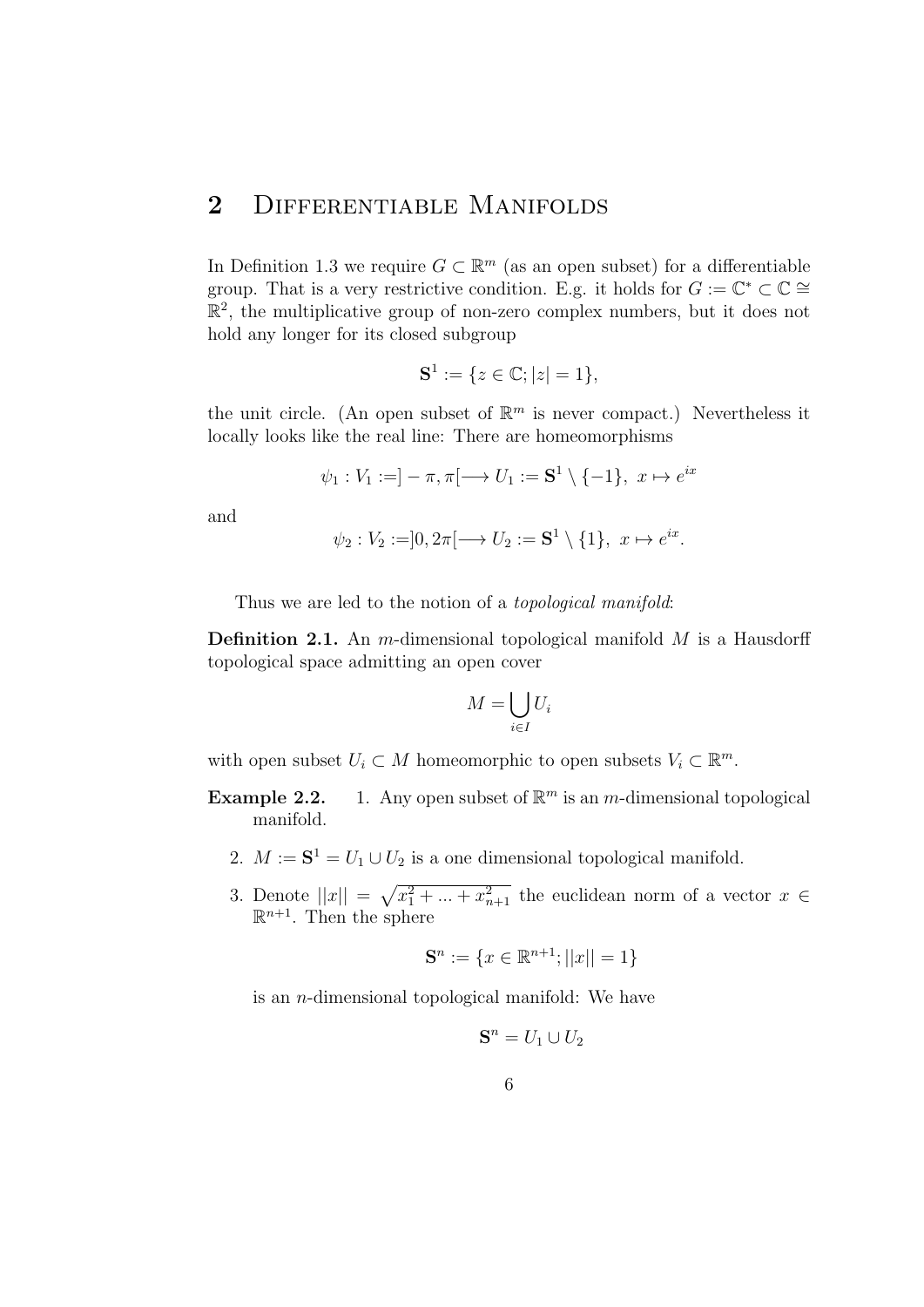## 2 Differentiable Manifolds

In Definition 1.3 we require $G \subset \mathbb{R}^m$ (as an open subset) for a differentiable group. That is a very restrictive condition. E.g. it holds for $G := \mathbb{C}^* \subset \mathbb{C} \cong \mathbb{R}^2$, the multiplicative group of non-zero complex numbers, but it does not hold any longer for its closed subgroup

$$\mathbf{S}^1 := \{z \in \mathbb{C}; |z| = 1\},$$

the unit circle. (An open subset of $\mathbb{R}^m$ is never compact.) Nevertheless it locally looks like the real line: There are homeomorphisms

$$\psi_1 : V_1 := ]-\pi, \pi[ \longrightarrow U_1 := \mathbf{S}^1 \setminus \{-1\},\ x \mapsto e^{ix}$$

and

$$\psi_2 : V_2 := ]0, 2\pi[ \longrightarrow U_2 := \mathbf{S}^1 \setminus \{1\},\ x \mapsto e^{ix}.$$

Thus we are led to the notion of a *topological manifold*:

**Definition 2.1.** An $m$-dimensional topological manifold $M$ is a Hausdorff topological space admitting an open cover

$$M = \bigcup_{i \in I} U_i$$

with open subset $U_i \subset M$ homeomorphic to open subsets $V_i \subset \mathbb{R}^m$.

**Example 2.2.**

1. Any open subset of $\mathbb{R}^m$ is an $m$-dimensional topological manifold.
2. $M := \mathbf{S}^1 = U_1 \cup U_2$ is a one dimensional topological manifold.
3. Denote $||x|| = \sqrt{x_1^2 + ... + x_{n+1}^2}$ the euclidean norm of a vector $x \in \mathbb{R}^{n+1}$. Then the sphere

   $$\mathbf{S}^n := \{x \in \mathbb{R}^{n+1}; ||x|| = 1\}$$

   is an $n$-dimensional topological manifold: We have

   $$\mathbf{S}^n = U_1 \cup U_2$$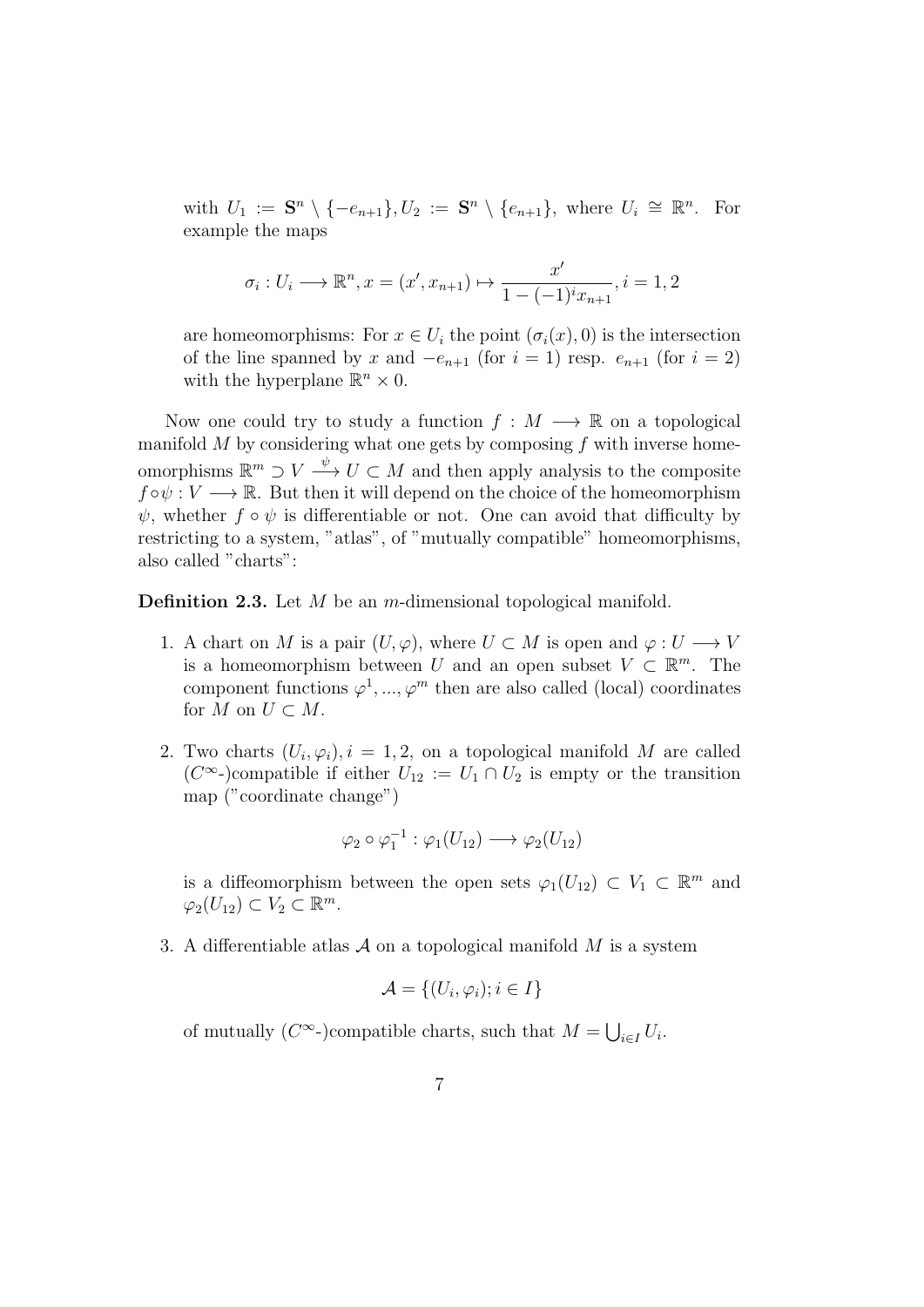with $U_1 := \mathbf{S}^n \setminus \{-e_{n+1}\}, U_2 := \mathbf{S}^n \setminus \{e_{n+1}\}$, where $U_i \cong \mathbb{R}^n$. For example the maps

$$\sigma_i : U_i \longrightarrow \mathbb{R}^n, x = (x', x_{n+1}) \mapsto \frac{x'}{1 - (-1)^i x_{n+1}}, i = 1, 2$$

are homeomorphisms: For $x \in U_i$ the point $(\sigma_i(x), 0)$ is the intersection of the line spanned by $x$ and $-e_{n+1}$ (for $i = 1$) resp. $e_{n+1}$ (for $i = 2$) with the hyperplane $\mathbb{R}^n \times 0$.

Now one could try to study a function $f : M \longrightarrow \mathbb{R}$ on a topological manifold $M$ by considering what one gets by composing $f$ with inverse homeomorphisms $\mathbb{R}^m \supset V \xrightarrow{\psi} U \subset M$ and then apply analysis to the composite $f \circ \psi : V \longrightarrow \mathbb{R}$. But then it will depend on the choice of the homeomorphism $\psi$, whether $f \circ \psi$ is differentiable or not. One can avoid that difficulty by restricting to a system, "atlas", of "mutually compatible" homeomorphisms, also called "charts":

**Definition 2.3.** Let $M$ be an $m$-dimensional topological manifold.

1. A chart on $M$ is a pair $(U, \varphi)$, where $U \subset M$ is open and $\varphi : U \longrightarrow V$ is a homeomorphism between $U$ and an open subset $V \subset \mathbb{R}^m$. The component functions $\varphi^1, ..., \varphi^m$ then are also called (local) coordinates for $M$ on $U \subset M$.

2. Two charts $(U_i, \varphi_i), i = 1, 2$, on a topological manifold $M$ are called ($C^\infty$-)compatible if either $U_{12} := U_1 \cap U_2$ is empty or the transition map ("coordinate change")

$$\varphi_2 \circ \varphi_1^{-1} : \varphi_1(U_{12}) \longrightarrow \varphi_2(U_{12})$$

is a diffeomorphism between the open sets $\varphi_1(U_{12}) \subset V_1 \subset \mathbb{R}^m$ and $\varphi_2(U_{12}) \subset V_2 \subset \mathbb{R}^m$.

3. A differentiable atlas $\mathcal{A}$ on a topological manifold $M$ is a system

$$\mathcal{A} = \{(U_i, \varphi_i); i \in I\}$$

of mutually ($C^\infty$-)compatible charts, such that $M = \bigcup_{i \in I} U_i$.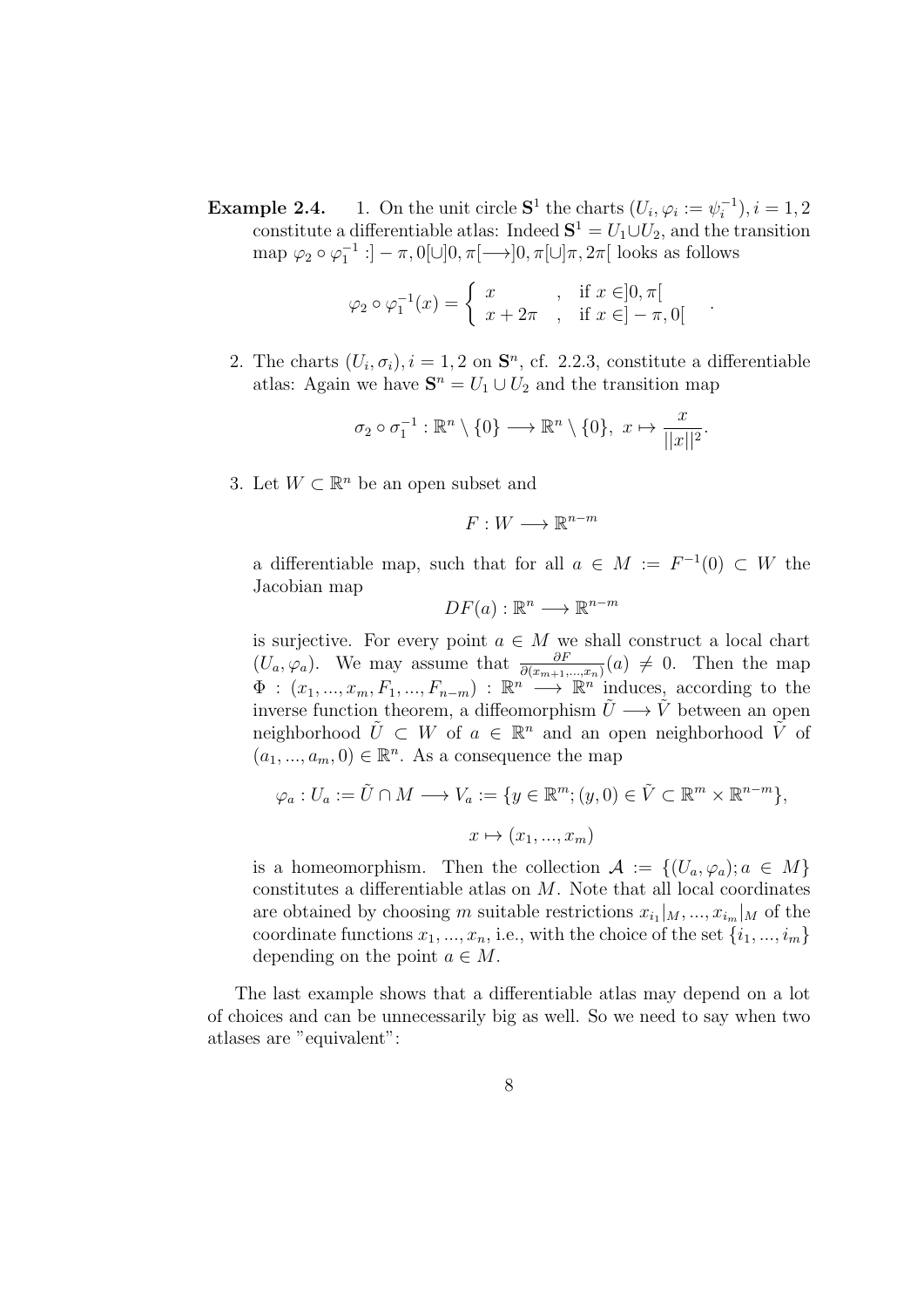**Example 2.4.** 1. On the unit circle $\mathbf{S}^1$ the charts $(U_i, \varphi_i := \psi_i^{-1}), i = 1, 2$ constitute a differentiable atlas: Indeed $\mathbf{S}^1 = U_1 \cup U_2$, and the transition map $\varphi_2 \circ \varphi_1^{-1} : ]-\pi, 0[\cup]0, \pi[\longrightarrow ]0, \pi[\cup]\pi, 2\pi[$ looks as follows

$$\varphi_2 \circ \varphi_1^{-1}(x) = \begin{cases} x & , \text{ if } x \in ]0, \pi[ \\ x + 2\pi & , \text{ if } x \in ]-\pi, 0[ \end{cases} .$$

2. The charts $(U_i, \sigma_i), i = 1, 2$ on $\mathbf{S}^n$, cf. 2.2.3, constitute a differentiable atlas: Again we have $\mathbf{S}^n = U_1 \cup U_2$ and the transition map

$$\sigma_2 \circ \sigma_1^{-1} : \mathbb{R}^n \setminus \{0\} \longrightarrow \mathbb{R}^n \setminus \{0\}, \ x \mapsto \frac{x}{||x||^2}.$$

3. Let $W \subset \mathbb{R}^n$ be an open subset and

$$F : W \longrightarrow \mathbb{R}^{n-m}$$

a differentiable map, such that for all $a \in M := F^{-1}(0) \subset W$ the Jacobian map

$$DF(a) : \mathbb{R}^n \longrightarrow \mathbb{R}^{n-m}$$

is surjective. For every point $a \in M$ we shall construct a local chart $(U_a, \varphi_a)$. We may assume that $\frac{\partial F}{\partial(x_{m+1},...,x_n)}(a) \neq 0$. Then the map $\Phi : (x_1, ..., x_m, F_1, ..., F_{n-m}) : \mathbb{R}^n \longrightarrow \mathbb{R}^n$ induces, according to the inverse function theorem, a diffeomorphism $\tilde{U} \longrightarrow \tilde{V}$ between an open neighborhood $\tilde{U} \subset W$ of $a \in \mathbb{R}^n$ and an open neighborhood $\tilde{V}$ of $(a_1, ..., a_m, 0) \in \mathbb{R}^n$. As a consequence the map

$$\varphi_a : U_a := \tilde{U} \cap M \longrightarrow V_a := \{y \in \mathbb{R}^m; (y, 0) \in \tilde{V} \subset \mathbb{R}^m \times \mathbb{R}^{n-m}\},$$

$$x \mapsto (x_1, ..., x_m)$$

is a homeomorphism. Then the collection $\mathcal{A} := \{(U_a, \varphi_a); a \in M\}$ constitutes a differentiable atlas on $M$. Note that all local coordinates are obtained by choosing $m$ suitable restrictions $x_{i_1}|_M, ..., x_{i_m}|_M$ of the coordinate functions $x_1, ..., x_n$, i.e., with the choice of the set $\{i_1, ..., i_m\}$ depending on the point $a \in M$.

The last example shows that a differentiable atlas may depend on a lot of choices and can be unnecessarily big as well. So we need to say when two atlases are "equivalent":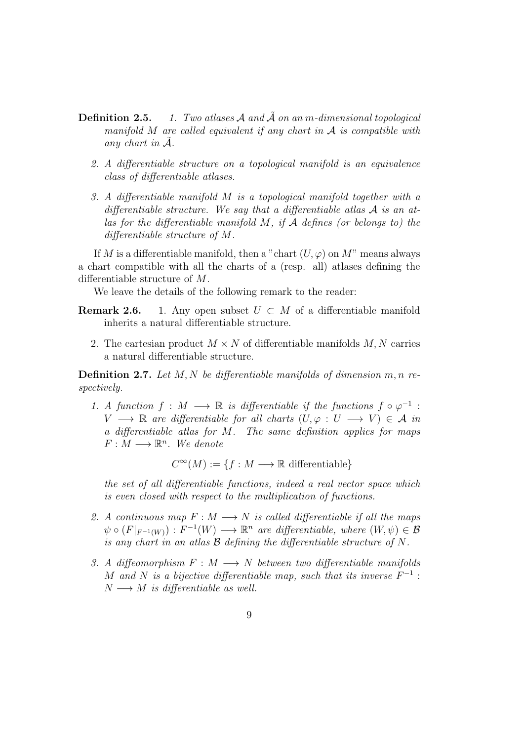**Definition 2.5.** *1. Two atlases $\mathcal{A}$ and $\tilde{\mathcal{A}}$ on an $m$-dimensional topological manifold $M$ are called equivalent if any chart in $\mathcal{A}$ is compatible with any chart in $\tilde{\mathcal{A}}$.*

*2. A differentiable structure on a topological manifold is an equivalence class of differentiable atlases.*

*3. A differentiable manifold $M$ is a topological manifold together with a differentiable structure. We say that a differentiable atlas $\mathcal{A}$ is an atlas for the differentiable manifold $M$, if $\mathcal{A}$ defines (or belongs to) the differentiable structure of $M$.*

If $M$ is a differentiable manifold, then a "chart $(U, \varphi)$ on $M$" means always a chart compatible with all the charts of a (resp. all) atlases defining the differentiable structure of $M$.

We leave the details of the following remark to the reader:

**Remark 2.6.** 1. Any open subset $U \subset M$ of a differentiable manifold inherits a natural differentiable structure.

2. The cartesian product $M \times N$ of differentiable manifolds $M, N$ carries a natural differentiable structure.

**Definition 2.7.** *Let $M, N$ be differentiable manifolds of dimension $m, n$ respectively.*

*1. A function $f : M \longrightarrow \mathbb{R}$ is differentiable if the functions $f \circ \varphi^{-1} : V \longrightarrow \mathbb{R}$ are differentiable for all charts $(U, \varphi : U \longrightarrow V) \in \mathcal{A}$ in a differentiable atlas for $M$. The same definition applies for maps $F : M \longrightarrow \mathbb{R}^n$. We denote*

$$C^\infty(M) := \{f : M \longrightarrow \mathbb{R} \text{ differentiable}\}$$

*the set of all differentiable functions, indeed a real vector space which is even closed with respect to the multiplication of functions.*

*2. A continuous map $F : M \longrightarrow N$ is called differentiable if all the maps $\psi \circ (F|_{F^{-1}(W)}) : F^{-1}(W) \longrightarrow \mathbb{R}^n$ are differentiable, where $(W, \psi) \in \mathcal{B}$ is any chart in an atlas $\mathcal{B}$ defining the differentiable structure of $N$.*

*3. A diffeomorphism $F : M \longrightarrow N$ between two differentiable manifolds $M$ and $N$ is a bijective differentiable map, such that its inverse $F^{-1} : N \longrightarrow M$ is differentiable as well.*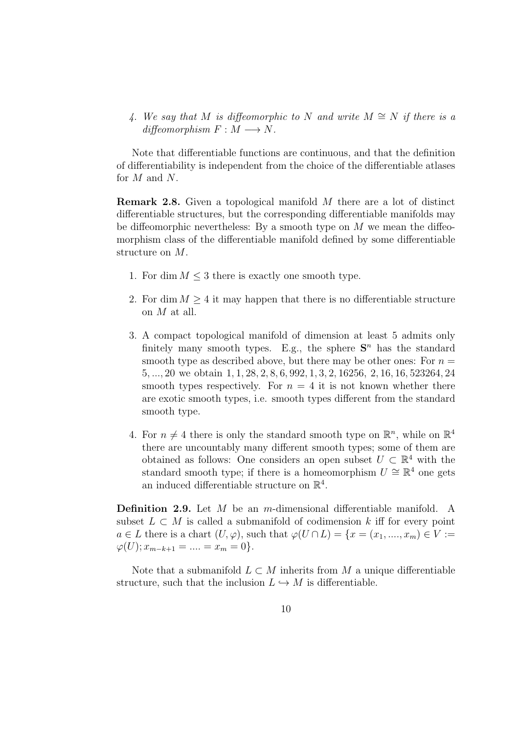4. *We say that $M$ is diffeomorphic to $N$ and write $M \cong N$ if there is a diffeomorphism $F : M \longrightarrow N$.*

Note that differentiable functions are continuous, and that the definition of differentiability is independent from the choice of the differentiable atlases for $M$ and $N$.

**Remark 2.8.** Given a topological manifold $M$ there are a lot of distinct differentiable structures, but the corresponding differentiable manifolds may be diffeomorphic nevertheless: By a smooth type on $M$ we mean the diffeomorphism class of the differentiable manifold defined by some differentiable structure on $M$.

1. For $\dim M \leq 3$ there is exactly one smooth type.

2. For $\dim M \geq 4$ it may happen that there is no differentiable structure on $M$ at all.

3. A compact topological manifold of dimension at least 5 admits only finitely many smooth types. E.g., the sphere $\mathbf{S}^n$ has the standard smooth type as described above, but there may be other ones: For $n = 5, ..., 20$ we obtain $1, 1, 28, 2, 8, 6, 992, 1, 3, 2, 16256,\ 2, 16, 16, 523264, 24$ smooth types respectively. For $n = 4$ it is not known whether there are exotic smooth types, i.e. smooth types different from the standard smooth type.

4. For $n \neq 4$ there is only the standard smooth type on $\mathbb{R}^n$, while on $\mathbb{R}^4$ there are uncountably many different smooth types; some of them are obtained as follows: One considers an open subset $U \subset \mathbb{R}^4$ with the standard smooth type; if there is a homeomorphism $U \cong \mathbb{R}^4$ one gets an induced differentiable structure on $\mathbb{R}^4$.

**Definition 2.9.** Let $M$ be an $m$-dimensional differentiable manifold. A subset $L \subset M$ is called a submanifold of codimension $k$ iff for every point $a \in L$ there is a chart $(U, \varphi)$, such that $\varphi(U \cap L) = \{x = (x_1, ...., x_m) \in V := \varphi(U); x_{m-k+1} = .... = x_m = 0\}$.

Note that a submanifold $L \subset M$ inherits from $M$ a unique differentiable structure, such that the inclusion $L \hookrightarrow M$ is differentiable.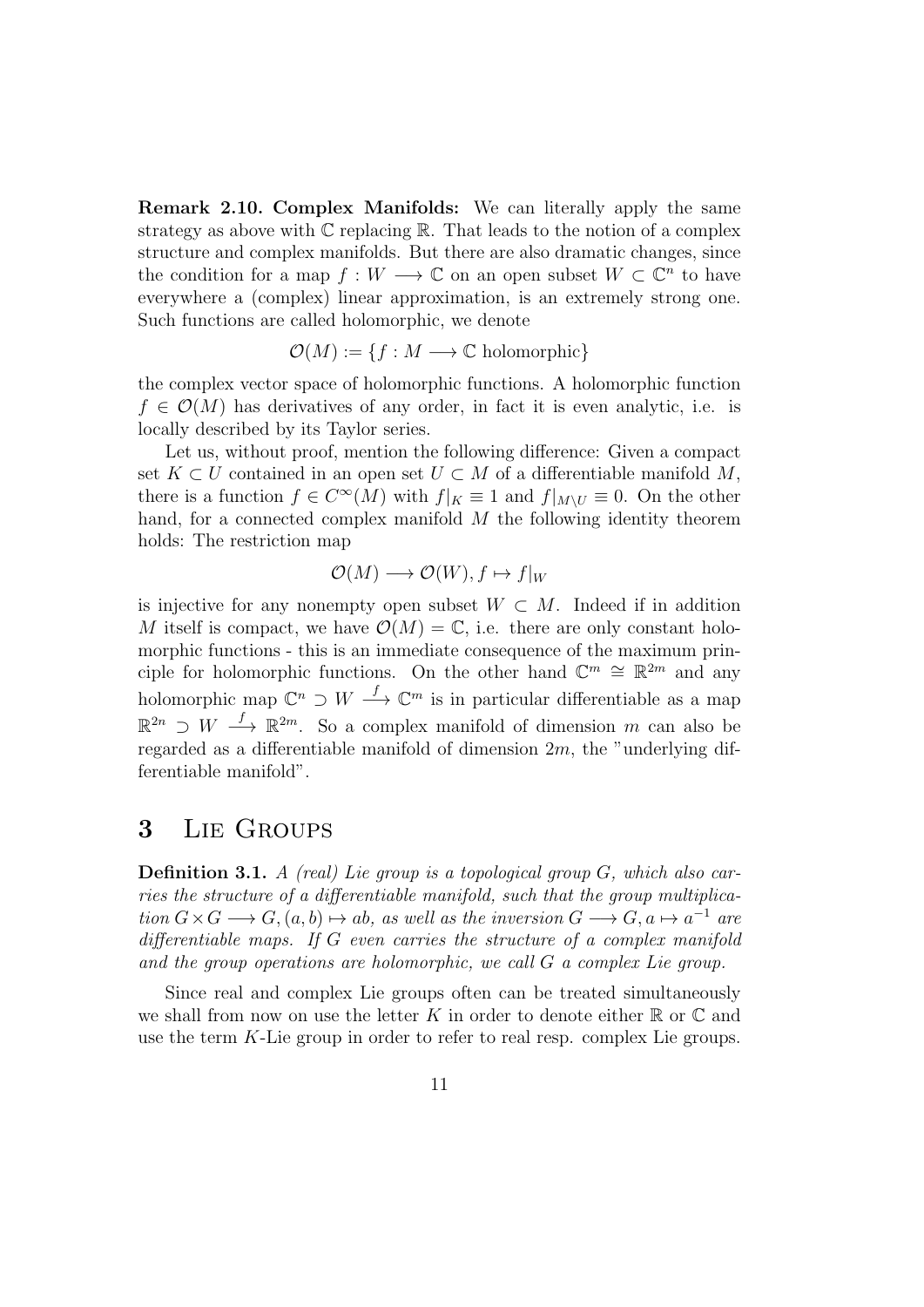**Remark 2.10. Complex Manifolds:** We can literally apply the same strategy as above with $\mathbb{C}$ replacing $\mathbb{R}$. That leads to the notion of a complex structure and complex manifolds. But there are also dramatic changes, since the condition for a map $f : W \longrightarrow \mathbb{C}$ on an open subset $W \subset \mathbb{C}^n$ to have everywhere a (complex) linear approximation, is an extremely strong one. Such functions are called holomorphic, we denote

$$\mathcal{O}(M) := \{f : M \longrightarrow \mathbb{C} \text{ holomorphic}\}$$

the complex vector space of holomorphic functions. A holomorphic function $f \in \mathcal{O}(M)$ has derivatives of any order, in fact it is even analytic, i.e. is locally described by its Taylor series.

Let us, without proof, mention the following difference: Given a compact set $K \subset U$ contained in an open set $U \subset M$ of a differentiable manifold $M$, there is a function $f \in C^\infty(M)$ with $f|_K \equiv 1$ and $f|_{M \setminus U} \equiv 0$. On the other hand, for a connected complex manifold $M$ the following identity theorem holds: The restriction map

$$\mathcal{O}(M) \longrightarrow \mathcal{O}(W), f \mapsto f|_W$$

is injective for any nonempty open subset $W \subset M$. Indeed if in addition $M$ itself is compact, we have $\mathcal{O}(M) = \mathbb{C}$, i.e. there are only constant holomorphic functions - this is an immediate consequence of the maximum principle for holomorphic functions. On the other hand $\mathbb{C}^m \cong \mathbb{R}^{2m}$ and any holomorphic map $\mathbb{C}^n \supset W \xrightarrow{f} \mathbb{C}^m$ is in particular differentiable as a map $\mathbb{R}^{2n} \supset W \xrightarrow{f} \mathbb{R}^{2m}$. So a complex manifold of dimension $m$ can also be regarded as a differentiable manifold of dimension $2m$, the "underlying differentiable manifold".

# 3 Lie Groups

**Definition 3.1.** *A (real) Lie group is a topological group $G$, which also carries the structure of a differentiable manifold, such that the group multiplication $G \times G \longrightarrow G, (a, b) \mapsto ab$, as well as the inversion $G \longrightarrow G, a \mapsto a^{-1}$ are differentiable maps. If $G$ even carries the structure of a complex manifold and the group operations are holomorphic, we call $G$ a complex Lie group.*

Since real and complex Lie groups often can be treated simultaneously we shall from now on use the letter $K$ in order to denote either $\mathbb{R}$ or $\mathbb{C}$ and use the term $K$-Lie group in order to refer to real resp. complex Lie groups.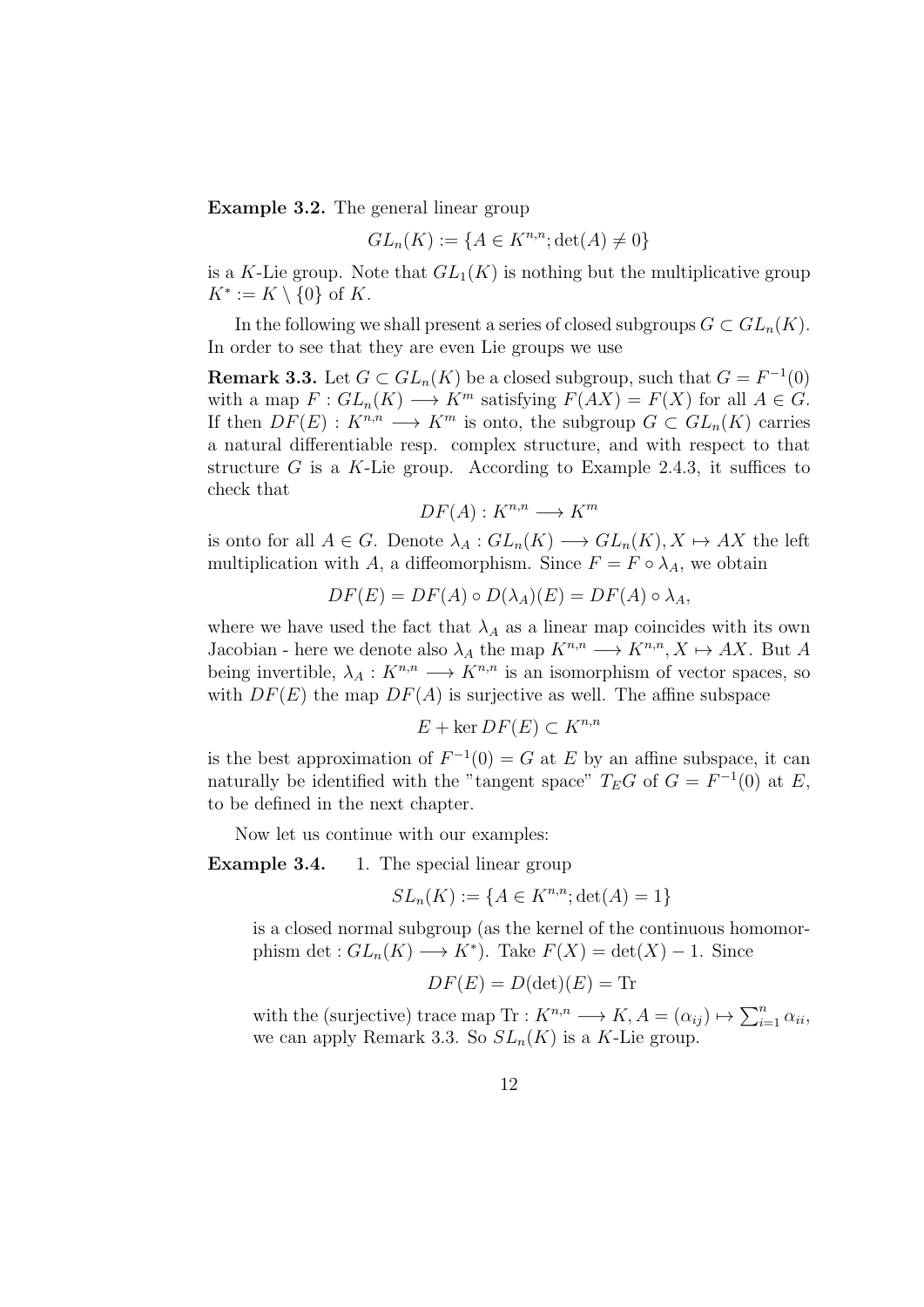**Example 3.2.** The general linear group

$$GL_n(K) := \{A \in K^{n,n}; \det(A) \neq 0\}$$

is a $K$-Lie group. Note that $GL_1(K)$ is nothing but the multiplicative group $K^* := K \setminus \{0\}$ of $K$.

In the following we shall present a series of closed subgroups $G \subset GL_n(K)$. In order to see that they are even Lie groups we use

**Remark 3.3.** Let $G \subset GL_n(K)$ be a closed subgroup, such that $G = F^{-1}(0)$ with a map $F : GL_n(K) \longrightarrow K^m$ satisfying $F(AX) = F(X)$ for all $A \in G$. If then $DF(E) : K^{n,n} \longrightarrow K^m$ is onto, the subgroup $G \subset GL_n(K)$ carries a natural differentiable resp. complex structure, and with respect to that structure $G$ is a $K$-Lie group. According to Example 2.4.3, it suffices to check that

$$DF(A) : K^{n,n} \longrightarrow K^m$$

is onto for all $A \in G$. Denote $\lambda_A : GL_n(K) \longrightarrow GL_n(K), X \mapsto AX$ the left multiplication with $A$, a diffeomorphism. Since $F = F \circ \lambda_A$, we obtain

$$DF(E) = DF(A) \circ D(\lambda_A)(E) = DF(A) \circ \lambda_A,$$

where we have used the fact that $\lambda_A$ as a linear map coincides with its own Jacobian - here we denote also $\lambda_A$ the map $K^{n,n} \longrightarrow K^{n,n}, X \mapsto AX$. But $A$ being invertible, $\lambda_A : K^{n,n} \longrightarrow K^{n,n}$ is an isomorphism of vector spaces, so with $DF(E)$ the map $DF(A)$ is surjective as well. The affine subspace

$$E + \ker DF(E) \subset K^{n,n}$$

is the best approximation of $F^{-1}(0) = G$ at $E$ by an affine subspace, it can naturally be identified with the "tangent space" $T_E G$ of $G = F^{-1}(0)$ at $E$, to be defined in the next chapter.

Now let us continue with our examples:

**Example 3.4.** 1. The special linear group

$$SL_n(K) := \{A \in K^{n,n}; \det(A) = 1\}$$

is a closed normal subgroup (as the kernel of the continuous homomorphism $\det : GL_n(K) \longrightarrow K^*$). Take $F(X) = \det(X) - 1$. Since

$$DF(E) = D(\det)(E) = \mathrm{Tr}$$

with the (surjective) trace map $\mathrm{Tr} : K^{n,n} \longrightarrow K, A = (\alpha_{ij}) \mapsto \sum_{i=1}^{n} \alpha_{ii}$, we can apply Remark 3.3. So $SL_n(K)$ is a $K$-Lie group.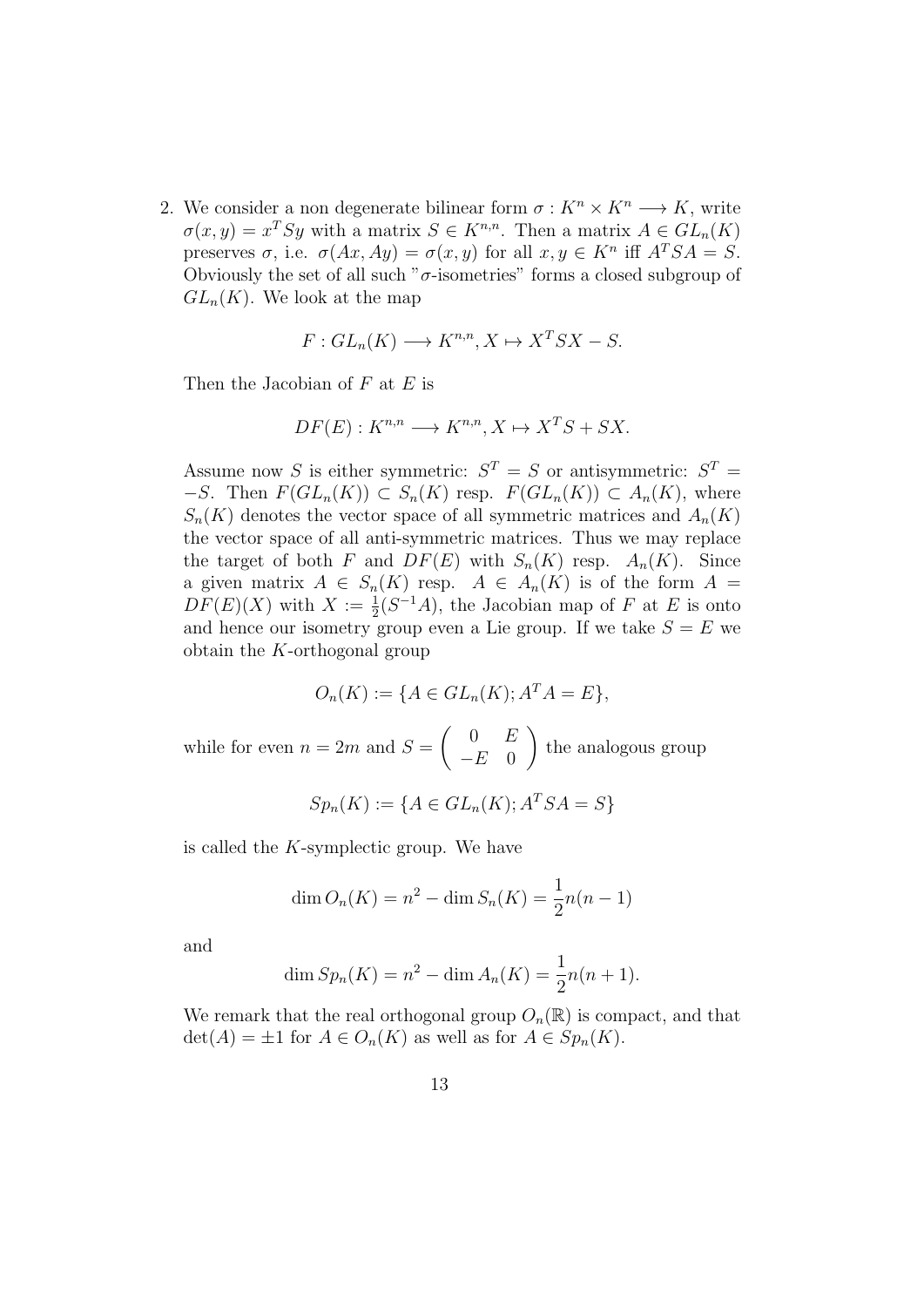2. We consider a non degenerate bilinear form $\sigma : K^n \times K^n \longrightarrow K$, write $\sigma(x, y) = x^T S y$ with a matrix $S \in K^{n,n}$. Then a matrix $A \in GL_n(K)$ preserves $\sigma$, i.e. $\sigma(Ax, Ay) = \sigma(x, y)$ for all $x, y \in K^n$ iff $A^T S A = S$. Obviously the set of all such "$\sigma$-isometries" forms a closed subgroup of $GL_n(K)$. We look at the map

$$F : GL_n(K) \longrightarrow K^{n,n}, X \mapsto X^T S X - S.$$

Then the Jacobian of $F$ at $E$ is

$$DF(E) : K^{n,n} \longrightarrow K^{n,n}, X \mapsto X^T S + S X.$$

Assume now $S$ is either symmetric: $S^T = S$ or antisymmetric: $S^T = -S$. Then $F(GL_n(K)) \subset S_n(K)$ resp. $F(GL_n(K)) \subset A_n(K)$, where $S_n(K)$ denotes the vector space of all symmetric matrices and $A_n(K)$ the vector space of all anti-symmetric matrices. Thus we may replace the target of both $F$ and $DF(E)$ with $S_n(K)$ resp. $A_n(K)$. Since a given matrix $A \in S_n(K)$ resp. $A \in A_n(K)$ is of the form $A = DF(E)(X)$ with $X := \frac{1}{2}(S^{-1}A)$, the Jacobian map of $F$ at $E$ is onto and hence our isometry group even a Lie group. If we take $S = E$ we obtain the $K$-orthogonal group

$$O_n(K) := \{A \in GL_n(K); A^T A = E\},$$

while for even $n = 2m$ and $S = \begin{pmatrix} 0 & E \\ -E & 0 \end{pmatrix}$ the analogous group

$$Sp_n(K) := \{A \in GL_n(K); A^T S A = S\}$$

is called the $K$-symplectic group. We have

$$\dim O_n(K) = n^2 - \dim S_n(K) = \frac{1}{2}n(n-1)$$

and

$$\dim Sp_n(K) = n^2 - \dim A_n(K) = \frac{1}{2}n(n+1).$$

We remark that the real orthogonal group $O_n(\mathbb{R})$ is compact, and that $\det(A) = \pm 1$ for $A \in O_n(K)$ as well as for $A \in Sp_n(K)$.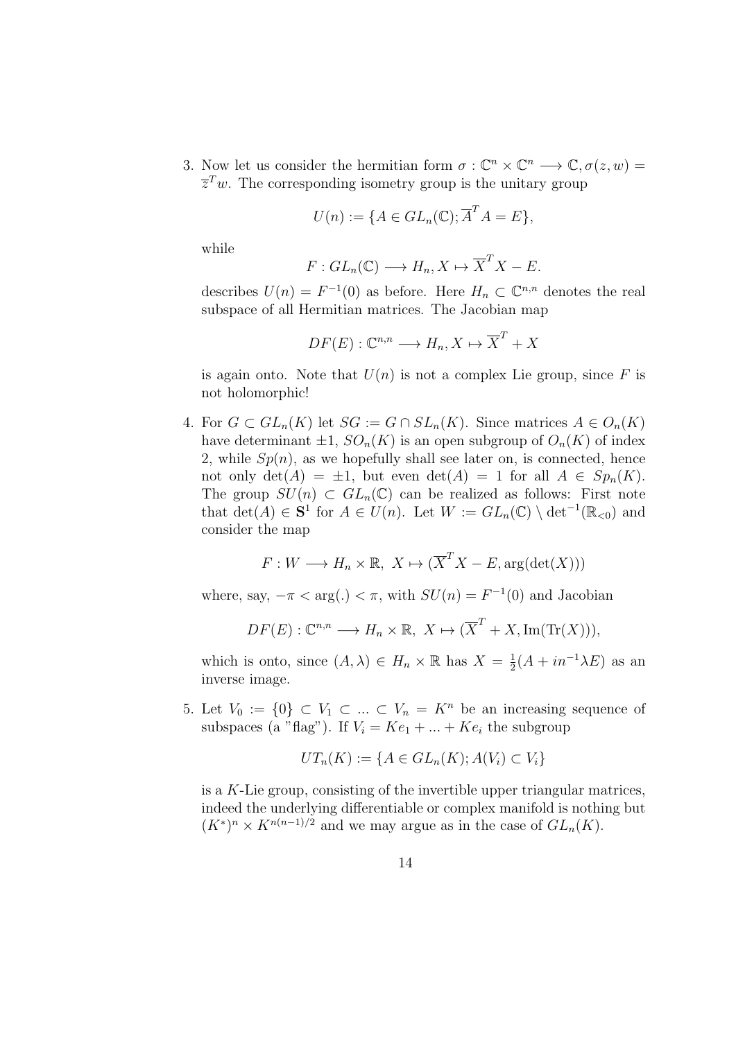3. Now let us consider the hermitian form $\sigma : \mathbb{C}^n \times \mathbb{C}^n \longrightarrow \mathbb{C}, \sigma(z,w) = \overline{z}^T w$. The corresponding isometry group is the unitary group

$$U(n) := \{A \in GL_n(\mathbb{C}); \overline{A}^T A = E\},$$

while

$$F : GL_n(\mathbb{C}) \longrightarrow H_n, X \mapsto \overline{X}^T X - E.$$

describes $U(n) = F^{-1}(0)$ as before. Here $H_n \subset \mathbb{C}^{n,n}$ denotes the real subspace of all Hermitian matrices. The Jacobian map

$$DF(E) : \mathbb{C}^{n,n} \longrightarrow H_n, X \mapsto \overline{X}^T + X$$

is again onto. Note that $U(n)$ is not a complex Lie group, since $F$ is not holomorphic!

4. For $G \subset GL_n(K)$ let $SG := G \cap SL_n(K)$. Since matrices $A \in O_n(K)$ have determinant $\pm 1$, $SO_n(K)$ is an open subgroup of $O_n(K)$ of index 2, while $Sp(n)$, as we hopefully shall see later on, is connected, hence not only $\det(A) = \pm 1$, but even $\det(A) = 1$ for all $A \in Sp_n(K)$. The group $SU(n) \subset GL_n(\mathbb{C})$ can be realized as follows: First note that $\det(A) \in \mathbf{S}^1$ for $A \in U(n)$. Let $W := GL_n(\mathbb{C}) \setminus \det^{-1}(\mathbb{R}_{<0})$ and consider the map

$$F : W \longrightarrow H_n \times \mathbb{R},\ X \mapsto (\overline{X}^T X - E, \arg(\det(X)))$$

where, say, $-\pi < \arg(.) < \pi$, with $SU(n) = F^{-1}(0)$ and Jacobian

$$DF(E) : \mathbb{C}^{n,n} \longrightarrow H_n \times \mathbb{R},\ X \mapsto (\overline{X}^T + X, \mathrm{Im}(\mathrm{Tr}(X))),$$

which is onto, since $(A, \lambda) \in H_n \times \mathbb{R}$ has $X = \frac{1}{2}(A + in^{-1}\lambda E)$ as an inverse image.

5. Let $V_0 := \{0\} \subset V_1 \subset ... \subset V_n = K^n$ be an increasing sequence of subspaces (a "flag"). If $V_i = Ke_1 + ... + Ke_i$ the subgroup

$$UT_n(K) := \{A \in GL_n(K); A(V_i) \subset V_i\}$$

is a $K$-Lie group, consisting of the invertible upper triangular matrices, indeed the underlying differentiable or complex manifold is nothing but $(K^*)^n \times K^{n(n-1)/2}$ and we may argue as in the case of $GL_n(K)$.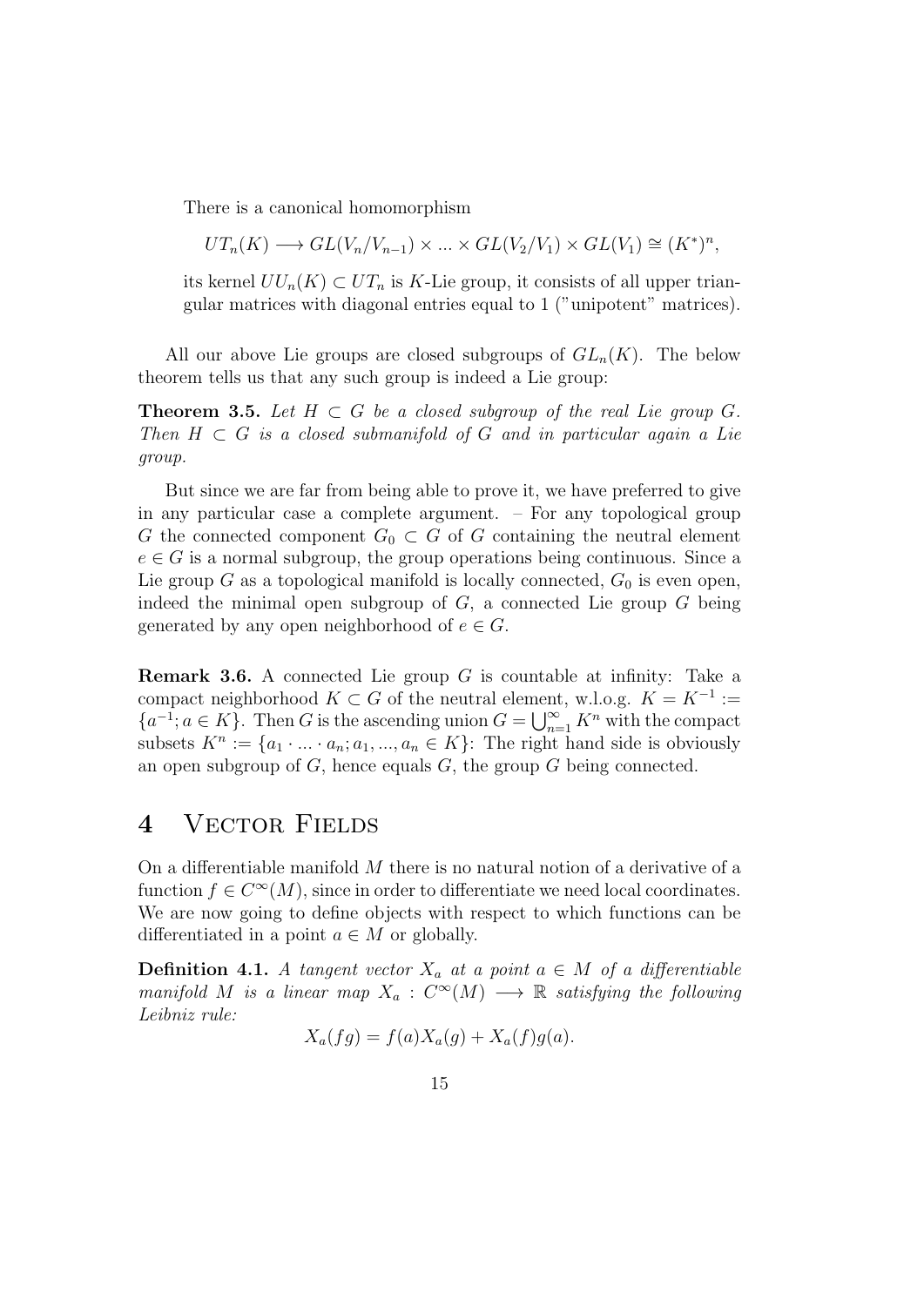There is a canonical homomorphism

$$UT_n(K) \longrightarrow GL(V_n/V_{n-1}) \times ... \times GL(V_2/V_1) \times GL(V_1) \cong (K^*)^n,$$

its kernel $UU_n(K) \subset UT_n$ is $K$-Lie group, it consists of all upper triangular matrices with diagonal entries equal to 1 ("unipotent" matrices).

All our above Lie groups are closed subgroups of $GL_n(K)$. The below theorem tells us that any such group is indeed a Lie group:

**Theorem 3.5.** *Let $H \subset G$ be a closed subgroup of the real Lie group $G$. Then $H \subset G$ is a closed submanifold of $G$ and in particular again a Lie group.*

But since we are far from being able to prove it, we have preferred to give in any particular case a complete argument. – For any topological group $G$ the connected component $G_0 \subset G$ of $G$ containing the neutral element $e \in G$ is a normal subgroup, the group operations being continuous. Since a Lie group $G$ as a topological manifold is locally connected, $G_0$ is even open, indeed the minimal open subgroup of $G$, a connected Lie group $G$ being generated by any open neighborhood of $e \in G$.

**Remark 3.6.** A connected Lie group $G$ is countable at infinity: Take a compact neighborhood $K \subset G$ of the neutral element, w.l.o.g. $K = K^{-1} := \{a^{-1}; a \in K\}$. Then $G$ is the ascending union $G = \bigcup_{n=1}^{\infty} K^n$ with the compact subsets $K^n := \{a_1 \cdot ... \cdot a_n; a_1, ..., a_n \in K\}$: The right hand side is obviously an open subgroup of $G$, hence equals $G$, the group $G$ being connected.

# 4 Vector Fields

On a differentiable manifold $M$ there is no natural notion of a derivative of a function $f \in C^\infty(M)$, since in order to differentiate we need local coordinates. We are now going to define objects with respect to which functions can be differentiated in a point $a \in M$ or globally.

**Definition 4.1.** *A tangent vector $X_a$ at a point $a \in M$ of a differentiable manifold $M$ is a linear map $X_a : C^\infty(M) \longrightarrow \mathbb{R}$ satisfying the following Leibniz rule:*

$$X_a(fg) = f(a)X_a(g) + X_a(f)g(a).$$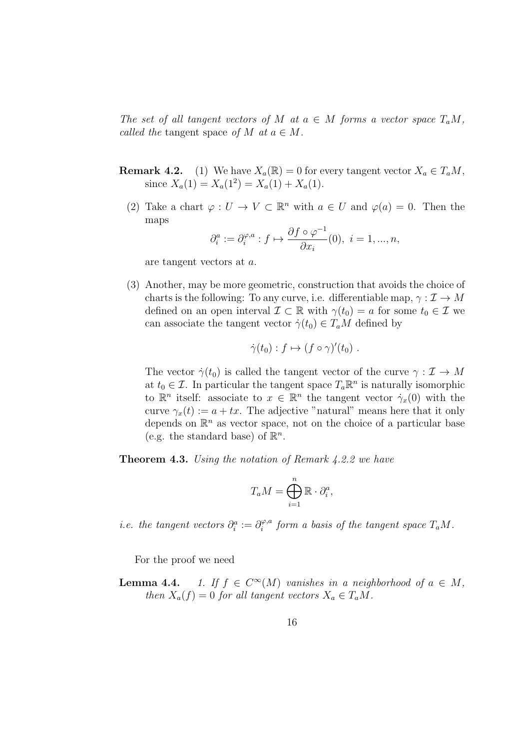*The set of all tangent vectors of $M$ at $a \in M$ forms a vector space $T_aM$, called the* tangent space *of $M$ at $a \in M$.*

**Remark 4.2.** (1) We have $X_a(\mathbb{R}) = 0$ for every tangent vector $X_a \in T_aM$, since $X_a(1) = X_a(1^2) = X_a(1) + X_a(1)$.

(2) Take a chart $\varphi : U \to V \subset \mathbb{R}^n$ with $a \in U$ and $\varphi(a) = 0$. Then the maps

$$\partial_i^a := \partial_i^{\varphi,a} : f \mapsto \frac{\partial f \circ \varphi^{-1}}{\partial x_i}(0),\ i = 1, ..., n,$$

are tangent vectors at $a$.

(3) Another, may be more geometric, construction that avoids the choice of charts is the following: To any curve, i.e. differentiable map, $\gamma : \mathcal{I} \to M$ defined on an open interval $\mathcal{I} \subset \mathbb{R}$ with $\gamma(t_0) = a$ for some $t_0 \in \mathcal{I}$ we can associate the tangent vector $\dot{\gamma}(t_0) \in T_aM$ defined by

$$\dot{\gamma}(t_0) : f \mapsto (f \circ \gamma)'(t_0)\ .$$

The vector $\dot{\gamma}(t_0)$ is called the tangent vector of the curve $\gamma : \mathcal{I} \to M$ at $t_0 \in \mathcal{I}$. In particular the tangent space $T_a\mathbb{R}^n$ is naturally isomorphic to $\mathbb{R}^n$ itself: associate to $x \in \mathbb{R}^n$ the tangent vector $\dot{\gamma}_x(0)$ with the curve $\gamma_x(t) := a + tx$. The adjective "natural" means here that it only depends on $\mathbb{R}^n$ as vector space, not on the choice of a particular base (e.g. the standard base) of $\mathbb{R}^n$.

**Theorem 4.3.** *Using the notation of Remark 4.2.2 we have*

$$T_aM = \bigoplus_{i=1}^{n} \mathbb{R} \cdot \partial_i^a,$$

*i.e. the tangent vectors $\partial_i^a := \partial_i^{\varphi,a}$ form a basis of the tangent space $T_aM$.*

For the proof we need

**Lemma 4.4.** *1. If $f \in C^\infty(M)$ vanishes in a neighborhood of $a \in M$, then $X_a(f) = 0$ for all tangent vectors $X_a \in T_aM$.*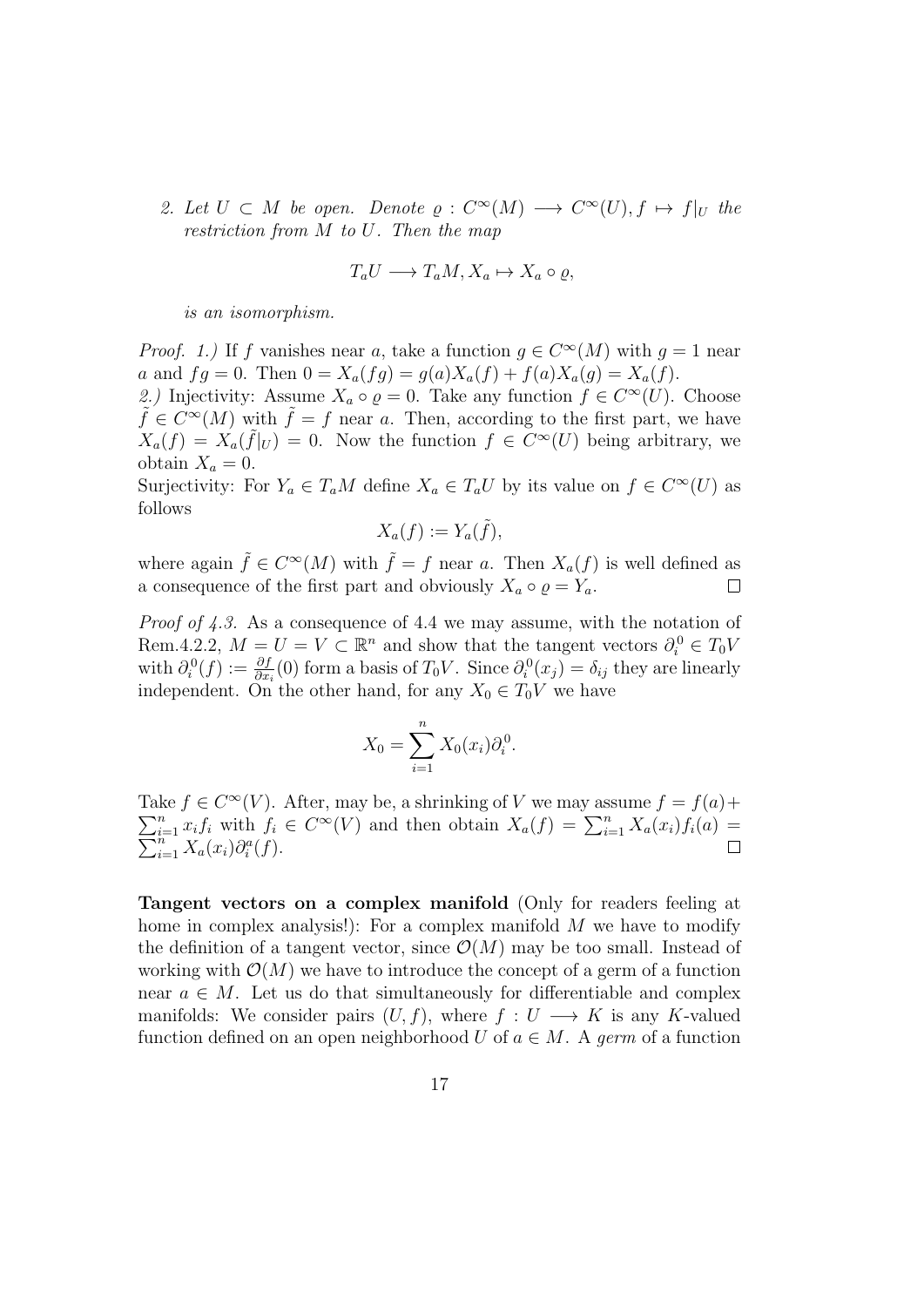*2. Let $U \subset M$ be open. Denote $\varrho : C^\infty(M) \longrightarrow C^\infty(U), f \mapsto f|_U$ the restriction from $M$ to $U$. Then the map*

$$T_aU \longrightarrow T_aM, X_a \mapsto X_a \circ \varrho,$$

*is an isomorphism.*

*Proof. 1.)* If $f$ vanishes near $a$, take a function $g \in C^\infty(M)$ with $g = 1$ near $a$ and $fg = 0$. Then $0 = X_a(fg) = g(a)X_a(f) + f(a)X_a(g) = X_a(f)$.

*2.)* Injectivity: Assume $X_a \circ \varrho = 0$. Take any function $f \in C^\infty(U)$. Choose $\tilde{f} \in C^\infty(M)$ with $\tilde{f} = f$ near $a$. Then, according to the first part, we have $X_a(f) = X_a(\tilde{f}|_U) = 0$. Now the function $f \in C^\infty(U)$ being arbitrary, we obtain $X_a = 0$.

Surjectivity: For $Y_a \in T_aM$ define $X_a \in T_aU$ by its value on $f \in C^\infty(U)$ as follows

$$X_a(f) := Y_a(\tilde{f}),$$

where again $\tilde{f} \in C^\infty(M)$ with $\tilde{f} = f$ near $a$. Then $X_a(f)$ is well defined as a consequence of the first part and obviously $X_a \circ \varrho = Y_a$. $\square$

*Proof of 4.3.* As a consequence of 4.4 we may assume, with the notation of Rem.4.2.2, $M = U = V \subset \mathbb{R}^n$ and show that the tangent vectors $\partial_i^0 \in T_0V$ with $\partial_i^0(f) := \frac{\partial f}{\partial x_i}(0)$ form a basis of $T_0V$. Since $\partial_i^0(x_j) = \delta_{ij}$ they are linearly independent. On the other hand, for any $X_0 \in T_0V$ we have

$$X_0 = \sum_{i=1}^n X_0(x_i)\partial_i^0.$$

Take $f \in C^\infty(V)$. After, may be, a shrinking of $V$ we may assume $f = f(a) + \sum_{i=1}^n x_i f_i$ with $f_i \in C^\infty(V)$ and then obtain $X_a(f) = \sum_{i=1}^n X_a(x_i)f_i(a) = \sum_{i=1}^n X_a(x_i)\partial_i^a(f)$. $\square$

**Tangent vectors on a complex manifold** (Only for readers feeling at home in complex analysis!): For a complex manifold $M$ we have to modify the definition of a tangent vector, since $\mathcal{O}(M)$ may be too small. Instead of working with $\mathcal{O}(M)$ we have to introduce the concept of a germ of a function near $a \in M$. Let us do that simultaneously for differentiable and complex manifolds: We consider pairs $(U, f)$, where $f : U \longrightarrow K$ is any $K$-valued function defined on an open neighborhood $U$ of $a \in M$. A *germ* of a function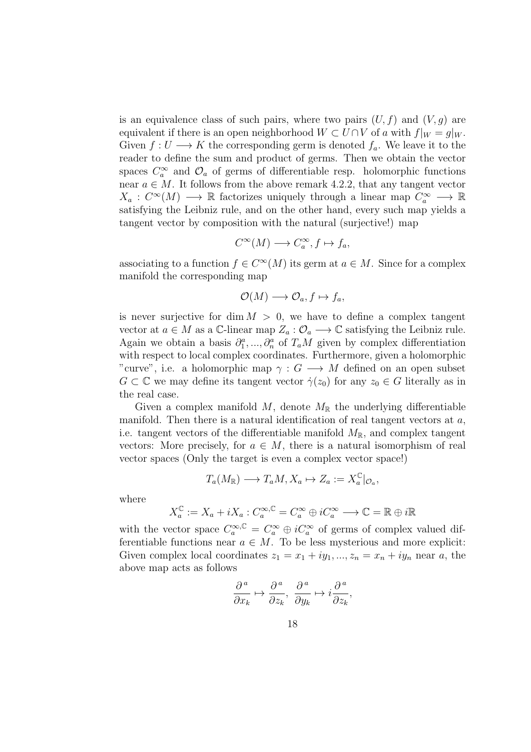is an equivalence class of such pairs, where two pairs $(U, f)$ and $(V, g)$ are equivalent if there is an open neighborhood $W \subset U \cap V$ of $a$ with $f|_W = g|_W$. Given $f : U \longrightarrow K$ the corresponding germ is denoted $f_a$. We leave it to the reader to define the sum and product of germs. Then we obtain the vector spaces $C_a^\infty$ and $\mathcal{O}_a$ of germs of differentiable resp. holomorphic functions near $a \in M$. It follows from the above remark 4.2.2, that any tangent vector $X_a : C^\infty(M) \longrightarrow \mathbb{R}$ factorizes uniquely through a linear map $C_a^\infty \longrightarrow \mathbb{R}$ satisfying the Leibniz rule, and on the other hand, every such map yields a tangent vector by composition with the natural (surjective!) map

$$C^\infty(M) \longrightarrow C_a^\infty, f \mapsto f_a,$$

associating to a function $f \in C^\infty(M)$ its germ at $a \in M$. Since for a complex manifold the corresponding map

$$\mathcal{O}(M) \longrightarrow \mathcal{O}_a, f \mapsto f_a,$$

is never surjective for $\dim M > 0$, we have to define a complex tangent vector at $a \in M$ as a $\mathbb{C}$-linear map $Z_a : \mathcal{O}_a \longrightarrow \mathbb{C}$ satisfying the Leibniz rule. Again we obtain a basis $\partial_1^a, ..., \partial_n^a$ of $T_aM$ given by complex differentiation with respect to local complex coordinates. Furthermore, given a holomorphic "curve", i.e. a holomorphic map $\gamma : G \longrightarrow M$ defined on an open subset $G \subset \mathbb{C}$ we may define its tangent vector $\dot{\gamma}(z_0)$ for any $z_0 \in G$ literally as in the real case.

Given a complex manifold $M$, denote $M_\mathbb{R}$ the underlying differentiable manifold. Then there is a natural identification of real tangent vectors at $a$, i.e. tangent vectors of the differentiable manifold $M_\mathbb{R}$, and complex tangent vectors: More precisely, for $a \in M$, there is a natural isomorphism of real vector spaces (Only the target is even a complex vector space!)

$$T_a(M_\mathbb{R}) \longrightarrow T_aM, X_a \mapsto Z_a := X_a^\mathbb{C}|_{\mathcal{O}_a},$$

where

$$X_a^\mathbb{C} := X_a + iX_a : C_a^{\infty,\mathbb{C}} = C_a^\infty \oplus iC_a^\infty \longrightarrow \mathbb{C} = \mathbb{R} \oplus i\mathbb{R}$$

with the vector space $C_a^{\infty,\mathbb{C}} = C_a^\infty \oplus iC_a^\infty$ of germs of complex valued differentiable functions near $a \in M$. To be less mysterious and more explicit: Given complex local coordinates $z_1 = x_1 + iy_1, ..., z_n = x_n + iy_n$ near $a$, the above map acts as follows

$$\frac{\partial^a}{\partial x_k} \mapsto \frac{\partial^a}{\partial z_k}, \ \frac{\partial^a}{\partial y_k} \mapsto i\frac{\partial^a}{\partial z_k},$$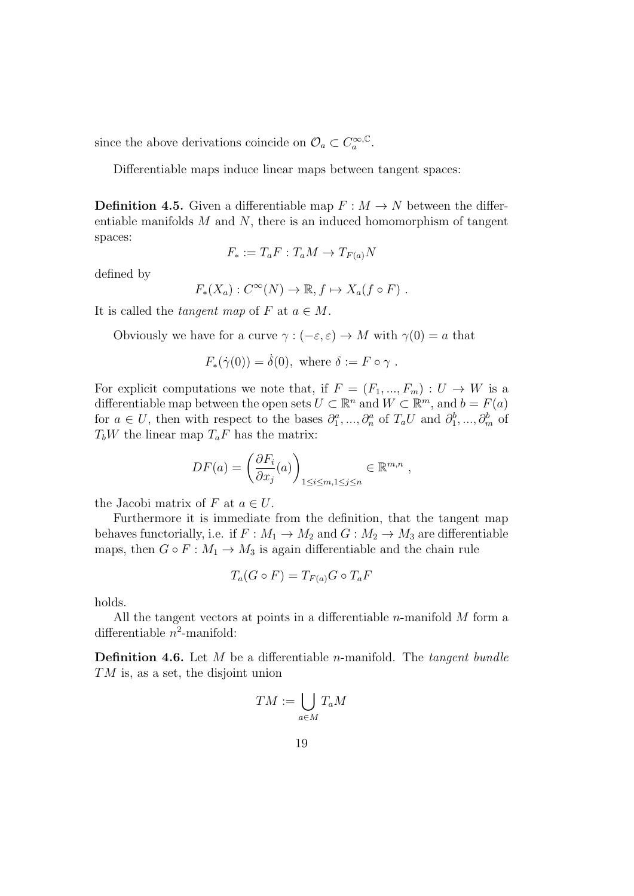since the above derivations coincide on $\mathcal{O}_a \subset C_a^{\infty,\mathbb{C}}$.

Differentiable maps induce linear maps between tangent spaces:

**Definition 4.5.** Given a differentiable map $F : M \to N$ between the differentiable manifolds $M$ and $N$, there is an induced homomorphism of tangent spaces:

$$F_* := T_a F : T_a M \to T_{F(a)} N$$

defined by

$$F_*(X_a) : C^\infty(N) \to \mathbb{R}, f \mapsto X_a(f \circ F) \ .$$

It is called the *tangent map* of $F$ at $a \in M$.

Obviously we have for a curve $\gamma : (-\varepsilon, \varepsilon) \to M$ with $\gamma(0) = a$ that

$$F_*(\dot{\gamma}(0)) = \dot{\delta}(0), \text{ where } \delta := F \circ \gamma \ .$$

For explicit computations we note that, if $F = (F_1, ..., F_m) : U \to W$ is a differentiable map between the open sets $U \subset \mathbb{R}^n$ and $W \subset \mathbb{R}^m$, and $b = F(a)$ for $a \in U$, then with respect to the bases $\partial_1^a, ..., \partial_n^a$ of $T_a U$ and $\partial_1^b, ..., \partial_m^b$ of $T_b W$ the linear map $T_a F$ has the matrix:

$$DF(a) = \left( \frac{\partial F_i}{\partial x_j}(a) \right)_{1 \le i \le m, 1 \le j \le n} \in \mathbb{R}^{m,n} \ ,$$

the Jacobi matrix of $F$ at $a \in U$.

Furthermore it is immediate from the definition, that the tangent map behaves functorially, i.e. if $F : M_1 \to M_2$ and $G : M_2 \to M_3$ are differentiable maps, then $G \circ F : M_1 \to M_3$ is again differentiable and the chain rule

$$T_a(G \circ F) = T_{F(a)} G \circ T_a F$$

holds.

All the tangent vectors at points in a differentiable $n$-manifold $M$ form a differentiable $n^2$-manifold:

**Definition 4.6.** Let $M$ be a differentiable $n$-manifold. The *tangent bundle* $TM$ is, as a set, the disjoint union

$$TM := \bigcup_{a \in M} T_a M$$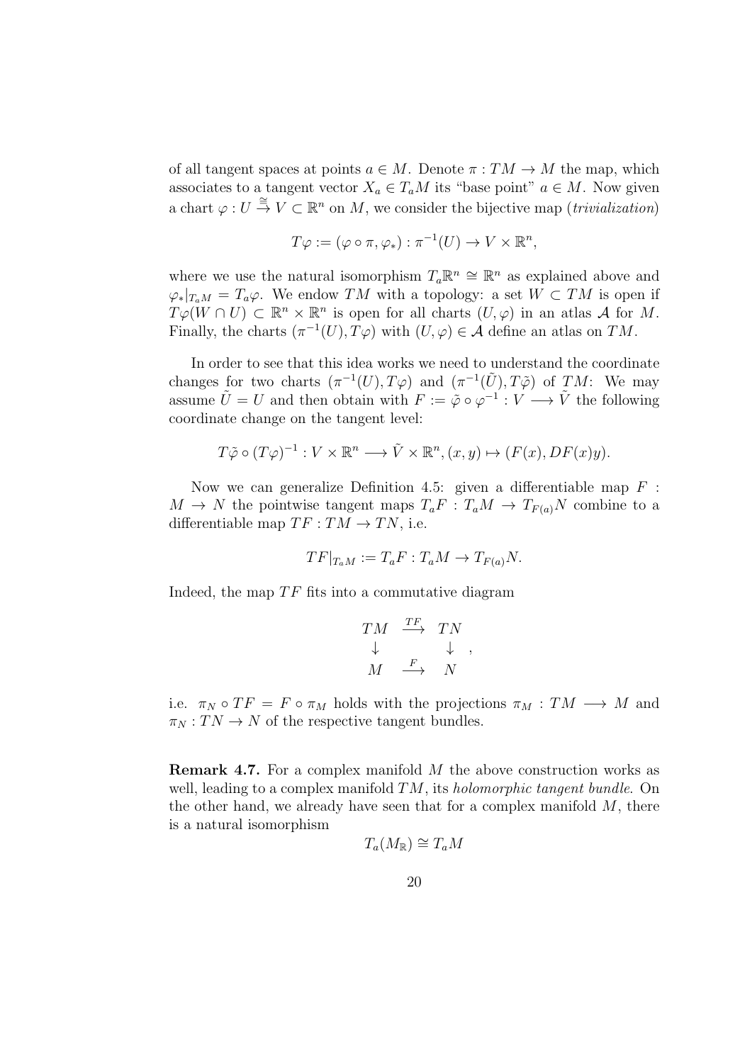of all tangent spaces at points $a \in M$. Denote $\pi : TM \to M$ the map, which associates to a tangent vector $X_a \in T_aM$ its "base point" $a \in M$. Now given a chart $\varphi : U \overset{\cong}{\to} V \subset \mathbb{R}^n$ on $M$, we consider the bijective map (*trivialization*)

$$T\varphi := (\varphi \circ \pi, \varphi_*) : \pi^{-1}(U) \to V \times \mathbb{R}^n,$$

where we use the natural isomorphism $T_a\mathbb{R}^n \cong \mathbb{R}^n$ as explained above and $\varphi_*|_{T_aM} = T_a\varphi$. We endow $TM$ with a topology: a set $W \subset TM$ is open if $T\varphi(W \cap U) \subset \mathbb{R}^n \times \mathbb{R}^n$ is open for all charts $(U, \varphi)$ in an atlas $\mathcal{A}$ for $M$. Finally, the charts $(\pi^{-1}(U), T\varphi)$ with $(U, \varphi) \in \mathcal{A}$ define an atlas on $TM$.

In order to see that this idea works we need to understand the coordinate changes for two charts $(\pi^{-1}(U), T\varphi)$ and $(\pi^{-1}(\tilde{U}), T\tilde{\varphi})$ of $TM$: We may assume $\tilde{U} = U$ and then obtain with $F := \tilde{\varphi} \circ \varphi^{-1} : V \longrightarrow \tilde{V}$ the following coordinate change on the tangent level:

$$T\tilde{\varphi} \circ (T\varphi)^{-1} : V \times \mathbb{R}^n \longrightarrow \tilde{V} \times \mathbb{R}^n, (x, y) \mapsto (F(x), DF(x)y).$$

Now we can generalize Definition 4.5: given a differentiable map $F : M \to N$ the pointwise tangent maps $T_aF : T_aM \to T_{F(a)}N$ combine to a differentiable map $TF : TM \to TN$, i.e.

$$TF|_{T_aM} := T_aF : T_aM \to T_{F(a)}N.$$

Indeed, the map $TF$ fits into a commutative diagram

$$\begin{array}{ccc} TM & \xrightarrow{TF} & TN \\ \downarrow & & \downarrow \\ M & \xrightarrow{F} & N \end{array},$$

i.e. $\pi_N \circ TF = F \circ \pi_M$ holds with the projections $\pi_M : TM \longrightarrow M$ and $\pi_N : TN \to N$ of the respective tangent bundles.

**Remark 4.7.** For a complex manifold $M$ the above construction works as well, leading to a complex manifold $TM$, its *holomorphic tangent bundle*. On the other hand, we already have seen that for a complex manifold $M$, there is a natural isomorphism

$$T_a(M_{\mathbb{R}}) \cong T_aM$$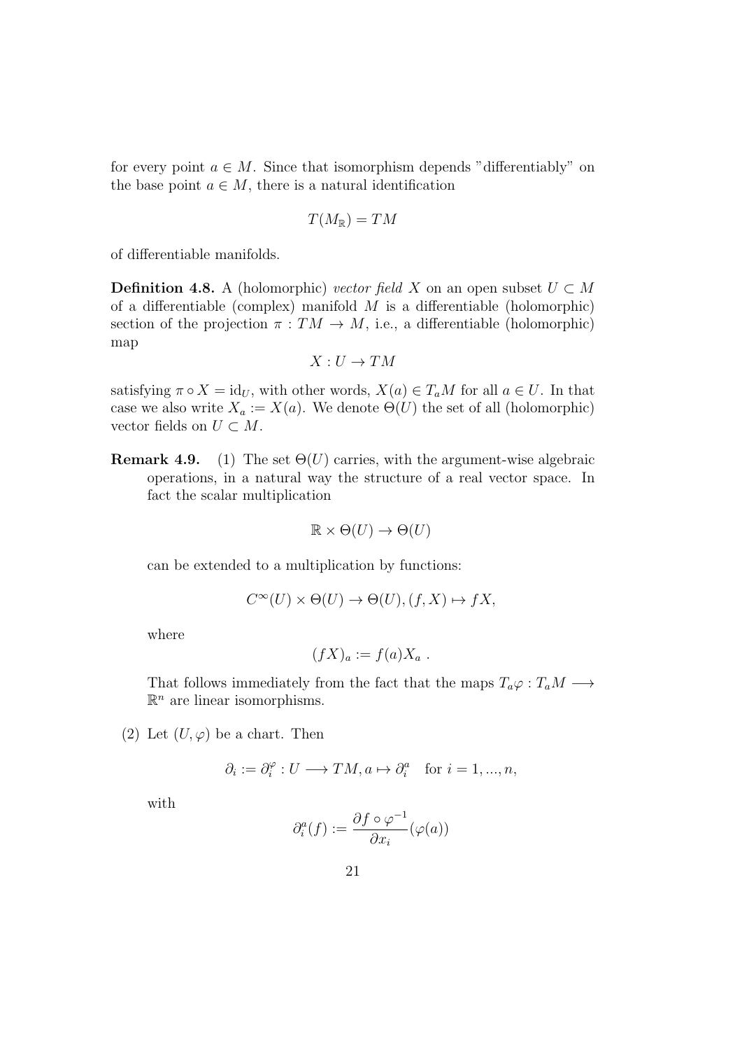for every point $a \in M$. Since that isomorphism depends "differentiably" on the base point $a \in M$, there is a natural identification

$$T(M_{\mathbb{R}}) = TM$$

of differentiable manifolds.

**Definition 4.8.** A (holomorphic) *vector field* $X$ on an open subset $U \subset M$ of a differentiable (complex) manifold $M$ is a differentiable (holomorphic) section of the projection $\pi : TM \to M$, i.e., a differentiable (holomorphic) map

$$X : U \to TM$$

satisfying $\pi \circ X = \mathrm{id}_U$, with other words, $X(a) \in T_aM$ for all $a \in U$. In that case we also write $X_a := X(a)$. We denote $\Theta(U)$ the set of all (holomorphic) vector fields on $U \subset M$.

**Remark 4.9.** (1) The set $\Theta(U)$ carries, with the argument-wise algebraic operations, in a natural way the structure of a real vector space. In fact the scalar multiplication

$$\mathbb{R} \times \Theta(U) \to \Theta(U)$$

can be extended to a multiplication by functions:

$$C^\infty(U) \times \Theta(U) \to \Theta(U), (f, X) \mapsto fX,$$

where

$$(fX)_a := f(a)X_a \ .$$

That follows immediately from the fact that the maps $T_a\varphi : T_aM \longrightarrow \mathbb{R}^n$ are linear isomorphisms.

(2) Let $(U, \varphi)$ be a chart. Then

$$\partial_i := \partial_i^\varphi : U \longrightarrow TM, a \mapsto \partial_i^a \quad \text{for } i = 1, ..., n,$$

with

$$\partial_i^a(f) := \frac{\partial f \circ \varphi^{-1}}{\partial x_i}(\varphi(a))$$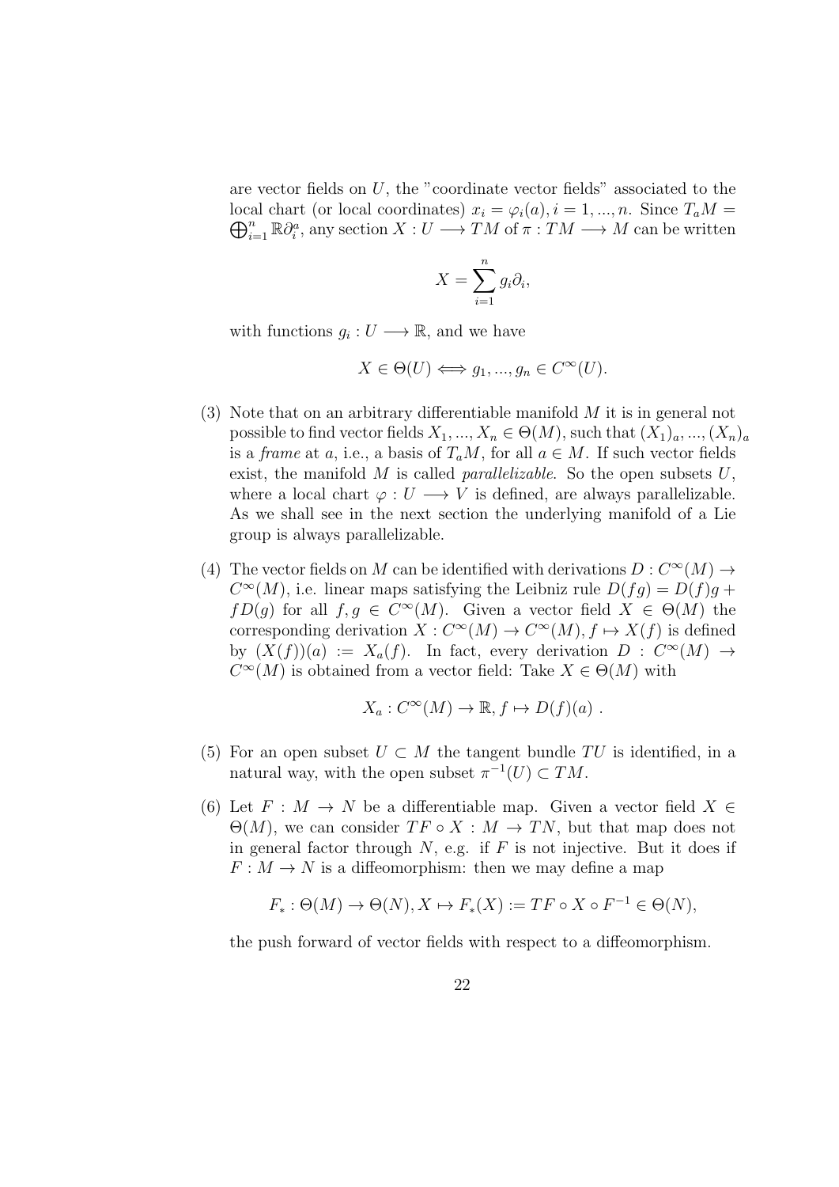are vector fields on $U$, the "coordinate vector fields" associated to the local chart (or local coordinates) $x_i = \varphi_i(a), i = 1, ..., n$. Since $T_aM = \bigoplus_{i=1}^n \mathbb{R}\partial_i^a$, any section $X : U \longrightarrow TM$ of $\pi : TM \longrightarrow M$ can be written

$$X = \sum_{i=1}^n g_i \partial_i,$$

with functions $g_i : U \longrightarrow \mathbb{R}$, and we have

$$X \in \Theta(U) \iff g_1, ..., g_n \in C^\infty(U).$$

(3) Note that on an arbitrary differentiable manifold $M$ it is in general not possible to find vector fields $X_1, ..., X_n \in \Theta(M)$, such that $(X_1)_a, ..., (X_n)_a$ is a *frame* at $a$, i.e., a basis of $T_aM$, for all $a \in M$. If such vector fields exist, the manifold $M$ is called *parallelizable*. So the open subsets $U$, where a local chart $\varphi : U \longrightarrow V$ is defined, are always parallelizable. As we shall see in the next section the underlying manifold of a Lie group is always parallelizable.

(4) The vector fields on $M$ can be identified with derivations $D : C^\infty(M) \to C^\infty(M)$, i.e. linear maps satisfying the Leibniz rule $D(fg) = D(f)g + fD(g)$ for all $f, g \in C^\infty(M)$. Given a vector field $X \in \Theta(M)$ the corresponding derivation $X : C^\infty(M) \to C^\infty(M), f \mapsto X(f)$ is defined by $(X(f))(a) := X_a(f)$. In fact, every derivation $D : C^\infty(M) \to C^\infty(M)$ is obtained from a vector field: Take $X \in \Theta(M)$ with

$$X_a : C^\infty(M) \to \mathbb{R}, f \mapsto D(f)(a) \ .$$

(5) For an open subset $U \subset M$ the tangent bundle $TU$ is identified, in a natural way, with the open subset $\pi^{-1}(U) \subset TM$.

(6) Let $F : M \to N$ be a differentiable map. Given a vector field $X \in \Theta(M)$, we can consider $TF \circ X : M \to TN$, but that map does not in general factor through $N$, e.g. if $F$ is not injective. But it does if $F : M \to N$ is a diffeomorphism: then we may define a map

$$F_* : \Theta(M) \to \Theta(N), X \mapsto F_*(X) := TF \circ X \circ F^{-1} \in \Theta(N),$$

the push forward of vector fields with respect to a diffeomorphism.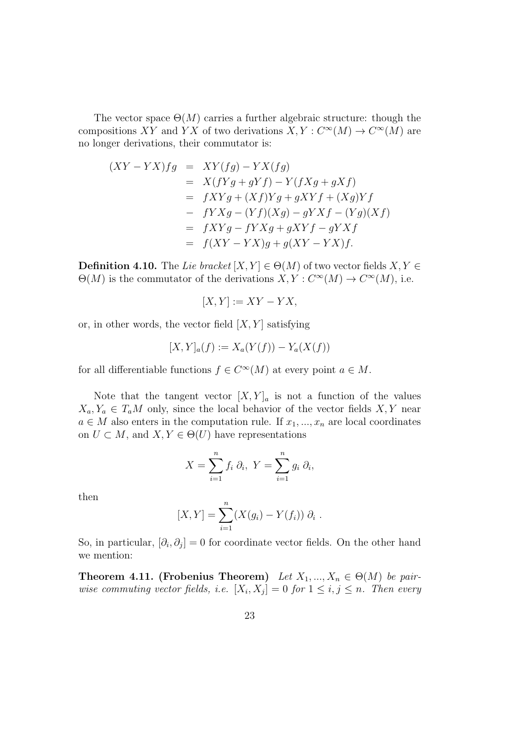The vector space $\Theta(M)$ carries a further algebraic structure: though the compositions $XY$ and $YX$ of two derivations $X, Y : C^\infty(M) \to C^\infty(M)$ are no longer derivations, their commutator is:

$$
\begin{aligned}
(XY - YX)fg &= XY(fg) - YX(fg) \\
&= X(fYg + gYf) - Y(fXg + gXf) \\
&= fXYg + (Xf)Yg + gXYf + (Xg)Yf \\
&- fYXg - (Yf)(Xg) - gYXf - (Yg)(Xf) \\
&= fXYg - fYXg + gXYf - gYXf \\
&= f(XY - YX)g + g(XY - YX)f.
\end{aligned}
$$

**Definition 4.10.** The *Lie bracket* $[X, Y] \in \Theta(M)$ of two vector fields $X, Y \in \Theta(M)$ is the commutator of the derivations $X, Y : C^\infty(M) \to C^\infty(M)$, i.e.

$$[X, Y] := XY - YX,$$

or, in other words, the vector field $[X, Y]$ satisfying

$$[X, Y]_a(f) := X_a(Y(f)) - Y_a(X(f))$$

for all differentiable functions $f \in C^\infty(M)$ at every point $a \in M$.

Note that the tangent vector $[X, Y]_a$ is not a function of the values $X_a, Y_a \in T_aM$ only, since the local behavior of the vector fields $X, Y$ near $a \in M$ also enters in the computation rule. If $x_1, ..., x_n$ are local coordinates on $U \subset M$, and $X, Y \in \Theta(U)$ have representations

$$X = \sum_{i=1}^{n} f_i \, \partial_i, \; Y = \sum_{i=1}^{n} g_i \, \partial_i,$$

then

$$[X, Y] = \sum_{i=1}^{n} (X(g_i) - Y(f_i)) \, \partial_i \, .$$

So, in particular, $[\partial_i, \partial_j] = 0$ for coordinate vector fields. On the other hand we mention:

**Theorem 4.11. (Frobenius Theorem)** *Let $X_1, ..., X_n \in \Theta(M)$ be pairwise commuting vector fields, i.e. $[X_i, X_j] = 0$ for $1 \leq i, j \leq n$. Then every*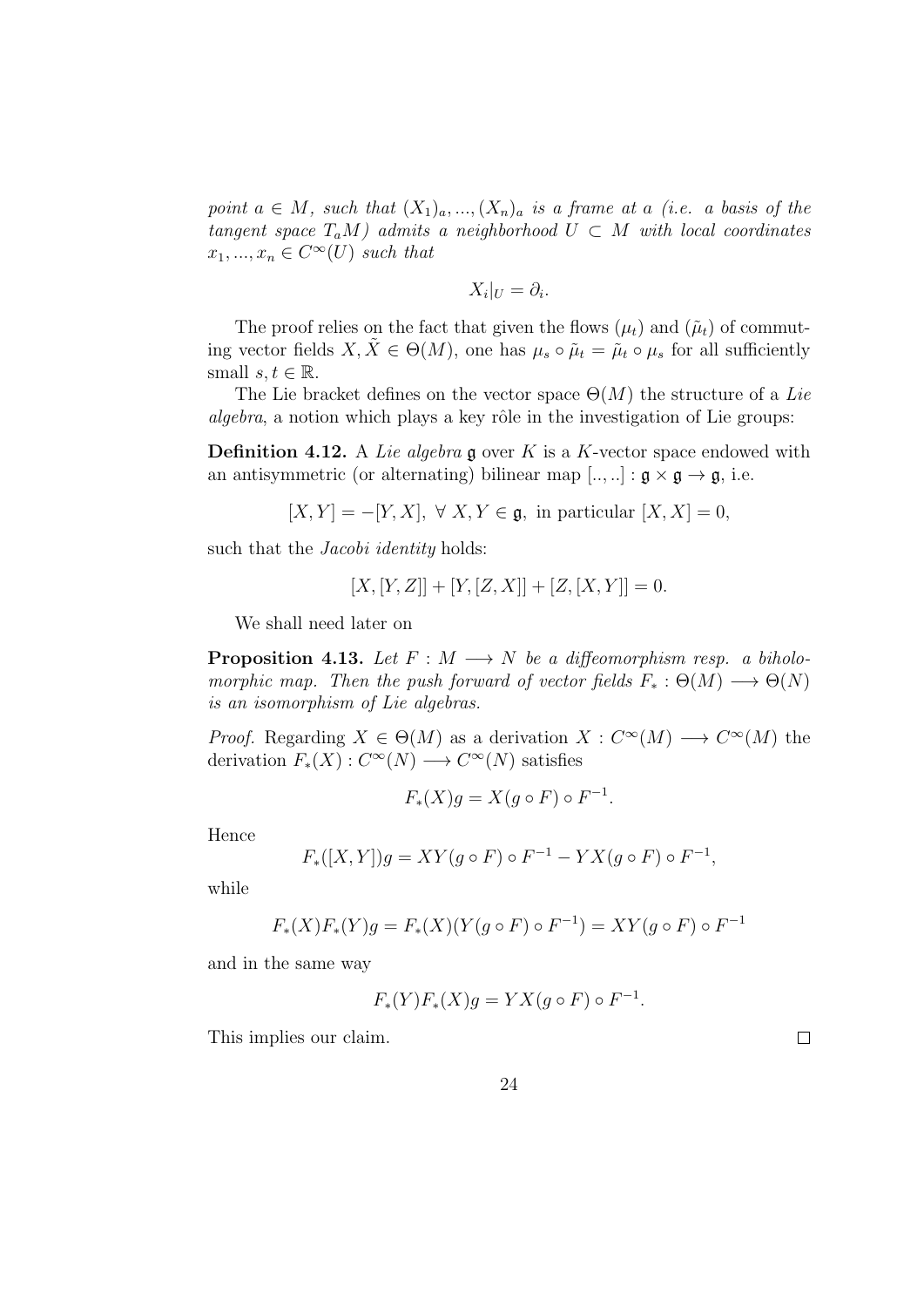*point $a \in M$, such that $(X_1)_a, ..., (X_n)_a$ is a frame at $a$ (i.e. a basis of the tangent space $T_aM$) admits a neighborhood $U \subset M$ with local coordinates $x_1, ..., x_n \in C^\infty(U)$ such that*

$$X_i|_U = \partial_i.$$

The proof relies on the fact that given the flows $(\mu_t)$ and $(\tilde{\mu}_t)$ of commuting vector fields $X, \tilde{X} \in \Theta(M)$, one has $\mu_s \circ \tilde{\mu}_t = \tilde{\mu}_t \circ \mu_s$ for all sufficiently small $s, t \in \mathbb{R}$.

The Lie bracket defines on the vector space $\Theta(M)$ the structure of a *Lie algebra*, a notion which plays a key rôle in the investigation of Lie groups:

**Definition 4.12.** A *Lie algebra* $\mathfrak{g}$ over $K$ is a $K$-vector space endowed with an antisymmetric (or alternating) bilinear map $[.., ..] : \mathfrak{g} \times \mathfrak{g} \to \mathfrak{g}$, i.e.

$$[X, Y] = -[Y, X], \ \forall \ X, Y \in \mathfrak{g}, \text{ in particular } [X, X] = 0,$$

such that the *Jacobi identity* holds:

$$[X, [Y, Z]] + [Y, [Z, X]] + [Z, [X, Y]] = 0.$$

We shall need later on

**Proposition 4.13.** *Let $F : M \longrightarrow N$ be a diffeomorphism resp. a biholomorphic map. Then the push forward of vector fields $F_* : \Theta(M) \longrightarrow \Theta(N)$ is an isomorphism of Lie algebras.*

*Proof.* Regarding $X \in \Theta(M)$ as a derivation $X : C^\infty(M) \longrightarrow C^\infty(M)$ the derivation $F_*(X) : C^\infty(N) \longrightarrow C^\infty(N)$ satisfies

$$F_*(X)g = X(g \circ F) \circ F^{-1}.$$

Hence

$$F_*([X, Y])g = XY(g \circ F) \circ F^{-1} - YX(g \circ F) \circ F^{-1},$$

while

$$F_*(X)F_*(Y)g = F_*(X)(Y(g \circ F) \circ F^{-1}) = XY(g \circ F) \circ F^{-1}$$

and in the same way

$$F_*(Y)F_*(X)g = YX(g \circ F) \circ F^{-1}.$$

This implies our claim. $\square$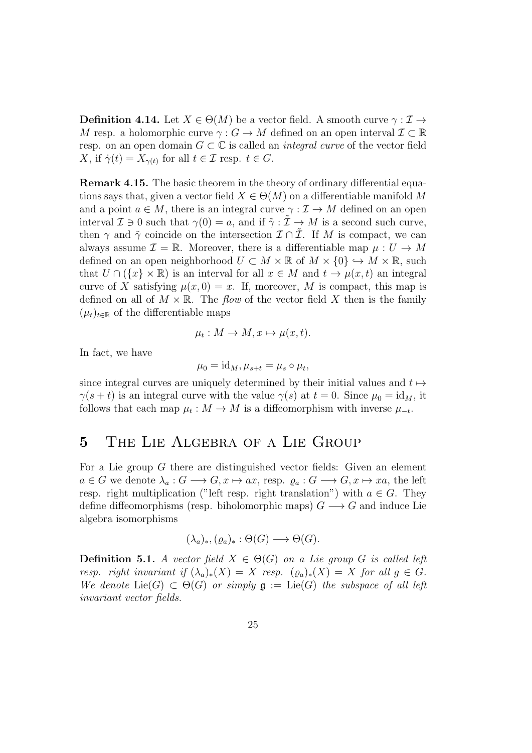**Definition 4.14.** Let $X \in \Theta(M)$ be a vector field. A smooth curve $\gamma : \mathcal{I} \to M$ resp. a holomorphic curve $\gamma : G \to M$ defined on an open interval $\mathcal{I} \subset \mathbb{R}$ resp. on an open domain $G \subset \mathbb{C}$ is called an *integral curve* of the vector field $X$, if $\dot\gamma(t) = X_{\gamma(t)}$ for all $t \in \mathcal{I}$ resp. $t \in G$.

**Remark 4.15.** The basic theorem in the theory of ordinary differential equations says that, given a vector field $X \in \Theta(M)$ on a differentiable manifold $M$ and a point $a \in M$, there is an integral curve $\gamma : \mathcal{I} \to M$ defined on an open interval $\mathcal{I} \ni 0$ such that $\gamma(0) = a$, and if $\tilde\gamma : \tilde{\mathcal{I}} \to M$ is a second such curve, then $\gamma$ and $\tilde\gamma$ coincide on the intersection $\mathcal{I} \cap \tilde{\mathcal{I}}$. If $M$ is compact, we can always assume $\mathcal{I} = \mathbb{R}$. Moreover, there is a differentiable map $\mu : U \to M$ defined on an open neighborhood $U \subset M \times \mathbb{R}$ of $M \times \{0\} \hookrightarrow M \times \mathbb{R}$, such that $U \cap (\{x\} \times \mathbb{R})$ is an interval for all $x \in M$ and $t \to \mu(x,t)$ an integral curve of $X$ satisfying $\mu(x,0) = x$. If, moreover, $M$ is compact, this map is defined on all of $M \times \mathbb{R}$. The *flow* of the vector field $X$ then is the family $(\mu_t)_{t\in\mathbb{R}}$ of the differentiable maps

$$\mu_t : M \to M, x \mapsto \mu(x,t).$$

In fact, we have

$$\mu_0 = \mathrm{id}_M, \mu_{s+t} = \mu_s \circ \mu_t,$$

since integral curves are uniquely determined by their initial values and $t \mapsto \gamma(s+t)$ is an integral curve with the value $\gamma(s)$ at $t = 0$. Since $\mu_0 = \mathrm{id}_M$, it follows that each map $\mu_t : M \to M$ is a diffeomorphism with inverse $\mu_{-t}$.

# 5 The Lie Algebra of a Lie Group

For a Lie group $G$ there are distinguished vector fields: Given an element $a \in G$ we denote $\lambda_a : G \longrightarrow G, x \mapsto ax$, resp. $\varrho_a : G \longrightarrow G, x \mapsto xa$, the left resp. right multiplication ("left resp. right translation") with $a \in G$. They define diffeomorphisms (resp. biholomorphic maps) $G \longrightarrow G$ and induce Lie algebra isomorphisms

$$(\lambda_a)_*, (\varrho_a)_* : \Theta(G) \longrightarrow \Theta(G).$$

**Definition 5.1.** *A vector field $X \in \Theta(G)$ on a Lie group $G$ is called left resp. right invariant if $(\lambda_a)_*(X) = X$ resp. $(\varrho_a)_*(X) = X$ for all $g \in G$. We denote $\mathrm{Lie}(G) \subset \Theta(G)$ or simply $\mathfrak{g} := \mathrm{Lie}(G)$ the subspace of all left invariant vector fields.*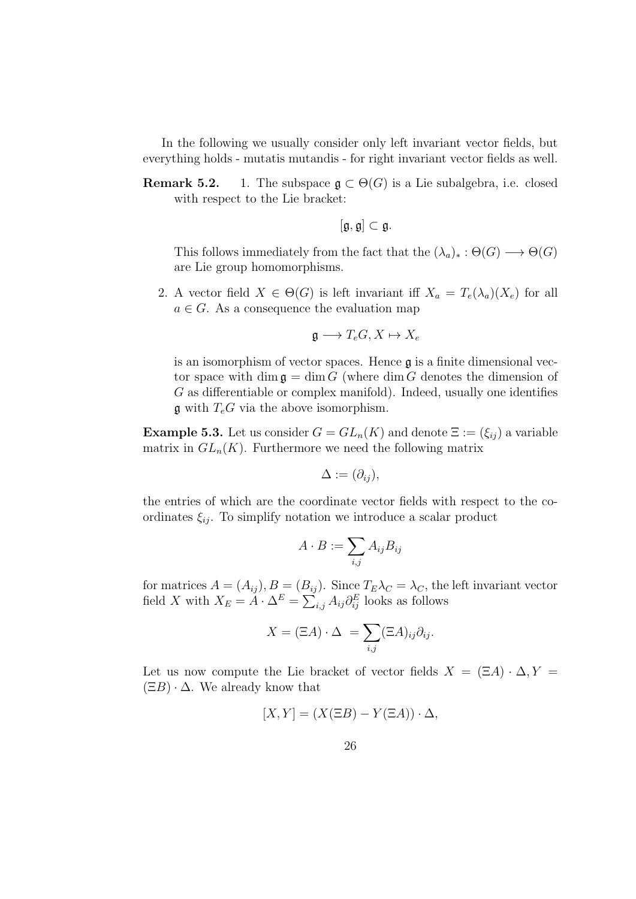In the following we usually consider only left invariant vector fields, but everything holds - mutatis mutandis - for right invariant vector fields as well.

**Remark 5.2.** 1. The subspace $\mathfrak{g} \subset \Theta(G)$ is a Lie subalgebra, i.e. closed with respect to the Lie bracket:

$$[\mathfrak{g}, \mathfrak{g}] \subset \mathfrak{g}.$$

This follows immediately from the fact that the $(\lambda_a)_* : \Theta(G) \longrightarrow \Theta(G)$ are Lie group homomorphisms.

2. A vector field $X \in \Theta(G)$ is left invariant iff $X_a = T_e(\lambda_a)(X_e)$ for all $a \in G$. As a consequence the evaluation map

$$\mathfrak{g} \longrightarrow T_eG, X \mapsto X_e$$

is an isomorphism of vector spaces. Hence $\mathfrak{g}$ is a finite dimensional vector space with $\dim \mathfrak{g} = \dim G$ (where $\dim G$ denotes the dimension of $G$ as differentiable or complex manifold). Indeed, usually one identifies $\mathfrak{g}$ with $T_eG$ via the above isomorphism.

**Example 5.3.** Let us consider $G = GL_n(K)$ and denote $\Xi := (\xi_{ij})$ a variable matrix in $GL_n(K)$. Furthermore we need the following matrix

$$\Delta := (\partial_{ij}),$$

the entries of which are the coordinate vector fields with respect to the coordinates $\xi_{ij}$. To simplify notation we introduce a scalar product

$$A \cdot B := \sum_{i,j} A_{ij} B_{ij}$$

for matrices $A = (A_{ij}), B = (B_{ij})$. Since $T_E \lambda_C = \lambda_C$, the left invariant vector field $X$ with $X_E = A \cdot \Delta^E = \sum_{i,j} A_{ij} \partial_{ij}^E$ looks as follows

$$X = (\Xi A) \cdot \Delta \ = \sum_{i,j} (\Xi A)_{ij} \partial_{ij}.$$

Let us now compute the Lie bracket of vector fields $X = (\Xi A) \cdot \Delta, Y = (\Xi B) \cdot \Delta$. We already know that

$$[X, Y] = (X(\Xi B) - Y(\Xi A)) \cdot \Delta,$$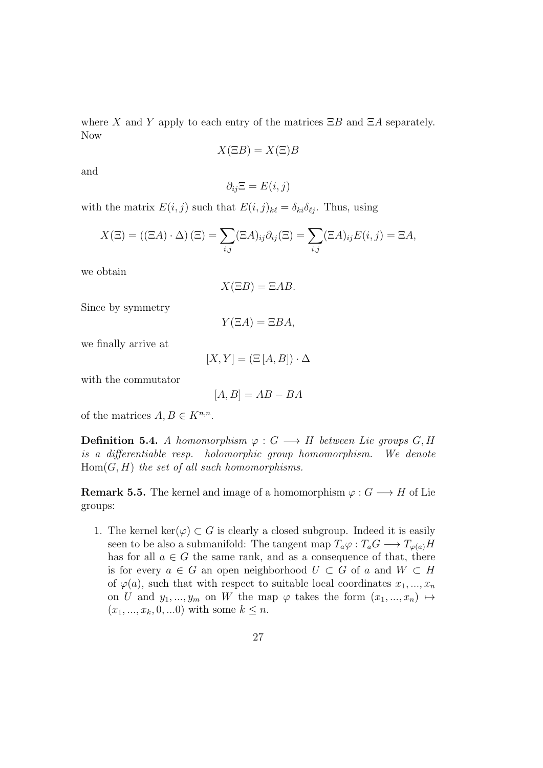where $X$ and $Y$ apply to each entry of the matrices $\Xi B$ and $\Xi A$ separately. Now

$$X(\Xi B) = X(\Xi)B$$

and

$$\partial_{ij}\Xi = E(i,j)$$

with the matrix $E(i,j)$ such that $E(i,j)_{k\ell} = \delta_{ki}\delta_{\ell j}$. Thus, using

$$X(\Xi) = ((\Xi A) \cdot \Delta)(\Xi) = \sum_{i,j} (\Xi A)_{ij} \partial_{ij}(\Xi) = \sum_{i,j} (\Xi A)_{ij} E(i,j) = \Xi A,$$

we obtain

$$X(\Xi B) = \Xi AB.$$

Since by symmetry

$$Y(\Xi A) = \Xi BA,$$

we finally arrive at

$$[X,Y] = (\Xi\,[A,B]) \cdot \Delta$$

with the commutator

$$[A,B] = AB - BA$$

of the matrices $A, B \in K^{n,n}$.

**Definition 5.4.** *A homomorphism $\varphi : G \longrightarrow H$ between Lie groups $G, H$ is a differentiable resp. holomorphic group homomorphism. We denote $\mathrm{Hom}(G,H)$ the set of all such homomorphisms.*

**Remark 5.5.** The kernel and image of a homomorphism $\varphi : G \longrightarrow H$ of Lie groups:

1. The kernel $\ker(\varphi) \subset G$ is clearly a closed subgroup. Indeed it is easily seen to be also a submanifold: The tangent map $T_a\varphi : T_aG \longrightarrow T_{\varphi(a)}H$ has for all $a \in G$ the same rank, and as a consequence of that, there is for every $a \in G$ an open neighborhood $U \subset G$ of $a$ and $W \subset H$ of $\varphi(a)$, such that with respect to suitable local coordinates $x_1, ..., x_n$ on $U$ and $y_1, ..., y_m$ on $W$ the map $\varphi$ takes the form $(x_1, ..., x_n) \mapsto (x_1, ..., x_k, 0, ...0)$ with some $k \leq n$.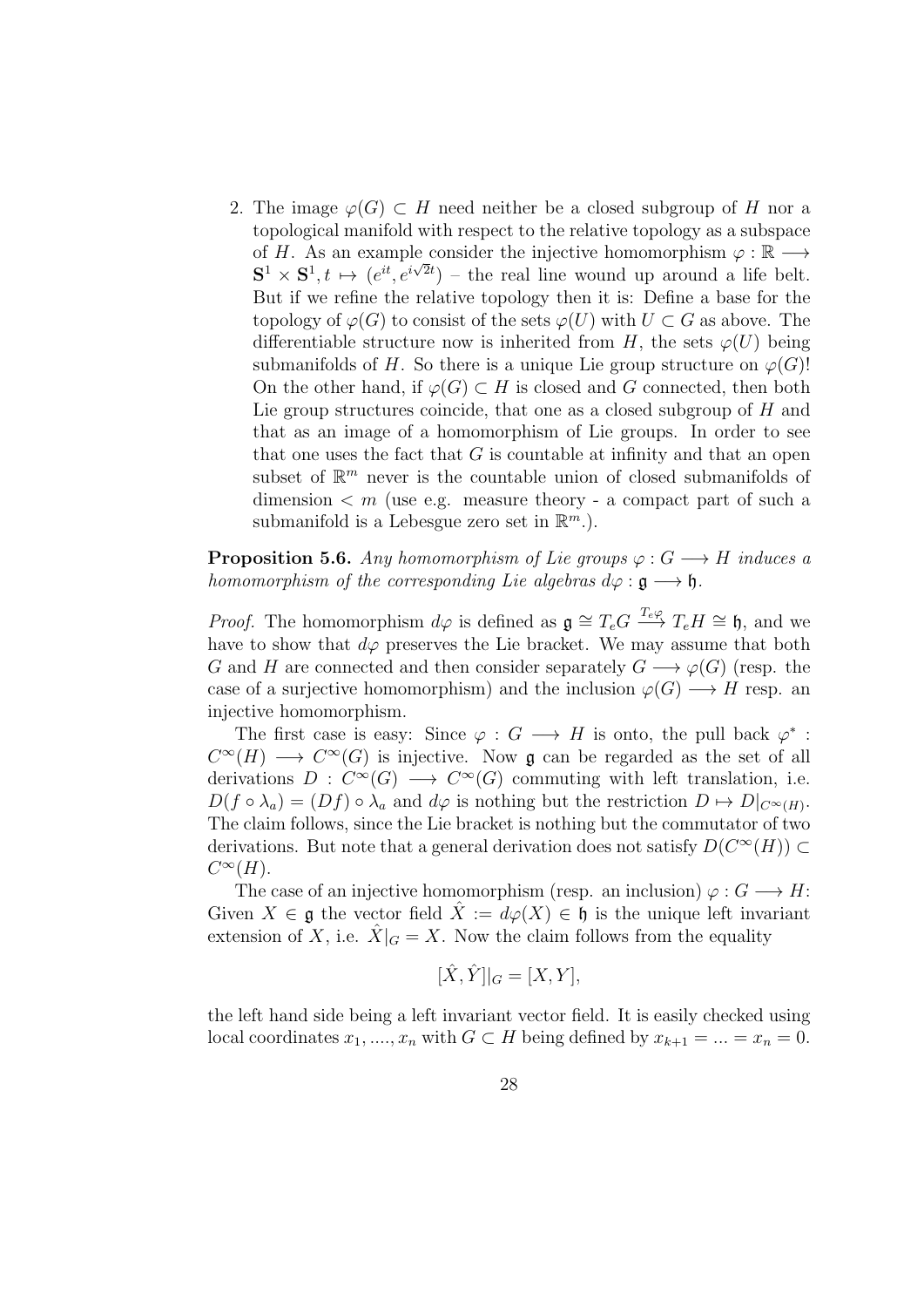2. The image $\varphi(G) \subset H$ need neither be a closed subgroup of $H$ nor a topological manifold with respect to the relative topology as a subspace of $H$. As an example consider the injective homomorphism $\varphi : \mathbb{R} \longrightarrow \mathbf{S}^1 \times \mathbf{S}^1, t \mapsto (e^{it}, e^{i\sqrt{2}t})$ – the real line wound up around a life belt. But if we refine the relative topology then it is: Define a base for the topology of $\varphi(G)$ to consist of the sets $\varphi(U)$ with $U \subset G$ as above. The differentiable structure now is inherited from $H$, the sets $\varphi(U)$ being submanifolds of $H$. So there is a unique Lie group structure on $\varphi(G)$! On the other hand, if $\varphi(G) \subset H$ is closed and $G$ connected, then both Lie group structures coincide, that one as a closed subgroup of $H$ and that as an image of a homomorphism of Lie groups. In order to see that one uses the fact that $G$ is countable at infinity and that an open subset of $\mathbb{R}^m$ never is the countable union of closed submanifolds of dimension $< m$ (use e.g. measure theory - a compact part of such a submanifold is a Lebesgue zero set in $\mathbb{R}^m$.).

**Proposition 5.6.** *Any homomorphism of Lie groups $\varphi : G \longrightarrow H$ induces a homomorphism of the corresponding Lie algebras $d\varphi : \mathfrak{g} \longrightarrow \mathfrak{h}$.*

*Proof.* The homomorphism $d\varphi$ is defined as $\mathfrak{g} \cong T_eG \stackrel{T_e\varphi}{\longrightarrow} T_eH \cong \mathfrak{h}$, and we have to show that $d\varphi$ preserves the Lie bracket. We may assume that both $G$ and $H$ are connected and then consider separately $G \longrightarrow \varphi(G)$ (resp. the case of a surjective homomorphism) and the inclusion $\varphi(G) \longrightarrow H$ resp. an injective homomorphism.

The first case is easy: Since $\varphi : G \longrightarrow H$ is onto, the pull back $\varphi^* : C^\infty(H) \longrightarrow C^\infty(G)$ is injective. Now $\mathfrak{g}$ can be regarded as the set of all derivations $D : C^\infty(G) \longrightarrow C^\infty(G)$ commuting with left translation, i.e. $D(f \circ \lambda_a) = (Df) \circ \lambda_a$ and $d\varphi$ is nothing but the restriction $D \mapsto D|_{C^\infty(H)}$. The claim follows, since the Lie bracket is nothing but the commutator of two derivations. But note that a general derivation does not satisfy $D(C^\infty(H)) \subset C^\infty(H)$.

The case of an injective homomorphism (resp. an inclusion) $\varphi : G \longrightarrow H$: Given $X \in \mathfrak{g}$ the vector field $\hat{X} := d\varphi(X) \in \mathfrak{h}$ is the unique left invariant extension of $X$, i.e. $\hat{X}|_G = X$. Now the claim follows from the equality

$$[\hat{X}, \hat{Y}]|_G = [X, Y],$$

the left hand side being a left invariant vector field. It is easily checked using local coordinates $x_1, ...., x_n$ with $G \subset H$ being defined by $x_{k+1} = ... = x_n = 0$.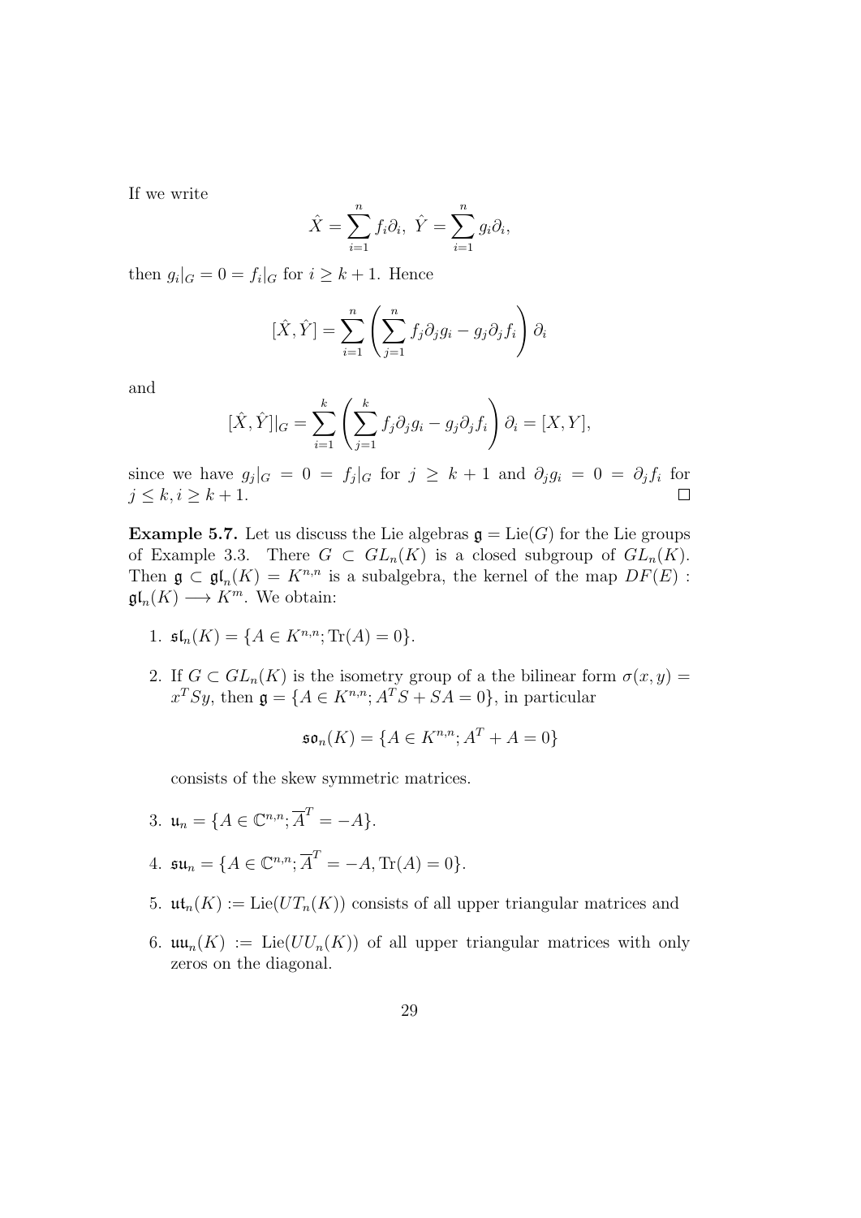If we write

$$\hat{X} = \sum_{i=1}^{n} f_i \partial_i,\ \hat{Y} = \sum_{i=1}^{n} g_i \partial_i,$$

then $g_i|_G = 0 = f_i|_G$ for $i \geq k+1$. Hence

$$[\hat{X}, \hat{Y}] = \sum_{i=1}^{n} \left( \sum_{j=1}^{n} f_j \partial_j g_i - g_j \partial_j f_i \right) \partial_i$$

and

$$[\hat{X}, \hat{Y}]|_G = \sum_{i=1}^{k} \left( \sum_{j=1}^{k} f_j \partial_j g_i - g_j \partial_j f_i \right) \partial_i = [X, Y],$$

since we have $g_j|_G = 0 = f_j|_G$ for $j \geq k+1$ and $\partial_j g_i = 0 = \partial_j f_i$ for $j \leq k, i \geq k+1$. □

**Example 5.7.** Let us discuss the Lie algebras $\mathfrak{g} = \mathrm{Lie}(G)$ for the Lie groups of Example 3.3. There $G \subset GL_n(K)$ is a closed subgroup of $GL_n(K)$. Then $\mathfrak{g} \subset \mathfrak{gl}_n(K) = K^{n,n}$ is a subalgebra, the kernel of the map $DF(E) : \mathfrak{gl}_n(K) \longrightarrow K^m$. We obtain:

1. $\mathfrak{sl}_n(K) = \{A \in K^{n,n}; \mathrm{Tr}(A) = 0\}$.

2. If $G \subset GL_n(K)$ is the isometry group of a the bilinear form $\sigma(x, y) = x^T S y$, then $\mathfrak{g} = \{A \in K^{n,n}; A^T S + SA = 0\}$, in particular

   $$\mathfrak{so}_n(K) = \{A \in K^{n,n}; A^T + A = 0\}$$

   consists of the skew symmetric matrices.

3. $\mathfrak{u}_n = \{A \in \mathbb{C}^{n,n}; \overline{A}^T = -A\}$.

4. $\mathfrak{su}_n = \{A \in \mathbb{C}^{n,n}; \overline{A}^T = -A, \mathrm{Tr}(A) = 0\}$.

5. $\mathfrak{ut}_n(K) := \mathrm{Lie}(UT_n(K))$ consists of all upper triangular matrices and

6. $\mathfrak{uu}_n(K) := \mathrm{Lie}(UU_n(K))$ of all upper triangular matrices with only zeros on the diagonal.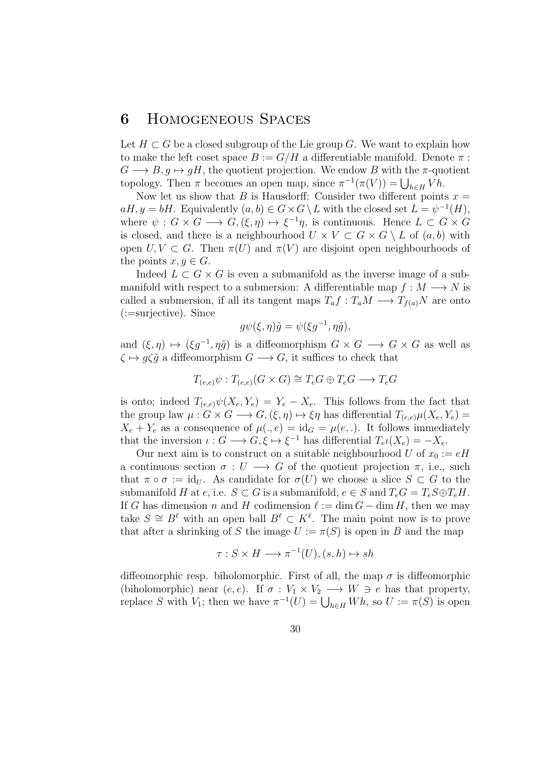# 6 Homogeneous Spaces

Let $H \subset G$ be a closed subgroup of the Lie group $G$. We want to explain how to make the left coset space $B := G/H$ a differentiable manifold. Denote $\pi : G \longrightarrow B, g \mapsto gH$, the quotient projection. We endow $B$ with the $\pi$-quotient topology. Then $\pi$ becomes an open map, since $\pi^{-1}(\pi(V)) = \bigcup_{h \in H} Vh$.

Now let us show that $B$ is Hausdorff: Consider two different points $x = aH, y = bH$. Equivalently $(a,b) \in G \times G \setminus L$ with the closed set $L = \psi^{-1}(H)$, where $\psi : G \times G \longrightarrow G, (\xi, \eta) \mapsto \xi^{-1}\eta$, is continuous. Hence $L \subset G \times G$ is closed, and there is a neighbourhood $U \times V \subset G \times G \setminus L$ of $(a,b)$ with open $U, V \subset G$. Then $\pi(U)$ and $\pi(V)$ are disjoint open neighbourhoods of the points $x, y \in G$.

Indeed $L \subset G \times G$ is even a submanifold as the inverse image of a submanifold with respect to a submersion: A differentiable map $f : M \longrightarrow N$ is called a submersion, if all its tangent maps $T_a f : T_a M \longrightarrow T_{f(a)} N$ are onto (:=surjective). Since

$$g\psi(\xi, \eta)\tilde{g} = \psi(\xi g^{-1}, \eta \tilde{g}),$$

and $(\xi, \eta) \mapsto (\xi g^{-1}, \eta \tilde{g})$ is a diffeomorphism $G \times G \longrightarrow G \times G$ as well as $\zeta \mapsto g\zeta\tilde{g}$ a diffeomorphism $G \longrightarrow G$, it suffices to check that

$$T_{(e,e)}\psi : T_{(e,e)}(G \times G) \cong T_e G \oplus T_e G \longrightarrow T_e G$$

is onto; indeed $T_{(e,e)}\psi(X_e, Y_e) = Y_e - X_e$. This follows from the fact that the group law $\mu : G \times G \longrightarrow G, (\xi, \eta) \mapsto \xi\eta$ has differential $T_{(e,e)}\mu(X_e, Y_e) = X_e + Y_e$ as a consequence of $\mu(., e) = \mathrm{id}_G = \mu(e, .)$. It follows immediately that the inversion $\iota : G \longrightarrow G, \xi \mapsto \xi^{-1}$ has differential $T_e\iota(X_e) = -X_e$.

Our next aim is to construct on a suitable neighbourhood $U$ of $x_0 := eH$ a continuous section $\sigma : U \longrightarrow G$ of the quotient projection $\pi$, i.e., such that $\pi \circ \sigma := \mathrm{id}_U$. As candidate for $\sigma(U)$ we choose a slice $S \subset G$ to the submanifold $H$ at $e$, i.e. $S \subset G$ is a submanifold, $e \in S$ and $T_e G = T_e S \oplus T_e H$. If $G$ has dimension $n$ and $H$ codimension $\ell := \dim G - \dim H$, then we may take $S \cong B^\ell$ with an open ball $B^\ell \subset K^\ell$. The main point now is to prove that after a shrinking of $S$ the image $U := \pi(S)$ is open in $B$ and the map

$$\tau : S \times H \longrightarrow \pi^{-1}(U), (s, h) \mapsto sh$$

diffeomorphic resp. biholomorphic. First of all, the map $\sigma$ is diffeomorphic (biholomorphic) near $(e, e)$. If $\sigma : V_1 \times V_2 \longrightarrow W \ni e$ has that property, replace $S$ with $V_1$; then we have $\pi^{-1}(U) = \bigcup_{h \in H} Wh$, so $U := \pi(S)$ is open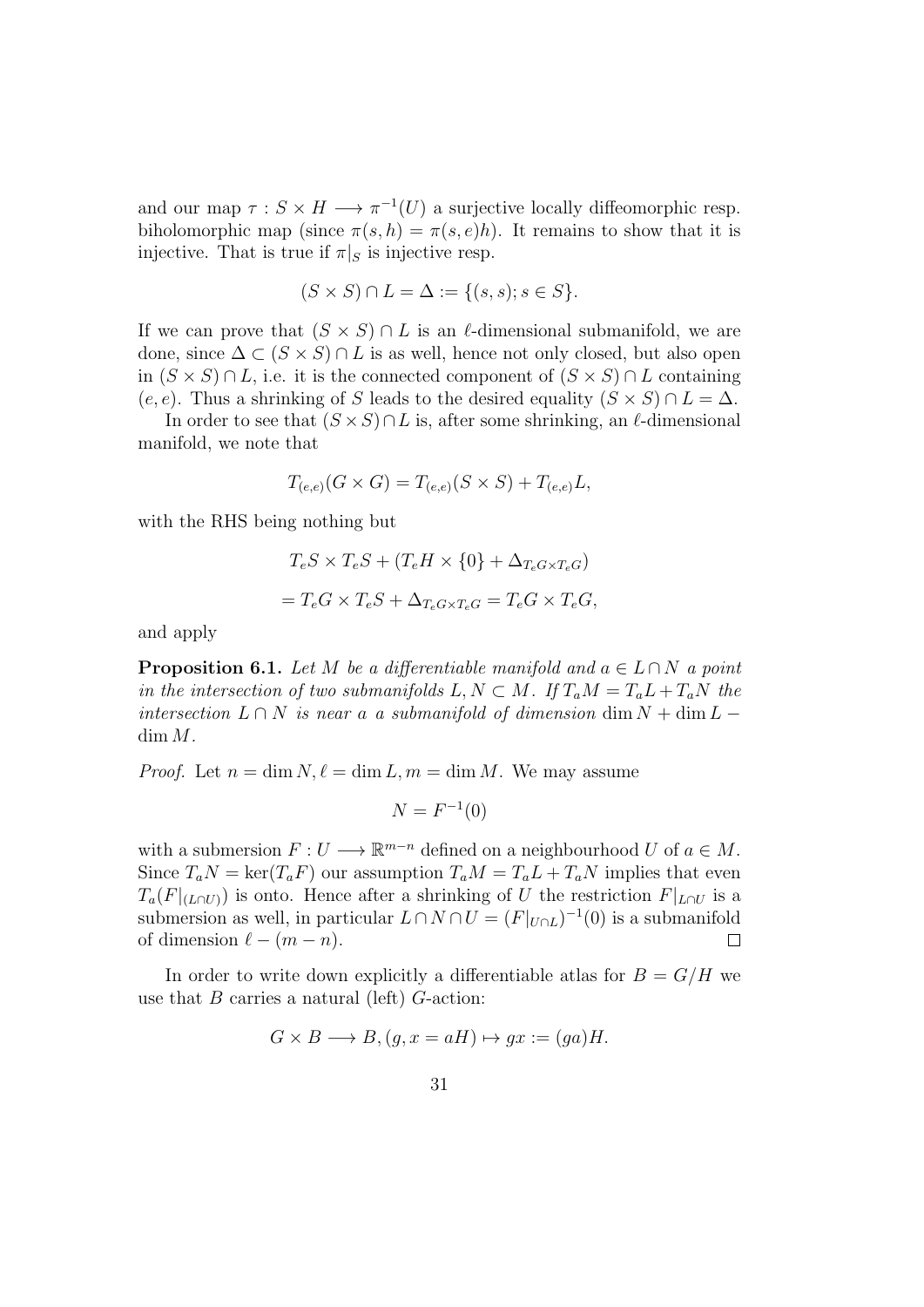and our map $\tau : S \times H \longrightarrow \pi^{-1}(U)$ a surjective locally diffeomorphic resp. biholomorphic map (since $\pi(s,h) = \pi(s,e)h$). It remains to show that it is injective. That is true if $\pi|_S$ is injective resp.

$$(S \times S) \cap L = \Delta := \{(s,s); s \in S\}.$$

If we can prove that $(S \times S) \cap L$ is an $\ell$-dimensional submanifold, we are done, since $\Delta \subset (S \times S) \cap L$ is as well, hence not only closed, but also open in $(S \times S) \cap L$, i.e. it is the connected component of $(S \times S) \cap L$ containing $(e,e)$. Thus a shrinking of $S$ leads to the desired equality $(S \times S) \cap L = \Delta$.

In order to see that $(S \times S) \cap L$ is, after some shrinking, an $\ell$-dimensional manifold, we note that

$$T_{(e,e)}(G \times G) = T_{(e,e)}(S \times S) + T_{(e,e)}L,$$

with the RHS being nothing but

$$T_eS \times T_eS + (T_eH \times \{0\} + \Delta_{T_eG \times T_eG})$$

$$= T_eG \times T_eS + \Delta_{T_eG \times T_eG} = T_eG \times T_eG,$$

and apply

**Proposition 6.1.** *Let $M$ be a differentiable manifold and $a \in L \cap N$ a point in the intersection of two submanifolds $L, N \subset M$. If $T_aM = T_aL + T_aN$ the intersection $L \cap N$ is near $a$ a submanifold of dimension $\dim N + \dim L - \dim M$.*

*Proof.* Let $n = \dim N, \ell = \dim L, m = \dim M$. We may assume

$$N = F^{-1}(0)$$

with a submersion $F : U \longrightarrow \mathbb{R}^{m-n}$ defined on a neighbourhood $U$ of $a \in M$. Since $T_aN = \ker(T_aF)$ our assumption $T_aM = T_aL + T_aN$ implies that even $T_a(F|_{(L \cap U)})$ is onto. Hence after a shrinking of $U$ the restriction $F|_{L \cap U}$ is a submersion as well, in particular $L \cap N \cap U = (F|_{U \cap L})^{-1}(0)$ is a submanifold of dimension $\ell - (m - n)$. $\square$

In order to write down explicitly a differentiable atlas for $B = G/H$ we use that $B$ carries a natural (left) $G$-action:

$$G \times B \longrightarrow B, (g, x = aH) \mapsto gx := (ga)H.$$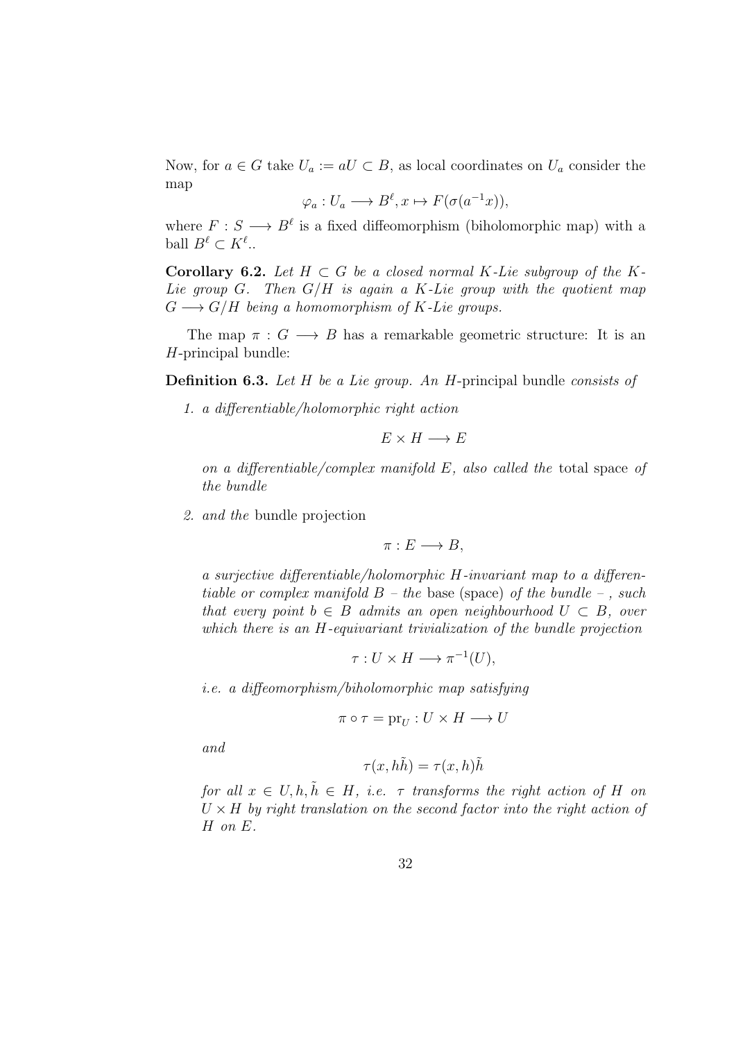Now, for $a \in G$ take $U_a := aU \subset B$, as local coordinates on $U_a$ consider the map

$$\varphi_a : U_a \longrightarrow B^\ell, x \mapsto F(\sigma(a^{-1}x)),$$

where $F : S \longrightarrow B^\ell$ is a fixed diffeomorphism (biholomorphic map) with a ball $B^\ell \subset K^\ell$..

**Corollary 6.2.** *Let $H \subset G$ be a closed normal $K$-Lie subgroup of the $K$-Lie group $G$. Then $G/H$ is again a $K$-Lie group with the quotient map $G \longrightarrow G/H$ being a homomorphism of $K$-Lie groups.*

The map $\pi : G \longrightarrow B$ has a remarkable geometric structure: It is an $H$-principal bundle:

**Definition 6.3.** *Let $H$ be a Lie group. An $H$-*principal bundle *consists of*

1. *a differentiable/holomorphic right action*

$$E \times H \longrightarrow E$$

   *on a differentiable/complex manifold $E$, also called the* total space *of the bundle*

2. *and the* bundle projection

$$\pi : E \longrightarrow B,$$

   *a surjective differentiable/holomorphic $H$-invariant map to a differentiable or complex manifold $B$ – the* base (space) *of the bundle – , such that every point $b \in B$ admits an open neighbourhood $U \subset B$, over which there is an $H$-equivariant trivialization of the bundle projection*

$$\tau : U \times H \longrightarrow \pi^{-1}(U),$$

   *i.e. a diffeomorphism/biholomorphic map satisfying*

$$\pi \circ \tau = \mathrm{pr}_U : U \times H \longrightarrow U$$

   *and*

$$\tau(x, h\tilde{h}) = \tau(x, h)\tilde{h}$$

   *for all $x \in U, h, \tilde{h} \in H$, i.e. $\tau$ transforms the right action of $H$ on $U \times H$ by right translation on the second factor into the right action of $H$ on $E$.*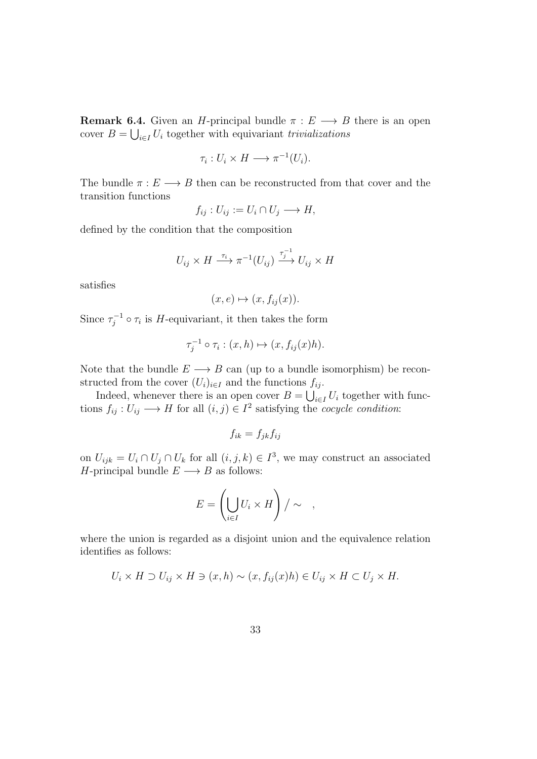**Remark 6.4.** Given an $H$-principal bundle $\pi : E \longrightarrow B$ there is an open cover $B = \bigcup_{i\in I} U_i$ together with equivariant *trivializations*

$$\tau_i : U_i \times H \longrightarrow \pi^{-1}(U_i).$$

The bundle $\pi : E \longrightarrow B$ then can be reconstructed from that cover and the transition functions

$$f_{ij} : U_{ij} := U_i \cap U_j \longrightarrow H,$$

defined by the condition that the composition

$$U_{ij} \times H \xrightarrow{\tau_i} \pi^{-1}(U_{ij}) \xrightarrow{\tau_j^{-1}} U_{ij} \times H$$

satisfies

$$(x, e) \mapsto (x, f_{ij}(x)).$$

Since $\tau_j^{-1} \circ \tau_i$ is $H$-equivariant, it then takes the form

$$\tau_j^{-1} \circ \tau_i : (x, h) \mapsto (x, f_{ij}(x)h).$$

Note that the bundle $E \longrightarrow B$ can (up to a bundle isomorphism) be reconstructed from the cover $(U_i)_{i\in I}$ and the functions $f_{ij}$.

Indeed, whenever there is an open cover $B = \bigcup_{i\in I} U_i$ together with functions $f_{ij} : U_{ij} \longrightarrow H$ for all $(i, j) \in I^2$ satisfying the *cocycle condition*:

$$f_{ik} = f_{jk} f_{ij}$$

on $U_{ijk} = U_i \cap U_j \cap U_k$ for all $(i, j, k) \in I^3$, we may construct an associated $H$-principal bundle $E \longrightarrow B$ as follows:

$$E = \left( \bigcup_{i\in I} U_i \times H \right) / \sim \quad ,$$

where the union is regarded as a disjoint union and the equivalence relation identifies as follows:

$$U_i \times H \supset U_{ij} \times H \ni (x, h) \sim (x, f_{ij}(x)h) \in U_{ij} \times H \subset U_j \times H.$$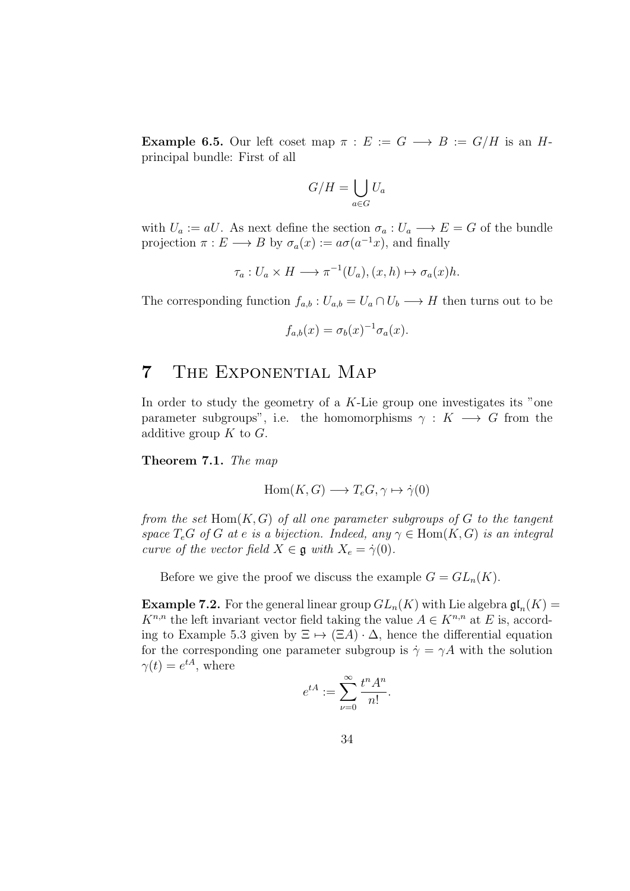**Example 6.5.** Our left coset map $\pi : E := G \longrightarrow B := G/H$ is an $H$-principal bundle: First of all

$$G/H = \bigcup_{a \in G} U_a$$

with $U_a := aU$. As next define the section $\sigma_a : U_a \longrightarrow E = G$ of the bundle projection $\pi : E \longrightarrow B$ by $\sigma_a(x) := a\sigma(a^{-1}x)$, and finally

$$\tau_a : U_a \times H \longrightarrow \pi^{-1}(U_a), (x, h) \mapsto \sigma_a(x)h.$$

The corresponding function $f_{a,b} : U_{a,b} = U_a \cap U_b \longrightarrow H$ then turns out to be

$$f_{a,b}(x) = \sigma_b(x)^{-1}\sigma_a(x).$$

# 7 The Exponential Map

In order to study the geometry of a $K$-Lie group one investigates its "one parameter subgroups", i.e. the homomorphisms $\gamma : K \longrightarrow G$ from the additive group $K$ to $G$.

**Theorem 7.1.** *The map*

$$\mathrm{Hom}(K, G) \longrightarrow T_eG, \gamma \mapsto \dot{\gamma}(0)$$

*from the set* $\mathrm{Hom}(K, G)$ *of all one parameter subgroups of* $G$ *to the tangent space* $T_eG$ *of* $G$ *at* $e$ *is a bijection. Indeed, any* $\gamma \in \mathrm{Hom}(K, G)$ *is an integral curve of the vector field* $X \in \mathfrak{g}$ *with* $X_e = \dot{\gamma}(0)$.

Before we give the proof we discuss the example $G = GL_n(K)$.

**Example 7.2.** For the general linear group $GL_n(K)$ with Lie algebra $\mathfrak{gl}_n(K) = K^{n,n}$ the left invariant vector field taking the value $A \in K^{n,n}$ at $E$ is, according to Example 5.3 given by $\Xi \mapsto (\Xi A) \cdot \Delta$, hence the differential equation for the corresponding one parameter subgroup is $\dot{\gamma} = \gamma A$ with the solution $\gamma(t) = e^{tA}$, where

$$e^{tA} := \sum_{\nu=0}^{\infty} \frac{t^n A^n}{n!}.$$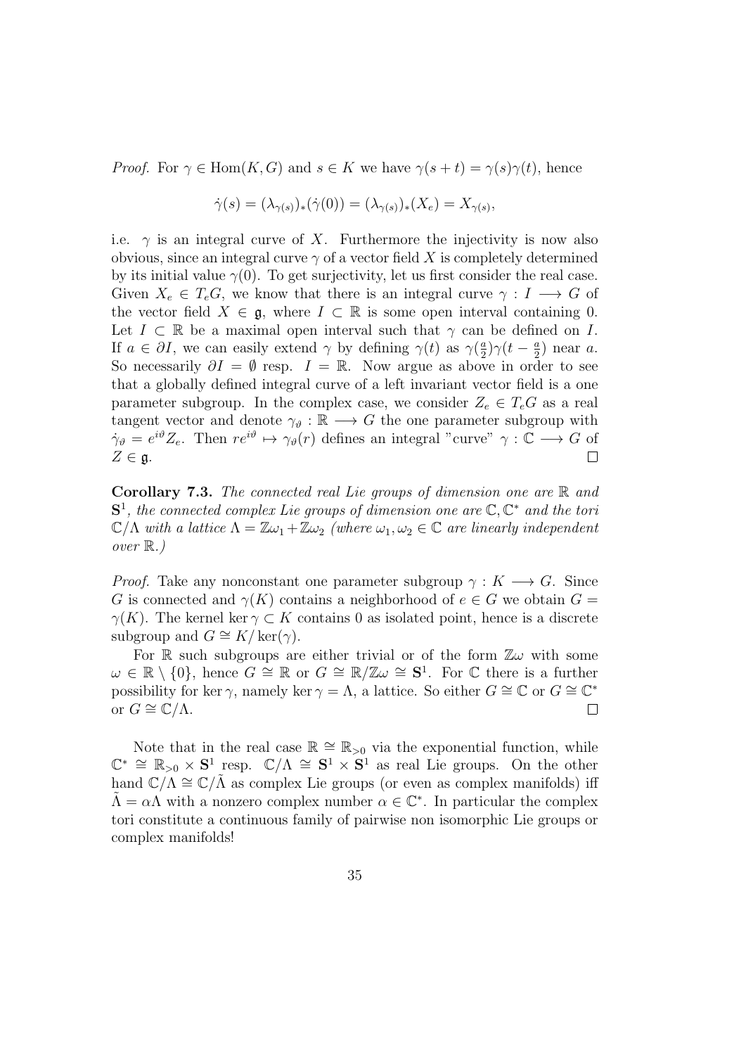*Proof.* For $\gamma \in \text{Hom}(K, G)$ and $s \in K$ we have $\gamma(s + t) = \gamma(s)\gamma(t)$, hence

$$\dot{\gamma}(s) = (\lambda_{\gamma(s)})_*(\dot{\gamma}(0)) = (\lambda_{\gamma(s)})_*(X_e) = X_{\gamma(s)},$$

i.e. $\gamma$ is an integral curve of $X$. Furthermore the injectivity is now also obvious, since an integral curve $\gamma$ of a vector field $X$ is completely determined by its initial value $\gamma(0)$. To get surjectivity, let us first consider the real case. Given $X_e \in T_eG$, we know that there is an integral curve $\gamma : I \longrightarrow G$ of the vector field $X \in \mathfrak{g}$, where $I \subset \mathbb{R}$ is some open interval containing 0. Let $I \subset \mathbb{R}$ be a maximal open interval such that $\gamma$ can be defined on $I$. If $a \in \partial I$, we can easily extend $\gamma$ by defining $\gamma(t)$ as $\gamma(\frac{a}{2})\gamma(t - \frac{a}{2})$ near $a$. So necessarily $\partial I = \emptyset$ resp. $I = \mathbb{R}$. Now argue as above in order to see that a globally defined integral curve of a left invariant vector field is a one parameter subgroup. In the complex case, we consider $Z_e \in T_eG$ as a real tangent vector and denote $\gamma_\vartheta : \mathbb{R} \longrightarrow G$ the one parameter subgroup with $\dot{\gamma}_\vartheta = e^{i\vartheta}Z_e$. Then $re^{i\vartheta} \mapsto \gamma_\vartheta(r)$ defines an integral "curve" $\gamma : \mathbb{C} \longrightarrow G$ of $Z \in \mathfrak{g}$. □

**Corollary 7.3.** *The connected real Lie groups of dimension one are $\mathbb{R}$ and $\mathbf{S}^1$, the connected complex Lie groups of dimension one are $\mathbb{C}, \mathbb{C}^*$ and the tori $\mathbb{C}/\Lambda$ with a lattice $\Lambda = \mathbb{Z}\omega_1 + \mathbb{Z}\omega_2$ (where $\omega_1, \omega_2 \in \mathbb{C}$ are linearly independent over $\mathbb{R}$.)*

*Proof.* Take any nonconstant one parameter subgroup $\gamma : K \longrightarrow G$. Since $G$ is connected and $\gamma(K)$ contains a neighborhood of $e \in G$ we obtain $G = \gamma(K)$. The kernel $\ker\gamma \subset K$ contains 0 as isolated point, hence is a discrete subgroup and $G \cong K/\ker(\gamma)$.

For $\mathbb{R}$ such subgroups are either trivial or of the form $\mathbb{Z}\omega$ with some $\omega \in \mathbb{R} \setminus \{0\}$, hence $G \cong \mathbb{R}$ or $G \cong \mathbb{R}/\mathbb{Z}\omega \cong \mathbf{S}^1$. For $\mathbb{C}$ there is a further possibility for $\ker\gamma$, namely $\ker\gamma = \Lambda$, a lattice. So either $G \cong \mathbb{C}$ or $G \cong \mathbb{C}^*$ or $G \cong \mathbb{C}/\Lambda$. □

Note that in the real case $\mathbb{R} \cong \mathbb{R}_{>0}$ via the exponential function, while $\mathbb{C}^* \cong \mathbb{R}_{>0} \times \mathbf{S}^1$ resp. $\mathbb{C}/\Lambda \cong \mathbf{S}^1 \times \mathbf{S}^1$ as real Lie groups. On the other hand $\mathbb{C}/\Lambda \cong \mathbb{C}/\tilde{\Lambda}$ as complex Lie groups (or even as complex manifolds) iff $\tilde{\Lambda} = \alpha\Lambda$ with a nonzero complex number $\alpha \in \mathbb{C}^*$. In particular the complex tori constitute a continuous family of pairwise non isomorphic Lie groups or complex manifolds!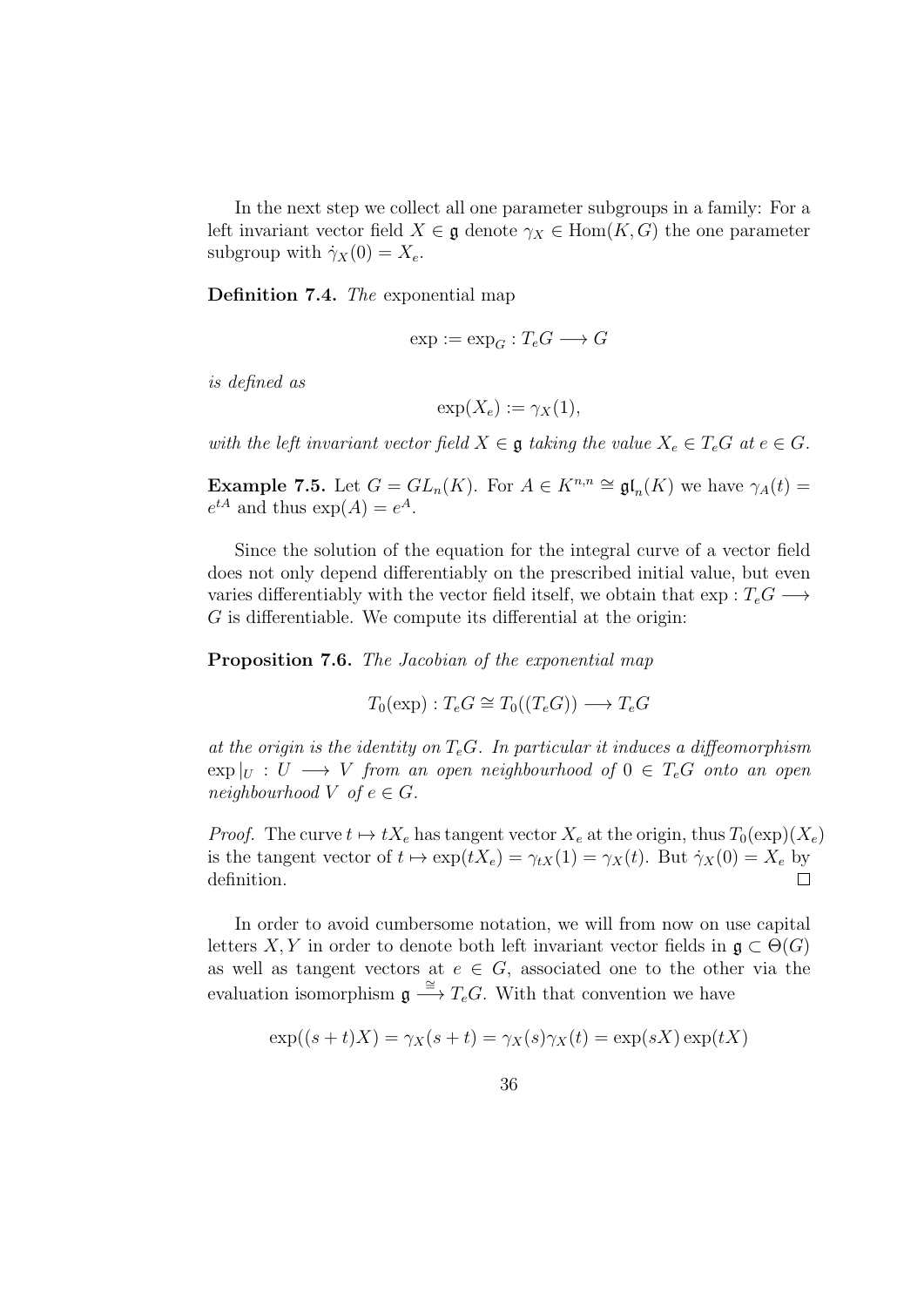In the next step we collect all one parameter subgroups in a family: For a left invariant vector field $X \in \mathfrak{g}$ denote $\gamma_X \in \text{Hom}(K, G)$ the one parameter subgroup with $\dot{\gamma}_X(0) = X_e$.

**Definition 7.4.** *The* exponential map

$$\exp := \exp_G : T_eG \longrightarrow G$$

*is defined as*

$$\exp(X_e) := \gamma_X(1),$$

*with the left invariant vector field $X \in \mathfrak{g}$ taking the value $X_e \in T_eG$ at $e \in G$.*

**Example 7.5.** Let $G = GL_n(K)$. For $A \in K^{n,n} \cong \mathfrak{gl}_n(K)$ we have $\gamma_A(t) = e^{tA}$ and thus $\exp(A) = e^A$.

Since the solution of the equation for the integral curve of a vector field does not only depend differentiably on the prescribed initial value, but even varies differentiably with the vector field itself, we obtain that $\exp : T_eG \longrightarrow G$ is differentiable. We compute its differential at the origin:

**Proposition 7.6.** *The Jacobian of the exponential map*

$$T_0(\exp) : T_eG \cong T_0((T_eG)) \longrightarrow T_eG$$

*at the origin is the identity on $T_eG$. In particular it induces a diffeomorphism $\exp|_U : U \longrightarrow V$ from an open neighbourhood of $0 \in T_eG$ onto an open neighbourhood $V$ of $e \in G$.*

*Proof.* The curve $t \mapsto tX_e$ has tangent vector $X_e$ at the origin, thus $T_0(\exp)(X_e)$ is the tangent vector of $t \mapsto \exp(tX_e) = \gamma_{tX}(1) = \gamma_X(t)$. But $\dot{\gamma}_X(0) = X_e$ by definition. $\square$

In order to avoid cumbersome notation, we will from now on use capital letters $X, Y$ in order to denote both left invariant vector fields in $\mathfrak{g} \subset \Theta(G)$ as well as tangent vectors at $e \in G$, associated one to the other via the evaluation isomorphism $\mathfrak{g} \xrightarrow{\cong} T_eG$. With that convention we have

$$\exp((s+t)X) = \gamma_X(s+t) = \gamma_X(s)\gamma_X(t) = \exp(sX)\exp(tX)$$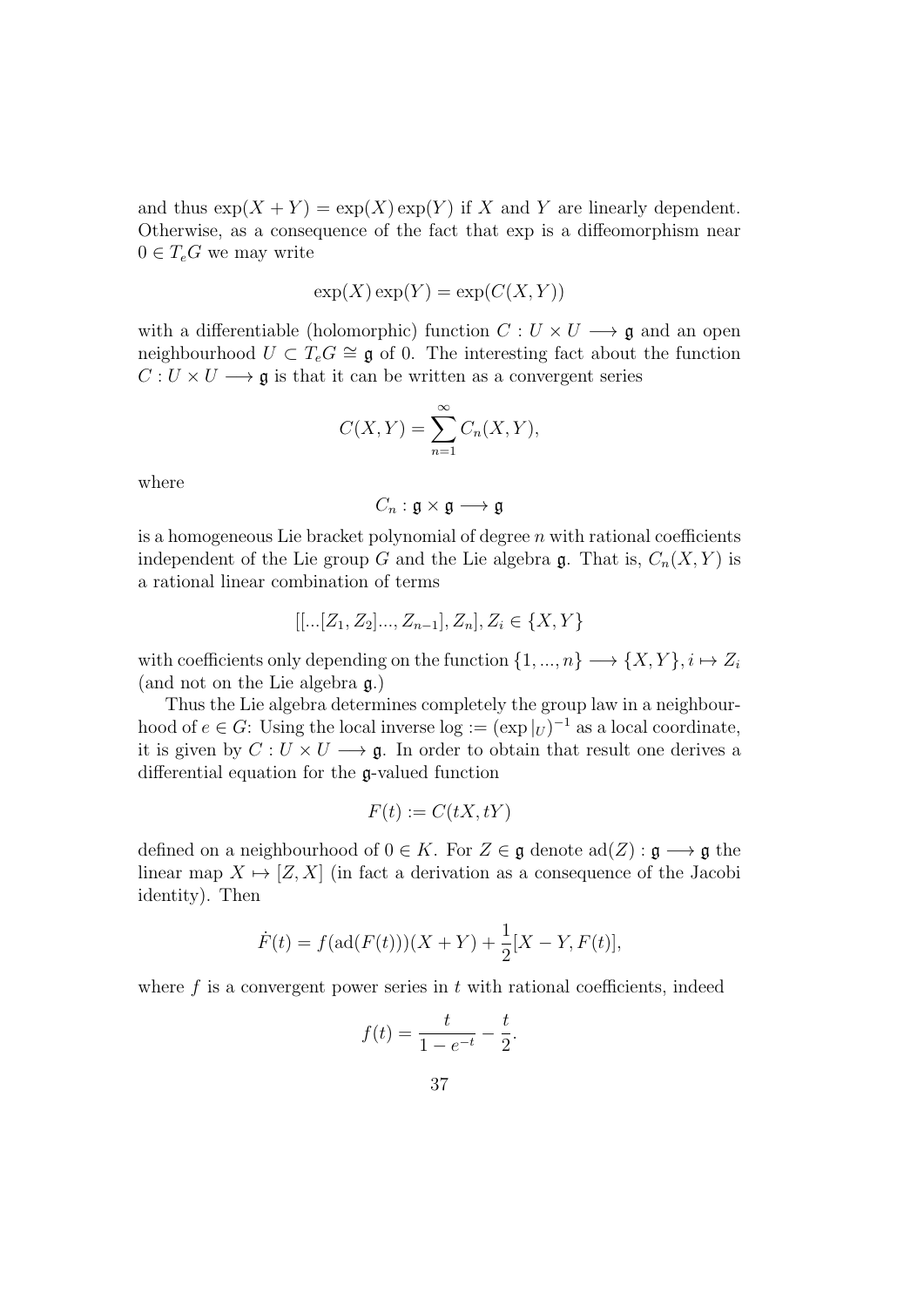and thus $\exp(X+Y) = \exp(X)\exp(Y)$ if $X$ and $Y$ are linearly dependent. Otherwise, as a consequence of the fact that exp is a diffeomorphism near $0 \in T_eG$ we may write

$$\exp(X)\exp(Y) = \exp(C(X,Y))$$

with a differentiable (holomorphic) function $C : U \times U \longrightarrow \mathfrak{g}$ and an open neighbourhood $U \subset T_eG \cong \mathfrak{g}$ of 0. The interesting fact about the function $C : U \times U \longrightarrow \mathfrak{g}$ is that it can be written as a convergent series

$$C(X,Y) = \sum_{n=1}^{\infty} C_n(X,Y),$$

where

$$C_n : \mathfrak{g} \times \mathfrak{g} \longrightarrow \mathfrak{g}$$

is a homogeneous Lie bracket polynomial of degree $n$ with rational coefficients independent of the Lie group $G$ and the Lie algebra $\mathfrak{g}$. That is, $C_n(X,Y)$ is a rational linear combination of terms

$$[[...[Z_1, Z_2]..., Z_{n-1}], Z_n], Z_i \in \{X, Y\}$$

with coefficients only depending on the function $\{1,...,n\} \longrightarrow \{X,Y\}, i \mapsto Z_i$ (and not on the Lie algebra $\mathfrak{g}$.)

Thus the Lie algebra determines completely the group law in a neighbourhood of $e \in G$: Using the local inverse $\log := (\exp|_U)^{-1}$ as a local coordinate, it is given by $C : U \times U \longrightarrow \mathfrak{g}$. In order to obtain that result one derives a differential equation for the $\mathfrak{g}$-valued function

$$F(t) := C(tX, tY)$$

defined on a neighbourhood of $0 \in K$. For $Z \in \mathfrak{g}$ denote $\mathrm{ad}(Z) : \mathfrak{g} \longrightarrow \mathfrak{g}$ the linear map $X \mapsto [Z, X]$ (in fact a derivation as a consequence of the Jacobi identity). Then

$$\dot{F}(t) = f(\mathrm{ad}(F(t)))(X+Y) + \frac{1}{2}[X-Y, F(t)],$$

where $f$ is a convergent power series in $t$ with rational coefficients, indeed

$$f(t) = \frac{t}{1-e^{-t}} - \frac{t}{2}.$$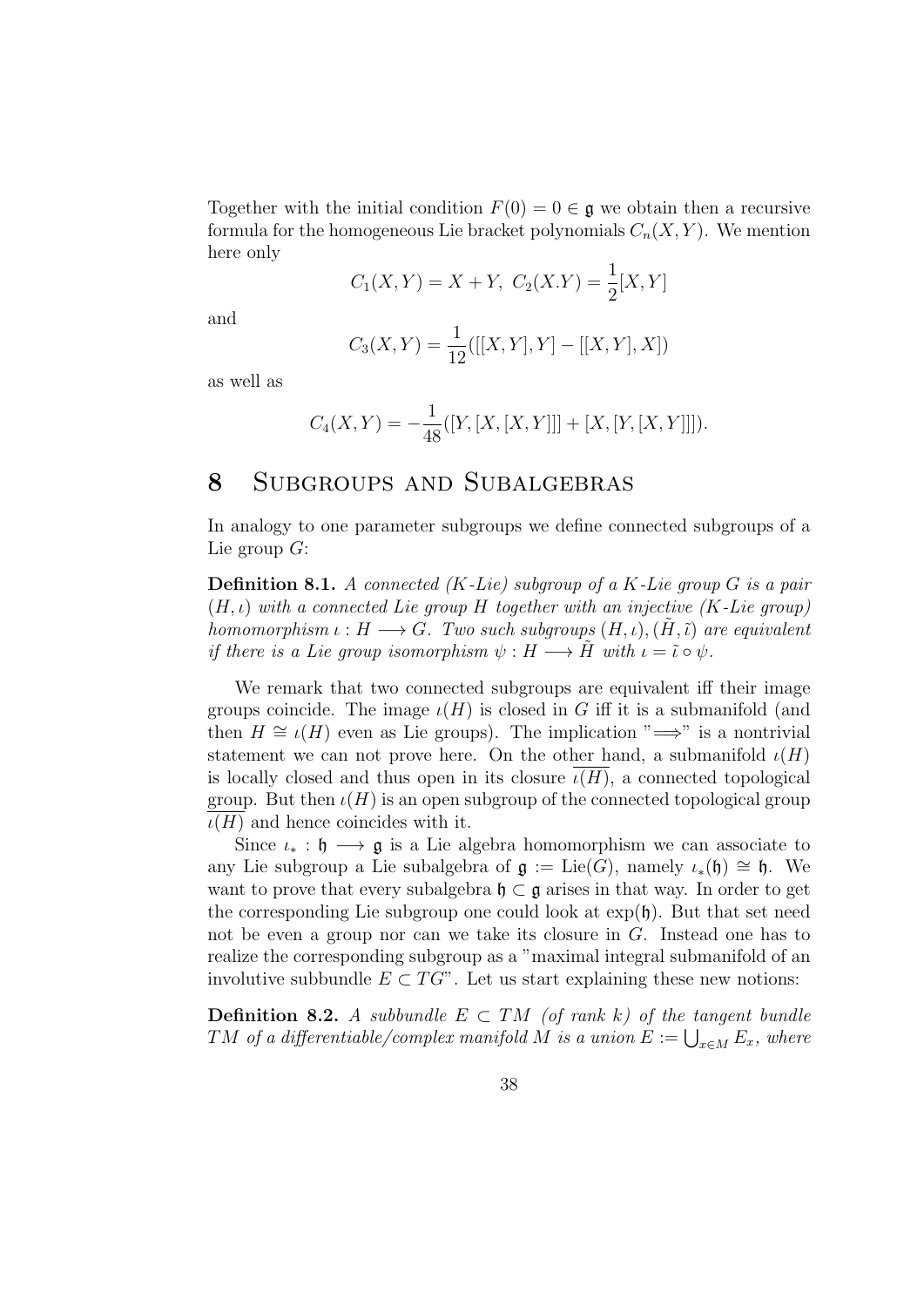Together with the initial condition $F(0) = 0 \in \mathfrak{g}$ we obtain then a recursive formula for the homogeneous Lie bracket polynomials $C_n(X, Y)$. We mention here only

$$C_1(X, Y) = X + Y,\ C_2(X.Y) = \frac{1}{2}[X, Y]$$

and

$$C_3(X, Y) = \frac{1}{12}([[X, Y], Y] - [[X, Y], X])$$

as well as

$$C_4(X, Y) = -\frac{1}{48}([Y, [X, [X, Y]]] + [X, [Y, [X, Y]]]).$$

# 8 Subgroups and Subalgebras

In analogy to one parameter subgroups we define connected subgroups of a Lie group $G$:

**Definition 8.1.** *A connected ($K$-Lie) subgroup of a $K$-Lie group $G$ is a pair $(H, \iota)$ with a connected Lie group $H$ together with an injective ($K$-Lie group) homomorphism $\iota : H \longrightarrow G$. Two such subgroups $(H, \iota), (\tilde{H}, \tilde{\iota})$ are equivalent if there is a Lie group isomorphism $\psi : H \longrightarrow \tilde{H}$ with $\iota = \tilde{\iota} \circ \psi$.*

We remark that two connected subgroups are equivalent iff their image groups coincide. The image $\iota(H)$ is closed in $G$ iff it is a submanifold (and then $H \cong \iota(H)$ even as Lie groups). The implication "$\Longrightarrow$" is a nontrivial statement we can not prove here. On the other hand, a submanifold $\iota(H)$ is locally closed and thus open in its closure $\overline{\iota(H)}$, a connected topological group. But then $\iota(H)$ is an open subgroup of the connected topological group $\overline{\iota(H)}$ and hence coincides with it.

Since $\iota_* : \mathfrak{h} \longrightarrow \mathfrak{g}$ is a Lie algebra homomorphism we can associate to any Lie subgroup a Lie subalgebra of $\mathfrak{g} := \mathrm{Lie}(G)$, namely $\iota_*(\mathfrak{h}) \cong \mathfrak{h}$. We want to prove that every subalgebra $\mathfrak{h} \subset \mathfrak{g}$ arises in that way. In order to get the corresponding Lie subgroup one could look at $\exp(\mathfrak{h})$. But that set need not be even a group nor can we take its closure in $G$. Instead one has to realize the corresponding subgroup as a "maximal integral submanifold of an involutive subbundle $E \subset TG$". Let us start explaining these new notions:

**Definition 8.2.** *A subbundle $E \subset TM$ (of rank $k$) of the tangent bundle $TM$ of a differentiable/complex manifold $M$ is a union $E := \bigcup_{x \in M} E_x$, where*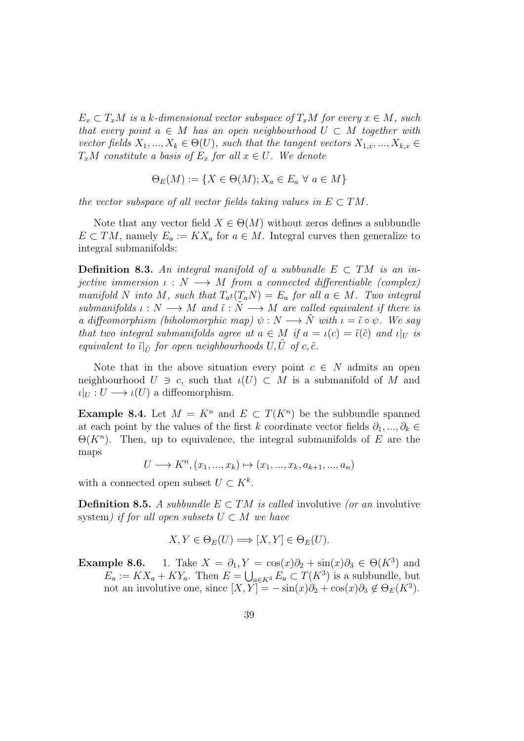*$E_x \subset T_x M$ is a $k$-dimensional vector subspace of $T_x M$ for every $x \in M$, such that every point $a \in M$ has an open neighbourhood $U \subset M$ together with vector fields $X_1, ..., X_k \in \Theta(U)$, such that the tangent vectors $X_{1,x}, ..., X_{k,x} \in T_x M$ constitute a basis of $E_x$ for all $x \in U$. We denote*

$$\Theta_E(M) := \{X \in \Theta(M); X_a \in E_a \ \forall \ a \in M\}$$

*the vector subspace of all vector fields taking values in $E \subset TM$.*

Note that any vector field $X \in \Theta(M)$ without zeros defines a subbundle $E \subset TM$, namely $E_a := KX_a$ for $a \in M$. Integral curves then generalize to integral submanifolds:

**Definition 8.3.** *An integral manifold of a subbundle $E \subset TM$ is an injective immersion $\iota : N \longrightarrow M$ from a connected differentiable (complex) manifold $N$ into $M$, such that $T_a\iota(T_a N) = E_a$ for all $a \in M$. Two integral submanifolds $\iota : N \longrightarrow M$ and $\tilde{\iota} : \tilde{N} \longrightarrow M$ are called equivalent if there is a diffeomorphism (biholomorphic map) $\psi : N \longrightarrow \tilde{N}$ with $\iota = \tilde{\iota} \circ \psi$. We say that two integral submanifolds agree at $a \in M$ if $a = \iota(c) = \tilde{\iota}(\tilde{c})$ and $\iota|_U$ is equivalent to $\tilde{\iota}|_{\tilde{U}}$ for open neighbourhoods $U, \tilde{U}$ of $c, \tilde{c}$.*

Note that in the above situation every point $c \in N$ admits an open neighbourhood $U \ni c$, such that $\iota(U) \subset M$ is a submanifold of $M$ and $\iota|_U : U \longrightarrow \iota(U)$ a diffeomorphism.

**Example 8.4.** Let $M = K^n$ and $E \subset T(K^n)$ be the subbundle spanned at each point by the values of the first $k$ coordinate vector fields $\partial_1, ..., \partial_k \in \Theta(K^n)$. Then, up to equivalence, the integral submanifolds of $E$ are the maps

$$U \longrightarrow K^n, (x_1, ..., x_k) \mapsto (x_1, ..., x_k, a_{k+1}, ..., a_n)$$

with a connected open subset $U \subset K^k$.

**Definition 8.5.** *A subbundle $E \subset TM$ is called* involutive *(or an* involutive system*) if for all open subsets $U \subset M$ we have*

$$X, Y \in \Theta_E(U) \Longrightarrow [X, Y] \in \Theta_E(U).$$

**Example 8.6.**

1. Take $X = \partial_1, Y = \cos(x)\partial_2 + \sin(x)\partial_3 \in \Theta(K^3)$ and $E_a := KX_a + KY_a$. Then $E = \bigcup_{a \in K^3} E_a \subset T(K^3)$ is a subbundle, but not an involutive one, since $[X, Y] = -\sin(x)\partial_2 + \cos(x)\partial_3 \notin \Theta_E(K^3)$.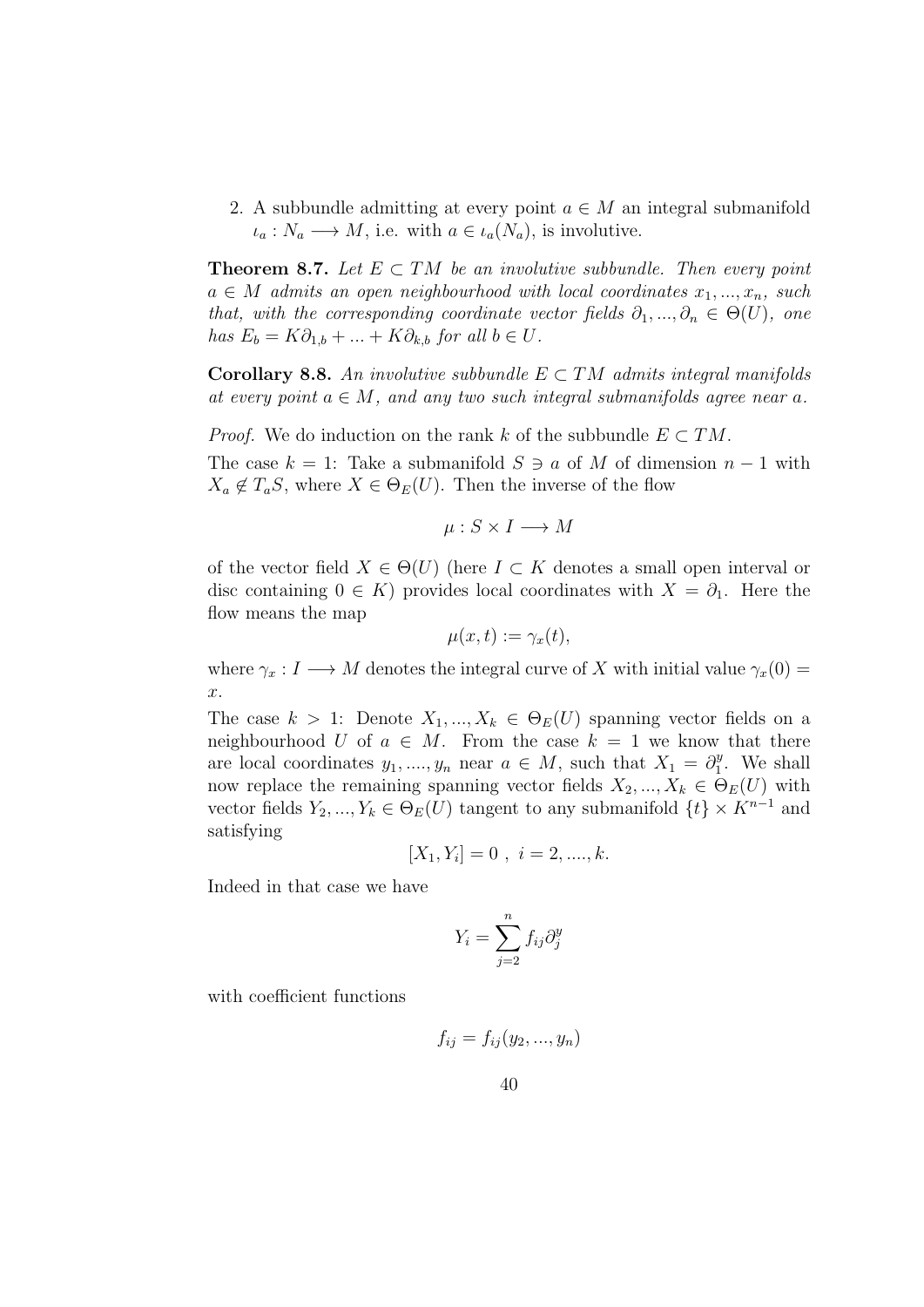2. A subbundle admitting at every point $a \in M$ an integral submanifold $\iota_a : N_a \longrightarrow M$, i.e. with $a \in \iota_a(N_a)$, is involutive.

**Theorem 8.7.** *Let $E \subset TM$ be an involutive subbundle. Then every point $a \in M$ admits an open neighbourhood with local coordinates $x_1, ..., x_n$, such that, with the corresponding coordinate vector fields $\partial_1, ..., \partial_n \in \Theta(U)$, one has $E_b = K\partial_{1,b} + ... + K\partial_{k,b}$ for all $b \in U$.*

**Corollary 8.8.** *An involutive subbundle $E \subset TM$ admits integral manifolds at every point $a \in M$, and any two such integral submanifolds agree near $a$.*

*Proof.* We do induction on the rank $k$ of the subbundle $E \subset TM$.

The case $k = 1$: Take a submanifold $S \ni a$ of $M$ of dimension $n - 1$ with $X_a \notin T_aS$, where $X \in \Theta_E(U)$. Then the inverse of the flow

$$\mu : S \times I \longrightarrow M$$

of the vector field $X \in \Theta(U)$ (here $I \subset K$ denotes a small open interval or disc containing $0 \in K$) provides local coordinates with $X = \partial_1$. Here the flow means the map

$$\mu(x, t) := \gamma_x(t),$$

where $\gamma_x : I \longrightarrow M$ denotes the integral curve of $X$ with initial value $\gamma_x(0) = x$.

The case $k > 1$: Denote $X_1, ..., X_k \in \Theta_E(U)$ spanning vector fields on a neighbourhood $U$ of $a \in M$. From the case $k = 1$ we know that there are local coordinates $y_1, ...., y_n$ near $a \in M$, such that $X_1 = \partial_1^y$. We shall now replace the remaining spanning vector fields $X_2, ..., X_k \in \Theta_E(U)$ with vector fields $Y_2, ..., Y_k \in \Theta_E(U)$ tangent to any submanifold $\{t\} \times K^{n-1}$ and satisfying

$$[X_1, Y_i] = 0\ ,\ i = 2, ...., k.$$

Indeed in that case we have

$$Y_i = \sum_{j=2}^{n} f_{ij} \partial_j^y$$

with coefficient functions

$$f_{ij} = f_{ij}(y_2, ..., y_n)$$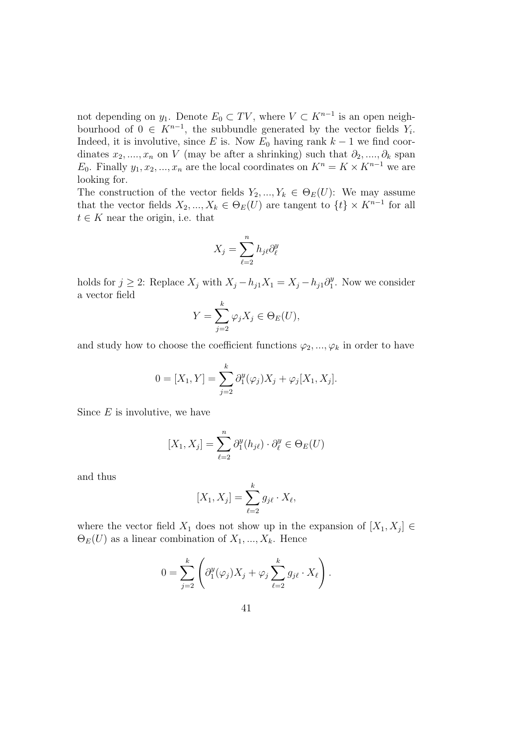not depending on $y_1$. Denote $E_0 \subset TV$, where $V \subset K^{n-1}$ is an open neighbourhood of $0 \in K^{n-1}$, the subbundle generated by the vector fields $Y_i$. Indeed, it is involutive, since $E$ is. Now $E_0$ having rank $k-1$ we find coordinates $x_2, ...., x_n$ on $V$ (may be after a shrinking) such that $\partial_2, ...., \partial_k$ span $E_0$. Finally $y_1, x_2, ..., x_n$ are the local coordinates on $K^n = K \times K^{n-1}$ we are looking for.

The construction of the vector fields $Y_2, ..., Y_k \in \Theta_E(U)$: We may assume that the vector fields $X_2, ..., X_k \in \Theta_E(U)$ are tangent to $\{t\} \times K^{n-1}$ for all $t \in K$ near the origin, i.e. that

$$X_j = \sum_{\ell=2}^{n} h_{j\ell} \partial_\ell^y$$

holds for $j \geq 2$: Replace $X_j$ with $X_j - h_{j1}X_1 = X_j - h_{j1}\partial_1^y$. Now we consider a vector field

$$Y = \sum_{j=2}^{k} \varphi_j X_j \in \Theta_E(U),$$

and study how to choose the coefficient functions $\varphi_2, ..., \varphi_k$ in order to have

$$0 = [X_1, Y] = \sum_{j=2}^{k} \partial_1^y(\varphi_j)X_j + \varphi_j[X_1, X_j].$$

Since $E$ is involutive, we have

$$[X_1, X_j] = \sum_{\ell=2}^{n} \partial_1^y(h_{j\ell}) \cdot \partial_\ell^y \in \Theta_E(U)$$

and thus

$$[X_1, X_j] = \sum_{\ell=2}^{k} g_{j\ell} \cdot X_\ell,$$

where the vector field $X_1$ does not show up in the expansion of $[X_1, X_j] \in \Theta_E(U)$ as a linear combination of $X_1, ..., X_k$. Hence

$$0 = \sum_{j=2}^{k} \left( \partial_1^y(\varphi_j)X_j + \varphi_j \sum_{\ell=2}^{k} g_{j\ell} \cdot X_\ell \right).$$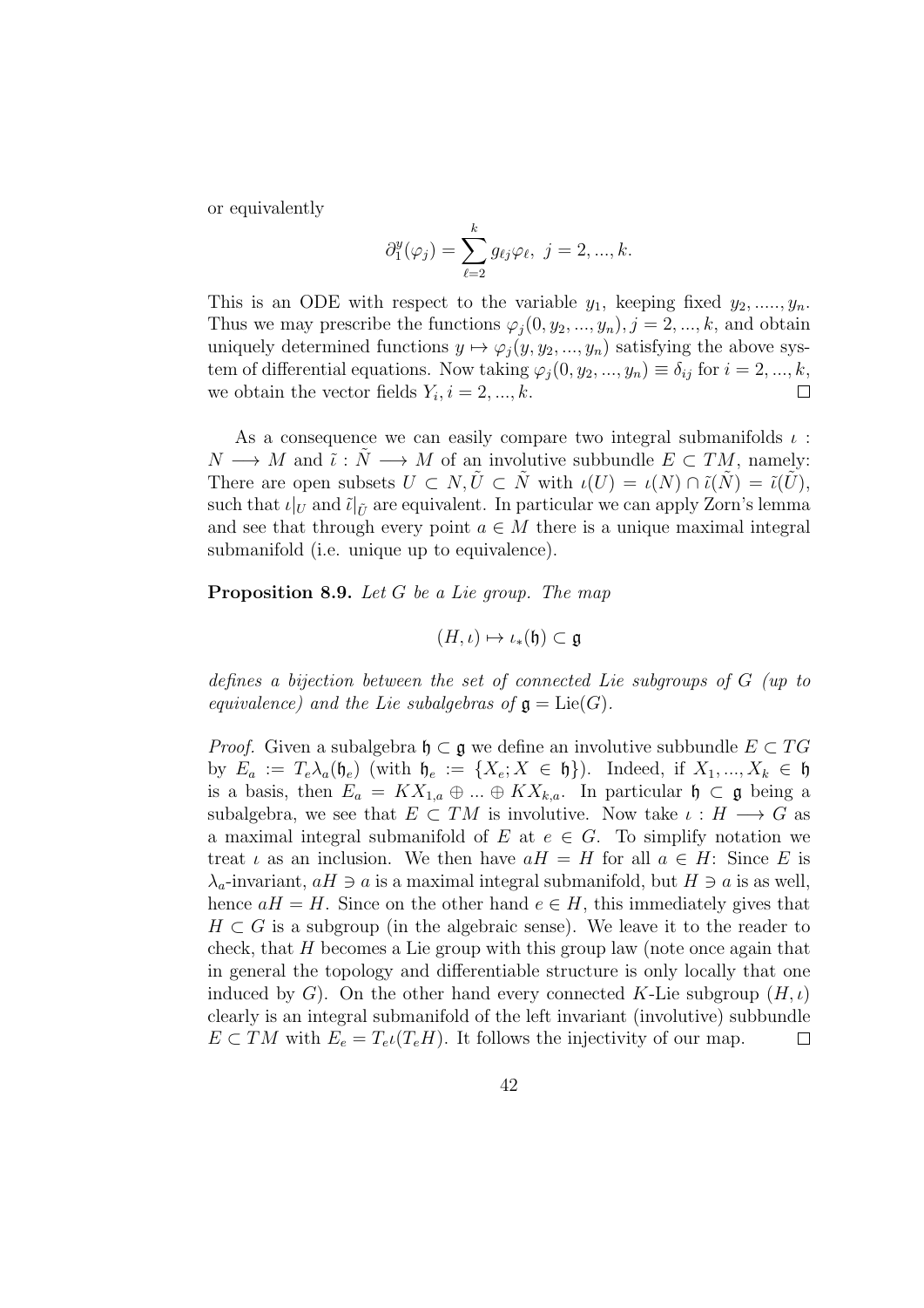or equivalently

$$\partial_1^y(\varphi_j) = \sum_{\ell=2}^{k} g_{\ell j}\varphi_\ell,\ j = 2, ..., k.$$

This is an ODE with respect to the variable $y_1$, keeping fixed $y_2, ....., y_n$. Thus we may prescribe the functions $\varphi_j(0, y_2, ..., y_n), j = 2, ..., k$, and obtain uniquely determined functions $y \mapsto \varphi_j(y, y_2, ..., y_n)$ satisfying the above system of differential equations. Now taking $\varphi_j(0, y_2, ..., y_n) \equiv \delta_{ij}$ for $i = 2, ..., k$, we obtain the vector fields $Y_i, i = 2, ..., k$. $\square$

As a consequence we can easily compare two integral submanifolds $\iota : N \longrightarrow M$ and $\tilde{\iota} : \tilde{N} \longrightarrow M$ of an involutive subbundle $E \subset TM$, namely: There are open subsets $U \subset N, \tilde{U} \subset \tilde{N}$ with $\iota(U) = \iota(N) \cap \tilde{\iota}(\tilde{N}) = \tilde{\iota}(\tilde{U})$, such that $\iota|_U$ and $\tilde{\iota}|_{\tilde{U}}$ are equivalent. In particular we can apply Zorn's lemma and see that through every point $a \in M$ there is a unique maximal integral submanifold (i.e. unique up to equivalence).

**Proposition 8.9.** *Let $G$ be a Lie group. The map*

$$(H, \iota) \mapsto \iota_*(\mathfrak{h}) \subset \mathfrak{g}$$

*defines a bijection between the set of connected Lie subgroups of $G$ (up to equivalence) and the Lie subalgebras of $\mathfrak{g} = \mathrm{Lie}(G)$.*

*Proof.* Given a subalgebra $\mathfrak{h} \subset \mathfrak{g}$ we define an involutive subbundle $E \subset TG$ by $E_a := T_e\lambda_a(\mathfrak{h}_e)$ (with $\mathfrak{h}_e := \{X_e; X \in \mathfrak{h}\}$). Indeed, if $X_1, ..., X_k \in \mathfrak{h}$ is a basis, then $E_a = KX_{1,a} \oplus ... \oplus KX_{k,a}$. In particular $\mathfrak{h} \subset \mathfrak{g}$ being a subalgebra, we see that $E \subset TM$ is involutive. Now take $\iota : H \longrightarrow G$ as a maximal integral submanifold of $E$ at $e \in G$. To simplify notation we treat $\iota$ as an inclusion. We then have $aH = H$ for all $a \in H$: Since $E$ is $\lambda_a$-invariant, $aH \ni a$ is a maximal integral submanifold, but $H \ni a$ is as well, hence $aH = H$. Since on the other hand $e \in H$, this immediately gives that $H \subset G$ is a subgroup (in the algebraic sense). We leave it to the reader to check, that $H$ becomes a Lie group with this group law (note once again that in general the topology and differentiable structure is only locally that one induced by $G$). On the other hand every connected $K$-Lie subgroup $(H, \iota)$ clearly is an integral submanifold of the left invariant (involutive) subbundle $E \subset TM$ with $E_e = T_e\iota(T_eH)$. It follows the injectivity of our map. $\square$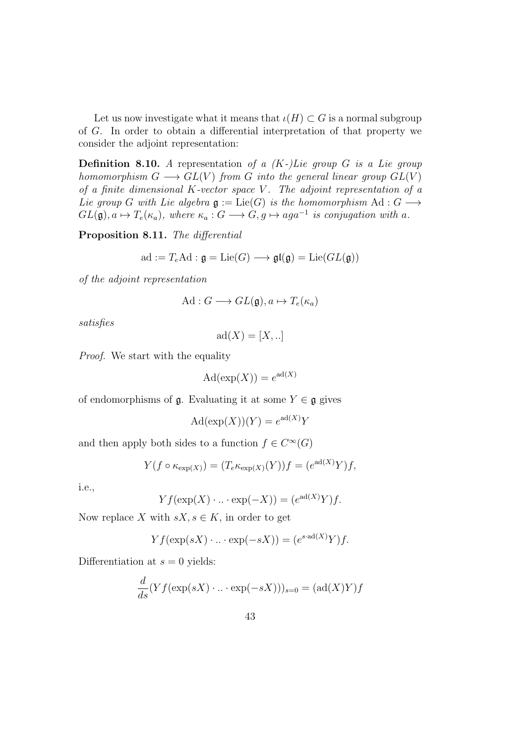Let us now investigate what it means that $\iota(H) \subset G$ is a normal subgroup of $G$. In order to obtain a differential interpretation of that property we consider the adjoint representation:

**Definition 8.10.** *A* representation *of a (K-)Lie group $G$ is a Lie group homomorphism $G \longrightarrow GL(V)$ from $G$ into the general linear group $GL(V)$ of a finite dimensional $K$-vector space $V$. The adjoint representation of a Lie group $G$ with Lie algebra $\mathfrak{g} := \mathrm{Lie}(G)$ is the homomorphism $\mathrm{Ad} : G \longrightarrow GL(\mathfrak{g}), a \mapsto T_e(\kappa_a)$, where $\kappa_a : G \longrightarrow G, g \mapsto aga^{-1}$ is conjugation with $a$.*

**Proposition 8.11.** *The differential*

$$\mathrm{ad} := T_e\mathrm{Ad} : \mathfrak{g} = \mathrm{Lie}(G) \longrightarrow \mathfrak{gl}(\mathfrak{g}) = \mathrm{Lie}(GL(\mathfrak{g}))$$

*of the adjoint representation*

$$\mathrm{Ad} : G \longrightarrow GL(\mathfrak{g}), a \mapsto T_e(\kappa_a)$$

*satisfies*

$$\mathrm{ad}(X) = [X, ..]$$

*Proof.* We start with the equality

$$\mathrm{Ad}(\exp(X)) = e^{\mathrm{ad}(X)}$$

of endomorphisms of $\mathfrak{g}$. Evaluating it at some $Y \in \mathfrak{g}$ gives

$$\mathrm{Ad}(\exp(X))(Y) = e^{\mathrm{ad}(X)}Y$$

and then apply both sides to a function $f \in C^\infty(G)$

$$Y(f \circ \kappa_{\exp(X)}) = (T_e\kappa_{\exp(X)}(Y))f = (e^{\mathrm{ad}(X)}Y)f,$$

i.e.,

$$Yf(\exp(X) \cdot .. \cdot \exp(-X)) = (e^{\mathrm{ad}(X)}Y)f.$$

Now replace $X$ with $sX, s \in K$, in order to get

$$Yf(\exp(sX) \cdot .. \cdot \exp(-sX)) = (e^{s \cdot \mathrm{ad}(X)}Y)f.$$

Differentiation at $s = 0$ yields:

$$\frac{d}{ds}(Yf(\exp(sX) \cdot .. \cdot \exp(-sX)))_{s=0} = (\mathrm{ad}(X)Y)f$$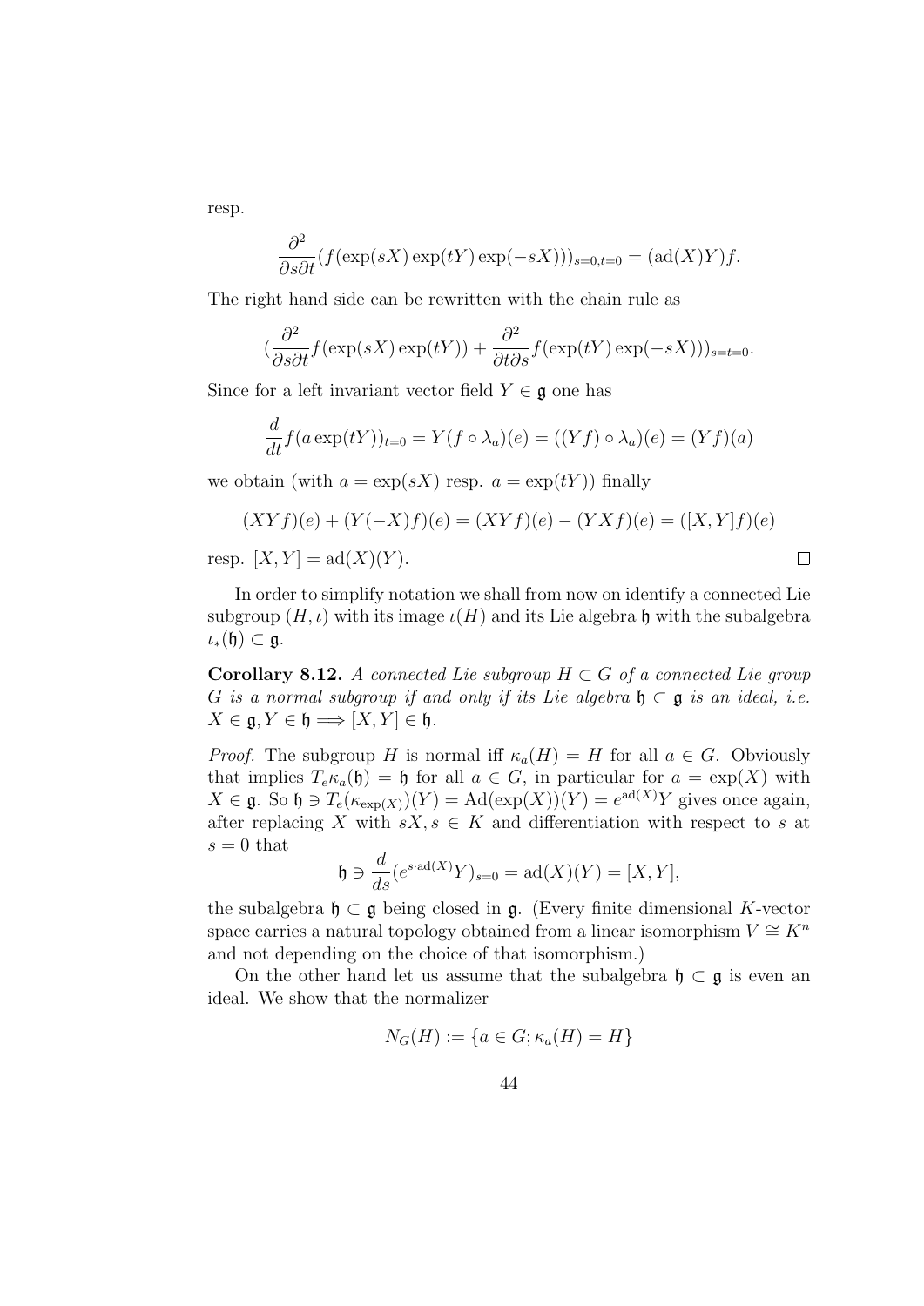resp.

$$\frac{\partial^2}{\partial s \partial t}(f(\exp(sX)\exp(tY)\exp(-sX)))_{s=0,t=0} = (\mathrm{ad}(X)Y)f.$$

The right hand side can be rewritten with the chain rule as

$$(\frac{\partial^2}{\partial s \partial t} f(\exp(sX)\exp(tY)) + \frac{\partial^2}{\partial t \partial s} f(\exp(tY)\exp(-sX)))_{s=t=0}.$$

Since for a left invariant vector field $Y \in \mathfrak{g}$ one has

$$\frac{d}{dt} f(a\exp(tY))_{t=0} = Y(f \circ \lambda_a)(e) = ((Yf) \circ \lambda_a)(e) = (Yf)(a)$$

we obtain (with $a = \exp(sX)$ resp. $a = \exp(tY)$) finally

$$(XYf)(e) + (Y(-X)f)(e) = (XYf)(e) - (YXf)(e) = ([X,Y]f)(e)$$

resp. $[X,Y] = \mathrm{ad}(X)(Y)$. $\square$

In order to simplify notation we shall from now on identify a connected Lie subgroup $(H, \iota)$ with its image $\iota(H)$ and its Lie algebra $\mathfrak{h}$ with the subalgebra $\iota_*(\mathfrak{h}) \subset \mathfrak{g}$.

**Corollary 8.12.** *A connected Lie subgroup $H \subset G$ of a connected Lie group $G$ is a normal subgroup if and only if its Lie algebra $\mathfrak{h} \subset \mathfrak{g}$ is an ideal, i.e. $X \in \mathfrak{g}, Y \in \mathfrak{h} \Longrightarrow [X,Y] \in \mathfrak{h}$.*

*Proof.* The subgroup $H$ is normal iff $\kappa_a(H) = H$ for all $a \in G$. Obviously that implies $T_e\kappa_a(\mathfrak{h}) = \mathfrak{h}$ for all $a \in G$, in particular for $a = \exp(X)$ with $X \in \mathfrak{g}$. So $\mathfrak{h} \ni T_e(\kappa_{\exp(X)})(Y) = \mathrm{Ad}(\exp(X))(Y) = e^{\mathrm{ad}(X)}Y$ gives once again, after replacing $X$ with $sX, s \in K$ and differentiation with respect to $s$ at $s = 0$ that

$$\mathfrak{h} \ni \frac{d}{ds}(e^{s \cdot \mathrm{ad}(X)}Y)_{s=0} = \mathrm{ad}(X)(Y) = [X,Y],$$

the subalgebra $\mathfrak{h} \subset \mathfrak{g}$ being closed in $\mathfrak{g}$. (Every finite dimensional $K$-vector space carries a natural topology obtained from a linear isomorphism $V \cong K^n$ and not depending on the choice of that isomorphism.)

On the other hand let us assume that the subalgebra $\mathfrak{h} \subset \mathfrak{g}$ is even an ideal. We show that the normalizer

$$N_G(H) := \{a \in G; \kappa_a(H) = H\}$$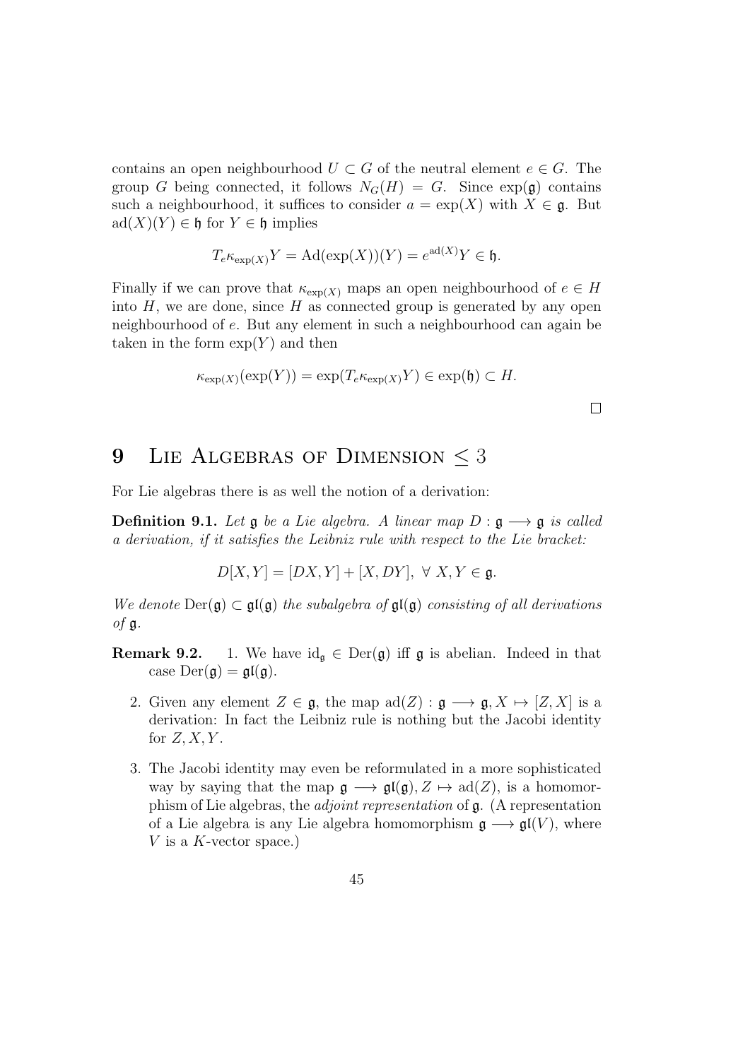contains an open neighbourhood $U \subset G$ of the neutral element $e \in G$. The group $G$ being connected, it follows $N_G(H) = G$. Since $\exp(\mathfrak{g})$ contains such a neighbourhood, it suffices to consider $a = \exp(X)$ with $X \in \mathfrak{g}$. But $\mathrm{ad}(X)(Y) \in \mathfrak{h}$ for $Y \in \mathfrak{h}$ implies

$$T_e \kappa_{\exp(X)} Y = \mathrm{Ad}(\exp(X))(Y) = e^{\mathrm{ad}(X)} Y \in \mathfrak{h}.$$

Finally if we can prove that $\kappa_{\exp(X)}$ maps an open neighbourhood of $e \in H$ into $H$, we are done, since $H$ as connected group is generated by any open neighbourhood of $e$. But any element in such a neighbourhood can again be taken in the form $\exp(Y)$ and then

$$\kappa_{\exp(X)}(\exp(Y)) = \exp(T_e \kappa_{\exp(X)} Y) \in \exp(\mathfrak{h}) \subset H.$$

□

# 9 Lie Algebras of Dimension $\leq 3$

For Lie algebras there is as well the notion of a derivation:

**Definition 9.1.** *Let $\mathfrak{g}$ be a Lie algebra. A linear map $D : \mathfrak{g} \longrightarrow \mathfrak{g}$ is called a derivation, if it satisfies the Leibniz rule with respect to the Lie bracket:*

$$D[X, Y] = [DX, Y] + [X, DY], \ \forall \ X, Y \in \mathfrak{g}.$$

*We denote $\mathrm{Der}(\mathfrak{g}) \subset \mathfrak{gl}(\mathfrak{g})$ the subalgebra of $\mathfrak{gl}(\mathfrak{g})$ consisting of all derivations of $\mathfrak{g}$.*

**Remark 9.2.**

1. We have $\mathrm{id}_{\mathfrak{g}} \in \mathrm{Der}(\mathfrak{g})$ iff $\mathfrak{g}$ is abelian. Indeed in that case $\mathrm{Der}(\mathfrak{g}) = \mathfrak{gl}(\mathfrak{g})$.
2. Given any element $Z \in \mathfrak{g}$, the map $\mathrm{ad}(Z) : \mathfrak{g} \longrightarrow \mathfrak{g}, X \mapsto [Z, X]$ is a derivation: In fact the Leibniz rule is nothing but the Jacobi identity for $Z, X, Y$.
3. The Jacobi identity may even be reformulated in a more sophisticated way by saying that the map $\mathfrak{g} \longrightarrow \mathfrak{gl}(\mathfrak{g}), Z \mapsto \mathrm{ad}(Z)$, is a homomorphism of Lie algebras, the *adjoint representation* of $\mathfrak{g}$. (A representation of a Lie algebra is any Lie algebra homomorphism $\mathfrak{g} \longrightarrow \mathfrak{gl}(V)$, where $V$ is a $K$-vector space.)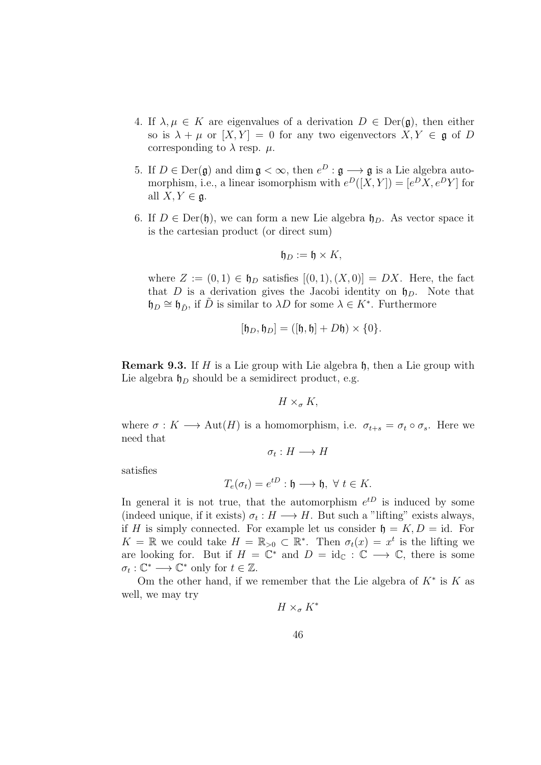4. If $\lambda, \mu \in K$ are eigenvalues of a derivation $D \in \mathrm{Der}(\mathfrak{g})$, then either so is $\lambda + \mu$ or $[X, Y] = 0$ for any two eigenvectors $X, Y \in \mathfrak{g}$ of $D$ corresponding to $\lambda$ resp. $\mu$.

5. If $D \in \mathrm{Der}(\mathfrak{g})$ and $\dim \mathfrak{g} < \infty$, then $e^D : \mathfrak{g} \longrightarrow \mathfrak{g}$ is a Lie algebra automorphism, i.e., a linear isomorphism with $e^D([X, Y]) = [e^D X, e^D Y]$ for all $X, Y \in \mathfrak{g}$.

6. If $D \in \mathrm{Der}(\mathfrak{h})$, we can form a new Lie algebra $\mathfrak{h}_D$. As vector space it is the cartesian product (or direct sum)

$$\mathfrak{h}_D := \mathfrak{h} \times K,$$

where $Z := (0, 1) \in \mathfrak{h}_D$ satisfies $[(0, 1), (X, 0)] = DX$. Here, the fact that $D$ is a derivation gives the Jacobi identity on $\mathfrak{h}_D$. Note that $\mathfrak{h}_D \cong \mathfrak{h}_{\tilde{D}}$, if $\tilde{D}$ is similar to $\lambda D$ for some $\lambda \in K^*$. Furthermore

$$[\mathfrak{h}_D, \mathfrak{h}_D] = ([\mathfrak{h}, \mathfrak{h}] + D\mathfrak{h}) \times \{0\}.$$

**Remark 9.3.** If $H$ is a Lie group with Lie algebra $\mathfrak{h}$, then a Lie group with Lie algebra $\mathfrak{h}_D$ should be a semidirect product, e.g.

$$H \times_\sigma K,$$

where $\sigma : K \longrightarrow \mathrm{Aut}(H)$ is a homomorphism, i.e. $\sigma_{t+s} = \sigma_t \circ \sigma_s$. Here we need that

$$\sigma_t : H \longrightarrow H$$

satisfies

$$T_e(\sigma_t) = e^{tD} : \mathfrak{h} \longrightarrow \mathfrak{h}, \ \forall \ t \in K.$$

In general it is not true, that the automorphism $e^{tD}$ is induced by some (indeed unique, if it exists) $\sigma_t : H \longrightarrow H$. But such a "lifting" exists always, if $H$ is simply connected. For example let us consider $\mathfrak{h} = K, D = \mathrm{id}$. For $K = \mathbb{R}$ we could take $H = \mathbb{R}_{>0} \subset \mathbb{R}^*$. Then $\sigma_t(x) = x^t$ is the lifting we are looking for. But if $H = \mathbb{C}^*$ and $D = \mathrm{id}_{\mathbb{C}} : \mathbb{C} \longrightarrow \mathbb{C}$, there is some $\sigma_t : \mathbb{C}^* \longrightarrow \mathbb{C}^*$ only for $t \in \mathbb{Z}$.

Om the other hand, if we remember that the Lie algebra of $K^*$ is $K$ as well, we may try

$$H \times_\sigma K^*$$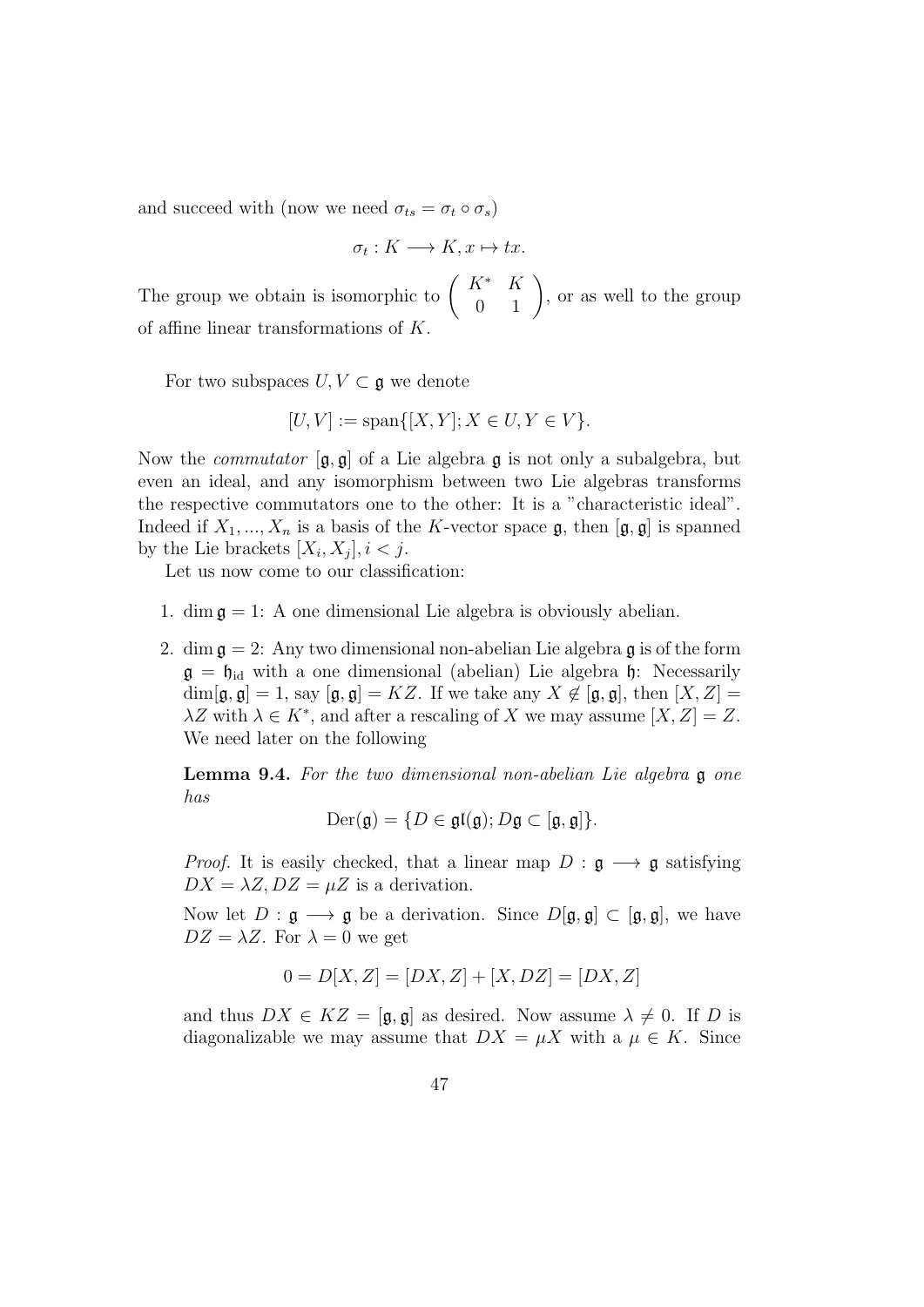and succeed with (now we need $\sigma_{ts} = \sigma_t \circ \sigma_s$)

$$\sigma_t : K \longrightarrow K, x \mapsto tx.$$

The group we obtain is isomorphic to $\left( \begin{array}{cc} K^* & K \\ 0 & 1 \end{array} \right)$, or as well to the group of affine linear transformations of $K$.

For two subspaces $U, V \subset \mathfrak{g}$ we denote

$$[U, V] := \text{span}\{[X, Y]; X \in U, Y \in V\}.$$

Now the *commutator* $[\mathfrak{g}, \mathfrak{g}]$ of a Lie algebra $\mathfrak{g}$ is not only a subalgebra, but even an ideal, and any isomorphism between two Lie algebras transforms the respective commutators one to the other: It is a "characteristic ideal". Indeed if $X_1, ..., X_n$ is a basis of the $K$-vector space $\mathfrak{g}$, then $[\mathfrak{g}, \mathfrak{g}]$ is spanned by the Lie brackets $[X_i, X_j], i < j$.

Let us now come to our classification:

1. $\dim \mathfrak{g} = 1$: A one dimensional Lie algebra is obviously abelian.

2. $\dim \mathfrak{g} = 2$: Any two dimensional non-abelian Lie algebra $\mathfrak{g}$ is of the form $\mathfrak{g} = \mathfrak{h}_{\text{id}}$ with a one dimensional (abelian) Lie algebra $\mathfrak{h}$: Necessarily $\dim[\mathfrak{g}, \mathfrak{g}] = 1$, say $[\mathfrak{g}, \mathfrak{g}] = KZ$. If we take any $X \notin [\mathfrak{g}, \mathfrak{g}]$, then $[X, Z] = \lambda Z$ with $\lambda \in K^*$, and after a rescaling of $X$ we may assume $[X, Z] = Z$. We need later on the following

   **Lemma 9.4.** *For the two dimensional non-abelian Lie algebra $\mathfrak{g}$ one has*
   
   $$\text{Der}(\mathfrak{g}) = \{D \in \mathfrak{gl}(\mathfrak{g}); D\mathfrak{g} \subset [\mathfrak{g}, \mathfrak{g}]\}.$$

   *Proof.* It is easily checked, that a linear map $D : \mathfrak{g} \longrightarrow \mathfrak{g}$ satisfying $DX = \lambda Z, DZ = \mu Z$ is a derivation.

   Now let $D : \mathfrak{g} \longrightarrow \mathfrak{g}$ be a derivation. Since $D[\mathfrak{g}, \mathfrak{g}] \subset [\mathfrak{g}, \mathfrak{g}]$, we have $DZ = \lambda Z$. For $\lambda = 0$ we get
   
   $$0 = D[X, Z] = [DX, Z] + [X, DZ] = [DX, Z]$$
   
   and thus $DX \in KZ = [\mathfrak{g}, \mathfrak{g}]$ as desired. Now assume $\lambda \neq 0$. If $D$ is diagonalizable we may assume that $DX = \mu X$ with a $\mu \in K$. Since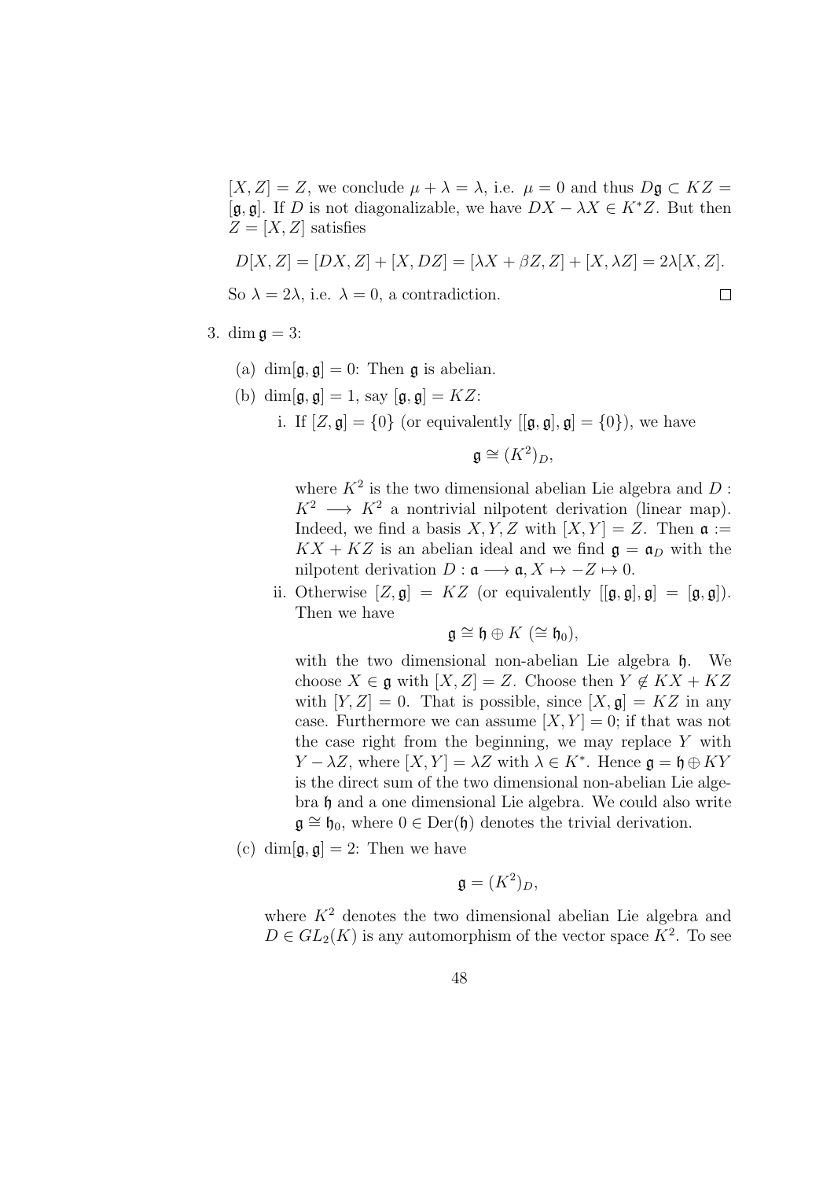$[X, Z] = Z$, we conclude $\mu + \lambda = \lambda$, i.e. $\mu = 0$ and thus $D\mathfrak{g} \subset KZ = [\mathfrak{g}, \mathfrak{g}]$. If $D$ is not diagonalizable, we have $DX - \lambda X \in K^* Z$. But then $Z = [X, Z]$ satisfies

$$D[X, Z] = [DX, Z] + [X, DZ] = [\lambda X + \beta Z, Z] + [X, \lambda Z] = 2\lambda [X, Z].$$

So $\lambda = 2\lambda$, i.e. $\lambda = 0$, a contradiction. □

3. $\dim \mathfrak{g} = 3$:

   (a) $\dim[\mathfrak{g}, \mathfrak{g}] = 0$: Then $\mathfrak{g}$ is abelian.

   (b) $\dim[\mathfrak{g}, \mathfrak{g}] = 1$, say $[\mathfrak{g}, \mathfrak{g}] = KZ$:

      i. If $[Z, \mathfrak{g}] = \{0\}$ (or equivalently $[[\mathfrak{g}, \mathfrak{g}], \mathfrak{g}] = \{0\}$), we have

      $$\mathfrak{g} \cong (K^2)_D,$$

      where $K^2$ is the two dimensional abelian Lie algebra and $D : K^2 \longrightarrow K^2$ a nontrivial nilpotent derivation (linear map). Indeed, we find a basis $X, Y, Z$ with $[X, Y] = Z$. Then $\mathfrak{a} := KX + KZ$ is an abelian ideal and we find $\mathfrak{g} = \mathfrak{a}_D$ with the nilpotent derivation $D : \mathfrak{a} \longrightarrow \mathfrak{a}, X \mapsto -Z \mapsto 0$.

      ii. Otherwise $[Z, \mathfrak{g}] = KZ$ (or equivalently $[[\mathfrak{g}, \mathfrak{g}], \mathfrak{g}] = [\mathfrak{g}, \mathfrak{g}]$). Then we have

      $$\mathfrak{g} \cong \mathfrak{h} \oplus K \ (\cong \mathfrak{h}_0),$$

      with the two dimensional non-abelian Lie algebra $\mathfrak{h}$. We choose $X \in \mathfrak{g}$ with $[X, Z] = Z$. Choose then $Y \notin KX + KZ$ with $[Y, Z] = 0$. That is possible, since $[X, \mathfrak{g}] = KZ$ in any case. Furthermore we can assume $[X, Y] = 0$; if that was not the case right from the beginning, we may replace $Y$ with $Y - \lambda Z$, where $[X, Y] = \lambda Z$ with $\lambda \in K^*$. Hence $\mathfrak{g} = \mathfrak{h} \oplus KY$ is the direct sum of the two dimensional non-abelian Lie algebra $\mathfrak{h}$ and a one dimensional Lie algebra. We could also write $\mathfrak{g} \cong \mathfrak{h}_0$, where $0 \in \mathrm{Der}(\mathfrak{h})$ denotes the trivial derivation.

   (c) $\dim[\mathfrak{g}, \mathfrak{g}] = 2$: Then we have

   $$\mathfrak{g} = (K^2)_D,$$

   where $K^2$ denotes the two dimensional abelian Lie algebra and $D \in GL_2(K)$ is any automorphism of the vector space $K^2$. To see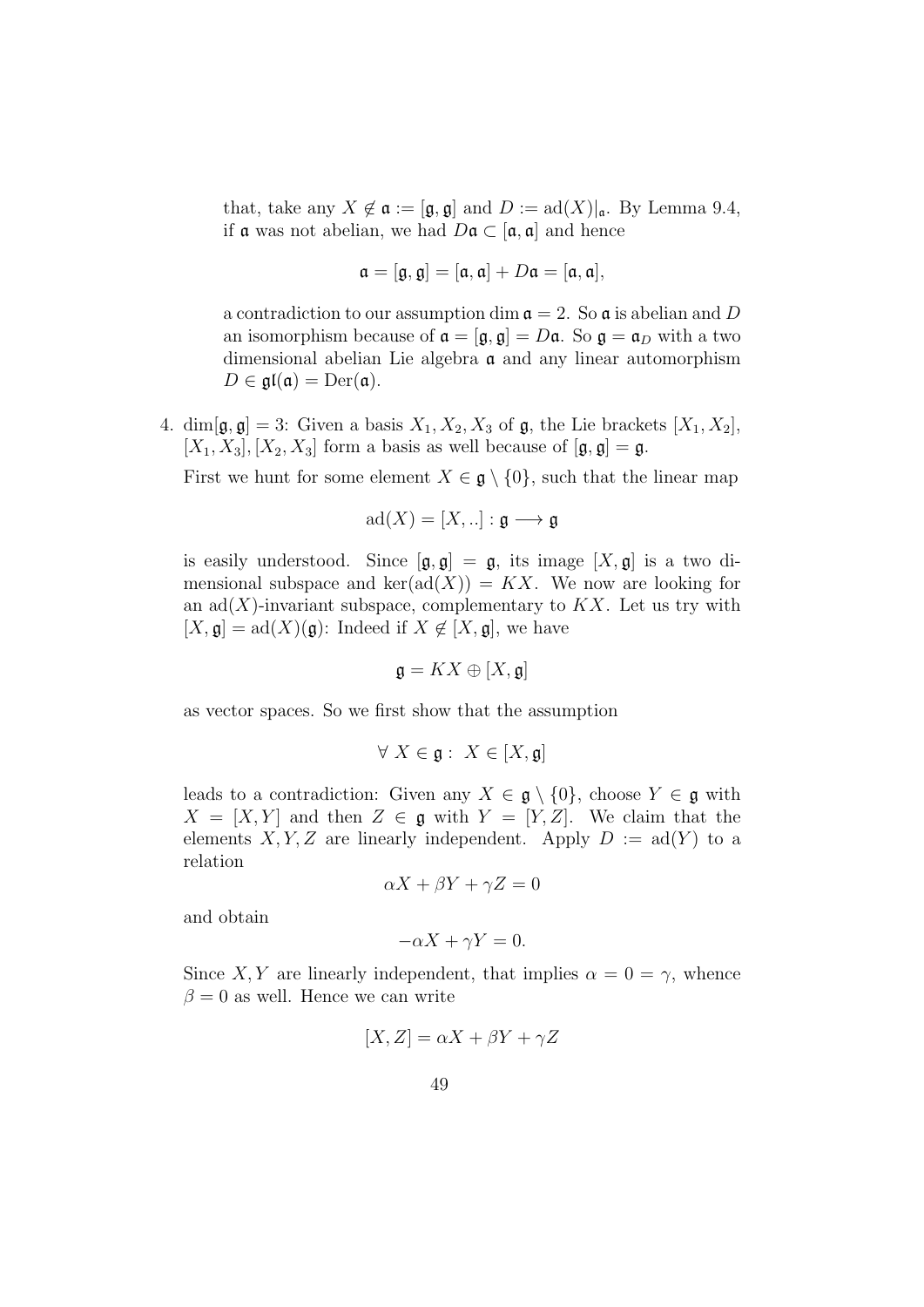that, take any $X \notin \mathfrak{a} := [\mathfrak{g}, \mathfrak{g}]$ and $D := \mathrm{ad}(X)|_{\mathfrak{a}}$. By Lemma 9.4, if $\mathfrak{a}$ was not abelian, we had $D\mathfrak{a} \subset [\mathfrak{a}, \mathfrak{a}]$ and hence

$$\mathfrak{a} = [\mathfrak{g}, \mathfrak{g}] = [\mathfrak{a}, \mathfrak{a}] + D\mathfrak{a} = [\mathfrak{a}, \mathfrak{a}],$$

a contradiction to our assumption $\dim \mathfrak{a} = 2$. So $\mathfrak{a}$ is abelian and $D$ an isomorphism because of $\mathfrak{a} = [\mathfrak{g}, \mathfrak{g}] = D\mathfrak{a}$. So $\mathfrak{g} = \mathfrak{a}_D$ with a two dimensional abelian Lie algebra $\mathfrak{a}$ and any linear automorphism $D \in \mathfrak{gl}(\mathfrak{a}) = \mathrm{Der}(\mathfrak{a})$.

4. $\dim[\mathfrak{g}, \mathfrak{g}] = 3$: Given a basis $X_1, X_2, X_3$ of $\mathfrak{g}$, the Lie brackets $[X_1, X_2]$, $[X_1, X_3], [X_2, X_3]$ form a basis as well because of $[\mathfrak{g}, \mathfrak{g}] = \mathfrak{g}$.

   First we hunt for some element $X \in \mathfrak{g} \setminus \{0\}$, such that the linear map

   $$\mathrm{ad}(X) = [X, ..] : \mathfrak{g} \longrightarrow \mathfrak{g}$$

   is easily understood. Since $[\mathfrak{g}, \mathfrak{g}] = \mathfrak{g}$, its image $[X, \mathfrak{g}]$ is a two dimensional subspace and $\ker(\mathrm{ad}(X)) = KX$. We now are looking for an $\mathrm{ad}(X)$-invariant subspace, complementary to $KX$. Let us try with $[X, \mathfrak{g}] = \mathrm{ad}(X)(\mathfrak{g})$: Indeed if $X \notin [X, \mathfrak{g}]$, we have

   $$\mathfrak{g} = KX \oplus [X, \mathfrak{g}]$$

   as vector spaces. So we first show that the assumption

   $$\forall\ X \in \mathfrak{g} :\ X \in [X, \mathfrak{g}]$$

   leads to a contradiction: Given any $X \in \mathfrak{g} \setminus \{0\}$, choose $Y \in \mathfrak{g}$ with $X = [X, Y]$ and then $Z \in \mathfrak{g}$ with $Y = [Y, Z]$. We claim that the elements $X, Y, Z$ are linearly independent. Apply $D := \mathrm{ad}(Y)$ to a relation

   $$\alpha X + \beta Y + \gamma Z = 0$$

   and obtain

   $$-\alpha X + \gamma Y = 0.$$

   Since $X, Y$ are linearly independent, that implies $\alpha = 0 = \gamma$, whence $\beta = 0$ as well. Hence we can write

   $$[X, Z] = \alpha X + \beta Y + \gamma Z$$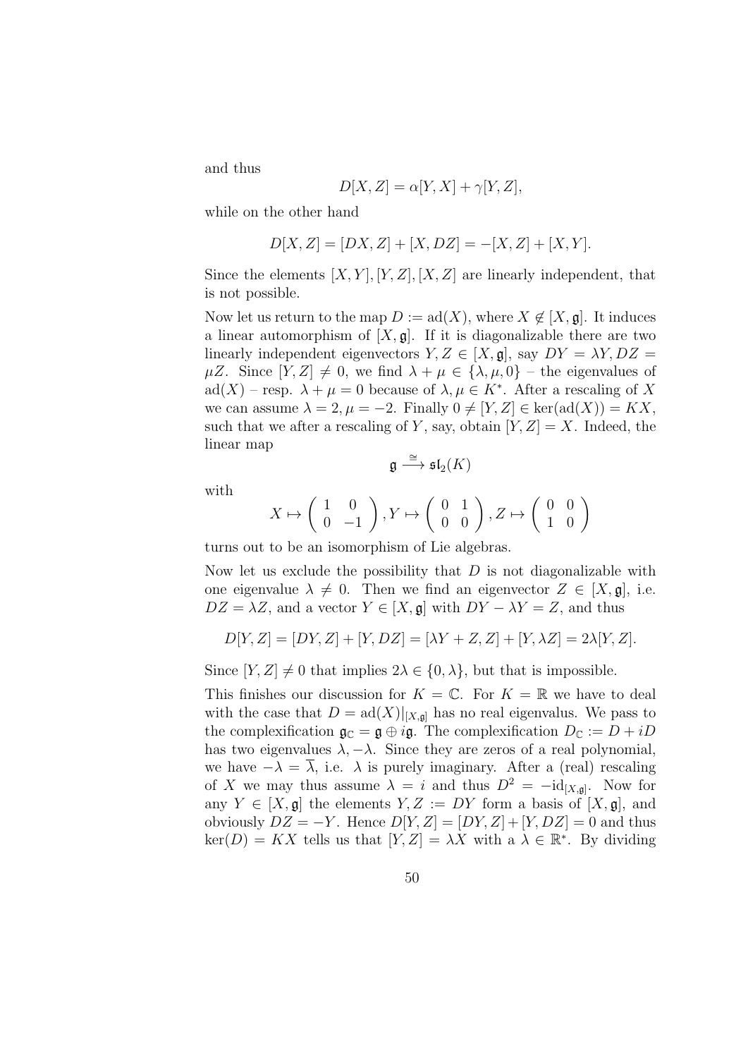and thus

$$D[X,Z] = \alpha[Y,X] + \gamma[Y,Z],$$

while on the other hand

$$D[X,Z] = [DX,Z] + [X,DZ] = -[X,Z] + [X,Y].$$

Since the elements $[X,Y], [Y,Z], [X,Z]$ are linearly independent, that is not possible.

Now let us return to the map $D := \mathrm{ad}(X)$, where $X \notin [X,\mathfrak{g}]$. It induces a linear automorphism of $[X,\mathfrak{g}]$. If it is diagonalizable there are two linearly independent eigenvectors $Y, Z \in [X,\mathfrak{g}]$, say $DY = \lambda Y, DZ = \mu Z$. Since $[Y,Z] \neq 0$, we find $\lambda + \mu \in \{\lambda, \mu, 0\}$ – the eigenvalues of $\mathrm{ad}(X)$ – resp. $\lambda + \mu = 0$ because of $\lambda, \mu \in K^*$. After a rescaling of $X$ we can assume $\lambda = 2, \mu = -2$. Finally $0 \neq [Y,Z] \in \ker(\mathrm{ad}(X)) = KX$, such that we after a rescaling of $Y$, say, obtain $[Y,Z] = X$. Indeed, the linear map

$$\mathfrak{g} \xrightarrow{\cong} \mathfrak{sl}_2(K)$$

with

$$X \mapsto \begin{pmatrix} 1 & 0 \\ 0 & -1 \end{pmatrix}, Y \mapsto \begin{pmatrix} 0 & 1 \\ 0 & 0 \end{pmatrix}, Z \mapsto \begin{pmatrix} 0 & 0 \\ 1 & 0 \end{pmatrix}$$

turns out to be an isomorphism of Lie algebras.

Now let us exclude the possibility that $D$ is not diagonalizable with one eigenvalue $\lambda \neq 0$. Then we find an eigenvector $Z \in [X,\mathfrak{g}]$, i.e. $DZ = \lambda Z$, and a vector $Y \in [X,\mathfrak{g}]$ with $DY - \lambda Y = Z$, and thus

$$D[Y,Z] = [DY,Z] + [Y,DZ] = [\lambda Y + Z, Z] + [Y, \lambda Z] = 2\lambda[Y,Z].$$

Since $[Y,Z] \neq 0$ that implies $2\lambda \in \{0, \lambda\}$, but that is impossible.

This finishes our discussion for $K = \mathbb{C}$. For $K = \mathbb{R}$ we have to deal with the case that $D = \mathrm{ad}(X)|_{[X,\mathfrak{g}]}$ has no real eigenvalus. We pass to the complexification $\mathfrak{g}_{\mathbb{C}} = \mathfrak{g} \oplus i\mathfrak{g}$. The complexification $D_{\mathbb{C}} := D + iD$ has two eigenvalues $\lambda, -\lambda$. Since they are zeros of a real polynomial, we have $-\lambda = \overline{\lambda}$, i.e. $\lambda$ is purely imaginary. After a (real) rescaling of $X$ we may thus assume $\lambda = i$ and thus $D^2 = -\mathrm{id}_{[X,\mathfrak{g}]}$. Now for any $Y \in [X,\mathfrak{g}]$ the elements $Y, Z := DY$ form a basis of $[X,\mathfrak{g}]$, and obviously $DZ = -Y$. Hence $D[Y,Z] = [DY,Z] + [Y,DZ] = 0$ and thus $\ker(D) = KX$ tells us that $[Y,Z] = \lambda X$ with a $\lambda \in \mathbb{R}^*$. By dividing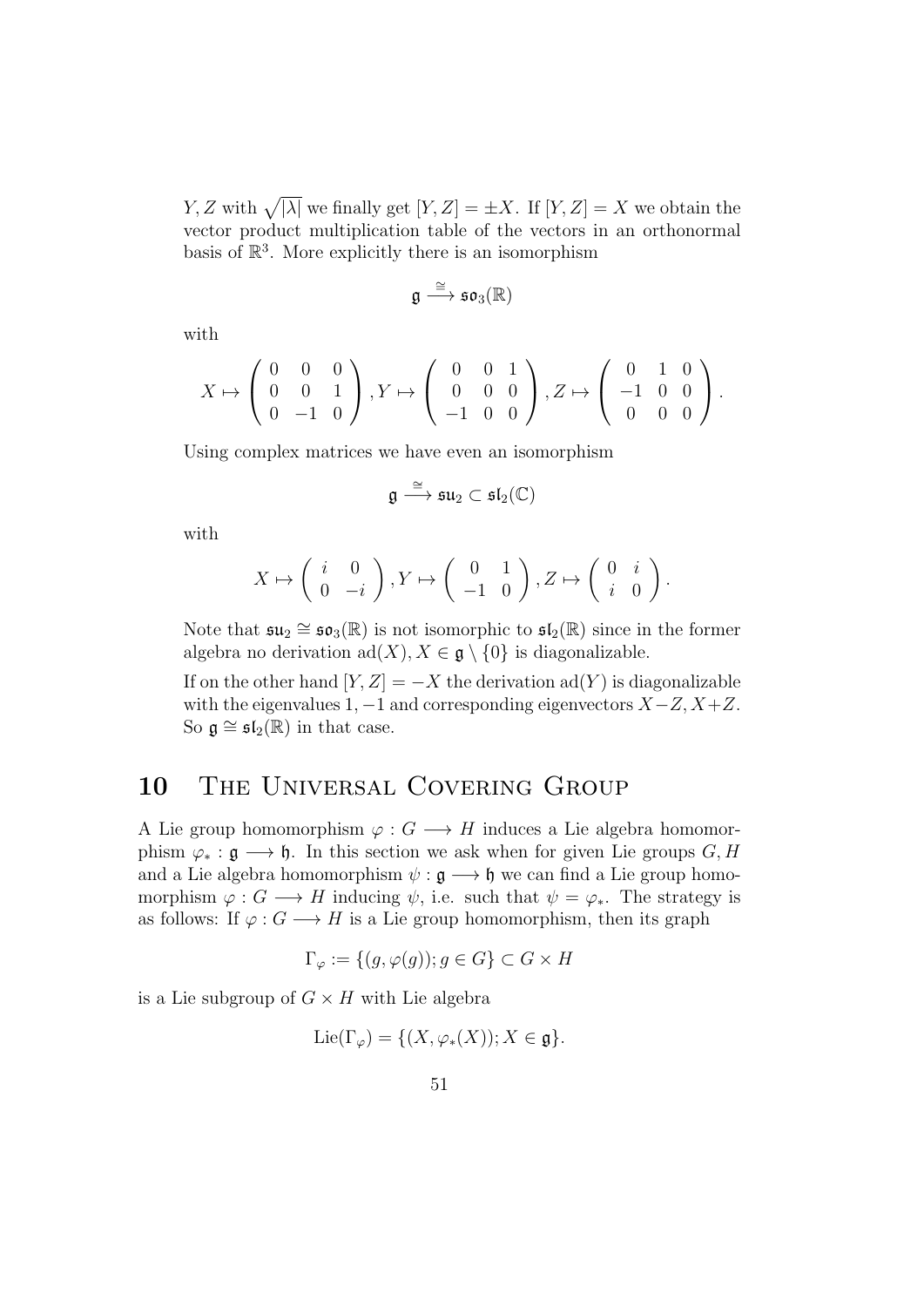$Y, Z$ with $\sqrt{|\lambda|}$ we finally get $[Y, Z] = \pm X$. If $[Y, Z] = X$ we obtain the vector product multiplication table of the vectors in an orthonormal basis of $\mathbb{R}^3$. More explicitly there is an isomorphism

$$\mathfrak{g} \xrightarrow{\cong} \mathfrak{so}_3(\mathbb{R})$$

with

$$X \mapsto \begin{pmatrix} 0 & 0 & 0 \\ 0 & 0 & 1 \\ 0 & -1 & 0 \end{pmatrix}, Y \mapsto \begin{pmatrix} 0 & 0 & 1 \\ 0 & 0 & 0 \\ -1 & 0 & 0 \end{pmatrix}, Z \mapsto \begin{pmatrix} 0 & 1 & 0 \\ -1 & 0 & 0 \\ 0 & 0 & 0 \end{pmatrix}.$$

Using complex matrices we have even an isomorphism

$$\mathfrak{g} \xrightarrow{\cong} \mathfrak{su}_2 \subset \mathfrak{sl}_2(\mathbb{C})$$

with

$$X \mapsto \begin{pmatrix} i & 0 \\ 0 & -i \end{pmatrix}, Y \mapsto \begin{pmatrix} 0 & 1 \\ -1 & 0 \end{pmatrix}, Z \mapsto \begin{pmatrix} 0 & i \\ i & 0 \end{pmatrix}.$$

Note that $\mathfrak{su}_2 \cong \mathfrak{so}_3(\mathbb{R})$ is not isomorphic to $\mathfrak{sl}_2(\mathbb{R})$ since in the former algebra no derivation $\mathrm{ad}(X), X \in \mathfrak{g} \setminus \{0\}$ is diagonalizable.

If on the other hand $[Y, Z] = -X$ the derivation $\mathrm{ad}(Y)$ is diagonalizable with the eigenvalues $1, -1$ and corresponding eigenvectors $X - Z, X + Z$. So $\mathfrak{g} \cong \mathfrak{sl}_2(\mathbb{R})$ in that case.

# 10 The Universal Covering Group

A Lie group homomorphism $\varphi : G \longrightarrow H$ induces a Lie algebra homomorphism $\varphi_* : \mathfrak{g} \longrightarrow \mathfrak{h}$. In this section we ask when for given Lie groups $G, H$ and a Lie algebra homomorphism $\psi : \mathfrak{g} \longrightarrow \mathfrak{h}$ we can find a Lie group homomorphism $\varphi : G \longrightarrow H$ inducing $\psi$, i.e. such that $\psi = \varphi_*$. The strategy is as follows: If $\varphi : G \longrightarrow H$ is a Lie group homomorphism, then its graph

$$\Gamma_\varphi := \{(g, \varphi(g)); g \in G\} \subset G \times H$$

is a Lie subgroup of $G \times H$ with Lie algebra

$$\mathrm{Lie}(\Gamma_\varphi) = \{(X, \varphi_*(X)); X \in \mathfrak{g}\}.$$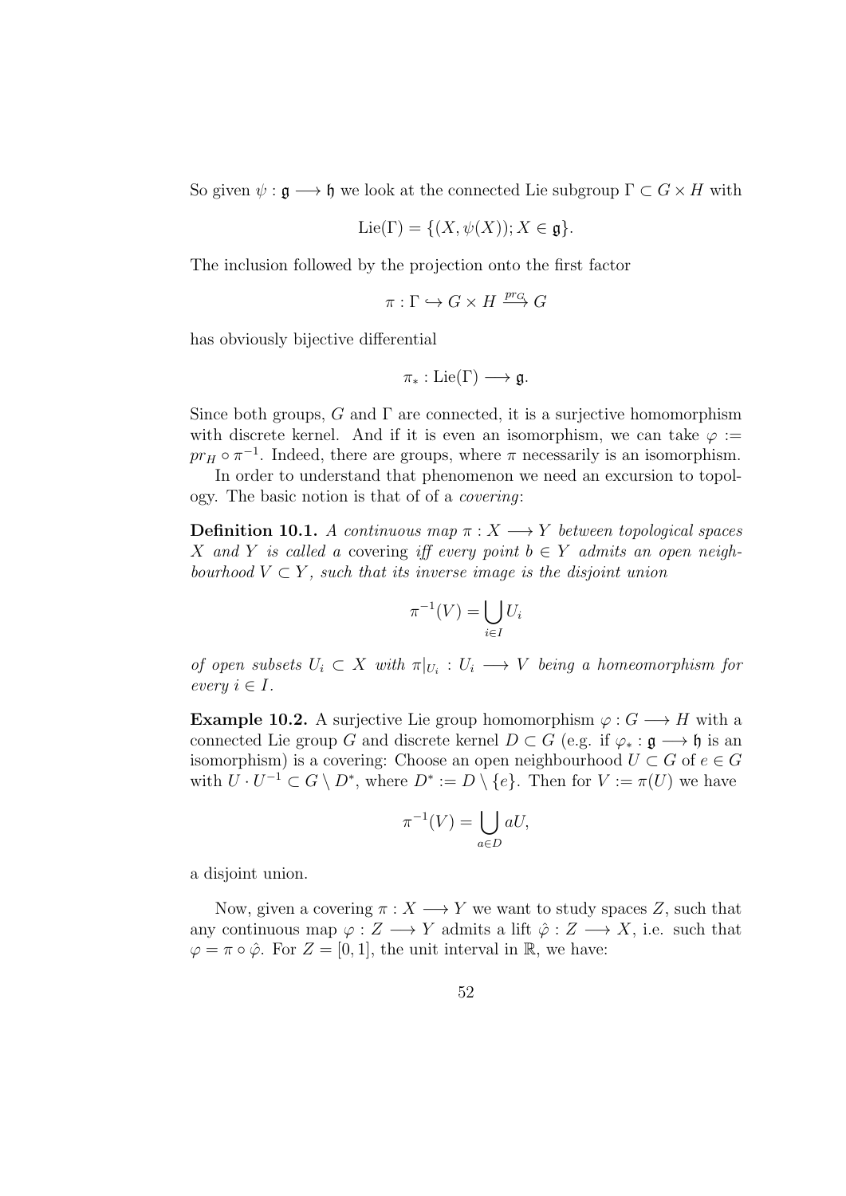So given $\psi : \mathfrak{g} \longrightarrow \mathfrak{h}$ we look at the connected Lie subgroup $\Gamma \subset G \times H$ with

$$\mathrm{Lie}(\Gamma) = \{(X, \psi(X)); X \in \mathfrak{g}\}.$$

The inclusion followed by the projection onto the first factor

$$\pi : \Gamma \hookrightarrow G \times H \xrightarrow{pr_G} G$$

has obviously bijective differential

$$\pi_* : \mathrm{Lie}(\Gamma) \longrightarrow \mathfrak{g}.$$

Since both groups, $G$ and $\Gamma$ are connected, it is a surjective homomorphism with discrete kernel. And if it is even an isomorphism, we can take $\varphi := pr_H \circ \pi^{-1}$. Indeed, there are groups, where $\pi$ necessarily is an isomorphism.

In order to understand that phenomenon we need an excursion to topology. The basic notion is that of of a *covering*:

**Definition 10.1.** *A continuous map $\pi : X \longrightarrow Y$ between topological spaces $X$ and $Y$ is called a* covering *iff every point $b \in Y$ admits an open neighbourhood $V \subset Y$, such that its inverse image is the disjoint union*

$$\pi^{-1}(V) = \bigcup_{i \in I} U_i$$

*of open subsets $U_i \subset X$ with $\pi|_{U_i} : U_i \longrightarrow V$ being a homeomorphism for every $i \in I$.*

**Example 10.2.** A surjective Lie group homomorphism $\varphi : G \longrightarrow H$ with a connected Lie group $G$ and discrete kernel $D \subset G$ (e.g. if $\varphi_* : \mathfrak{g} \longrightarrow \mathfrak{h}$ is an isomorphism) is a covering: Choose an open neighbourhood $U \subset G$ of $e \in G$ with $U \cdot U^{-1} \subset G \setminus D^*$, where $D^* := D \setminus \{e\}$. Then for $V := \pi(U)$ we have

$$\pi^{-1}(V) = \bigcup_{a \in D} aU,$$

a disjoint union.

Now, given a covering $\pi : X \longrightarrow Y$ we want to study spaces $Z$, such that any continuous map $\varphi : Z \longrightarrow Y$ admits a lift $\hat{\varphi} : Z \longrightarrow X$, i.e. such that $\varphi = \pi \circ \hat{\varphi}$. For $Z = [0, 1]$, the unit interval in $\mathbb{R}$, we have: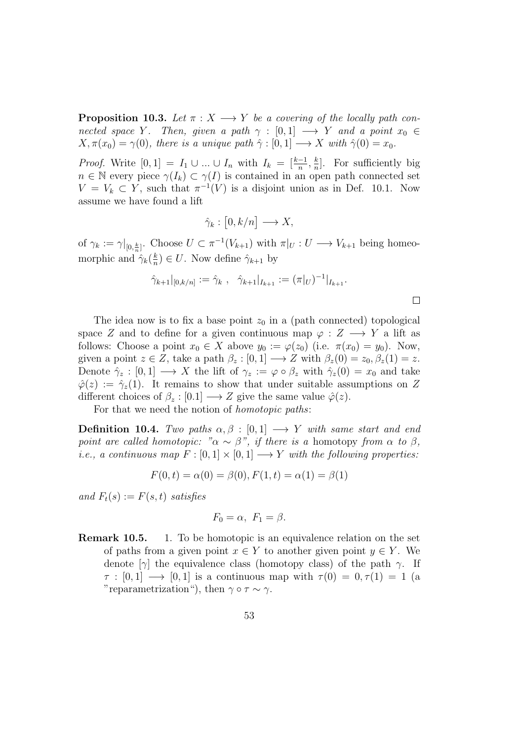**Proposition 10.3.** *Let $\pi : X \longrightarrow Y$ be a covering of the locally path connected space $Y$. Then, given a path $\gamma : [0,1] \longrightarrow Y$ and a point $x_0 \in X, \pi(x_0) = \gamma(0)$, there is a unique path $\hat{\gamma} : [0,1] \longrightarrow X$ with $\hat{\gamma}(0) = x_0$.*

*Proof.* Write $[0,1] = I_1 \cup ... \cup I_n$ with $I_k = [\frac{k-1}{n}, \frac{k}{n}]$. For sufficiently big $n \in \mathbb{N}$ every piece $\gamma(I_k) \subset \gamma(I)$ is contained in an open path connected set $V = V_k \subset Y$, such that $\pi^{-1}(V)$ is a disjoint union as in Def. 10.1. Now assume we have found a lift

$$\hat{\gamma}_k : \left[0, k/n\right] \longrightarrow X,$$

of $\gamma_k := \gamma|_{[0,\frac{k}{n}]}$. Choose $U \subset \pi^{-1}(V_{k+1})$ with $\pi|_U : U \longrightarrow V_{k+1}$ being homeomorphic and $\hat{\gamma}_k(\frac{k}{n}) \in U$. Now define $\hat{\gamma}_{k+1}$ by

$$\hat{\gamma}_{k+1}|_{[0,k/n]} := \hat{\gamma}_k \;, \quad \hat{\gamma}_{k+1}|_{I_{k+1}} := (\pi|_U)^{-1}|_{I_{k+1}}.$$

□

The idea now is to fix a base point $z_0$ in a (path connected) topological space $Z$ and to define for a given continuous map $\varphi : Z \longrightarrow Y$ a lift as follows: Choose a point $x_0 \in X$ above $y_0 := \varphi(z_0)$ (i.e. $\pi(x_0) = y_0$). Now, given a point $z \in Z$, take a path $\beta_z : [0,1] \longrightarrow Z$ with $\beta_z(0) = z_0, \beta_z(1) = z$. Denote $\hat{\gamma}_z : [0,1] \longrightarrow X$ the lift of $\gamma_z := \varphi \circ \beta_z$ with $\hat{\gamma}_z(0) = x_0$ and take $\hat{\varphi}(z) := \hat{\gamma}_z(1)$. It remains to show that under suitable assumptions on $Z$ different choices of $\beta_z : [0.1] \longrightarrow Z$ give the same value $\hat{\varphi}(z)$.

For that we need the notion of *homotopic paths*:

**Definition 10.4.** *Two paths $\alpha, \beta : [0,1] \longrightarrow Y$ with same start and end point are called homotopic: "$\alpha \sim \beta$", if there is a* homotopy *from $\alpha$ to $\beta$, i.e., a continuous map $F : [0,1] \times [0,1] \longrightarrow Y$ with the following properties:*

$$F(0,t) = \alpha(0) = \beta(0), F(1,t) = \alpha(1) = \beta(1)$$

*and $F_t(s) := F(s,t)$ satisfies*

$$F_0 = \alpha, \;\; F_1 = \beta.$$

**Remark 10.5.**

1. To be homotopic is an equivalence relation on the set of paths from a given point $x \in Y$ to another given point $y \in Y$. We denote $[\gamma]$ the equivalence class (homotopy class) of the path $\gamma$. If $\tau : [0,1] \longrightarrow [0,1]$ is a continuous map with $\tau(0) = 0, \tau(1) = 1$ (a "reparametrization"), then $\gamma \circ \tau \sim \gamma$.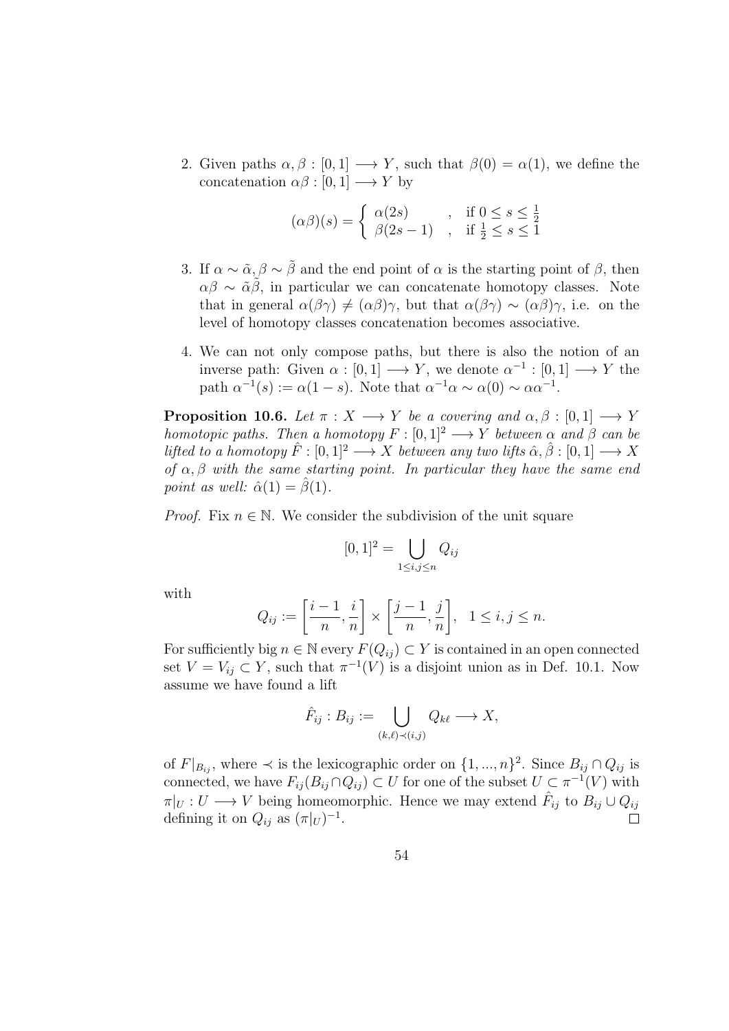2. Given paths $\alpha, \beta : [0,1] \longrightarrow Y$, such that $\beta(0) = \alpha(1)$, we define the concatenation $\alpha\beta : [0,1] \longrightarrow Y$ by

$$(\alpha\beta)(s) = \begin{cases} \alpha(2s) & , \text{ if } 0 \leq s \leq \frac{1}{2} \\ \beta(2s-1) & , \text{ if } \frac{1}{2} \leq s \leq 1 \end{cases}$$

3. If $\alpha \sim \tilde{\alpha}, \beta \sim \tilde{\beta}$ and the end point of $\alpha$ is the starting point of $\beta$, then $\alpha\beta \sim \tilde{\alpha}\tilde{\beta}$, in particular we can concatenate homotopy classes. Note that in general $\alpha(\beta\gamma) \neq (\alpha\beta)\gamma$, but that $\alpha(\beta\gamma) \sim (\alpha\beta)\gamma$, i.e. on the level of homotopy classes concatenation becomes associative.

4. We can not only compose paths, but there is also the notion of an inverse path: Given $\alpha : [0,1] \longrightarrow Y$, we denote $\alpha^{-1} : [0,1] \longrightarrow Y$ the path $\alpha^{-1}(s) := \alpha(1-s)$. Note that $\alpha^{-1}\alpha \sim \alpha(0) \sim \alpha\alpha^{-1}$.

**Proposition 10.6.** *Let $\pi : X \longrightarrow Y$ be a covering and $\alpha, \beta : [0,1] \longrightarrow Y$ homotopic paths. Then a homotopy $F : [0,1]^2 \longrightarrow Y$ between $\alpha$ and $\beta$ can be lifted to a homotopy $\hat{F} : [0,1]^2 \longrightarrow X$ between any two lifts $\hat{\alpha}, \hat{\beta} : [0,1] \longrightarrow X$ of $\alpha, \beta$ with the same starting point. In particular they have the same end point as well: $\hat{\alpha}(1) = \hat{\beta}(1)$.*

*Proof.* Fix $n \in \mathbb{N}$. We consider the subdivision of the unit square

$$[0,1]^2 = \bigcup_{1 \leq i,j \leq n} Q_{ij}$$

with

$$Q_{ij} := \left[\frac{i-1}{n}, \frac{i}{n}\right] \times \left[\frac{j-1}{n}, \frac{j}{n}\right], \quad 1 \leq i,j \leq n.$$

For sufficiently big $n \in \mathbb{N}$ every $F(Q_{ij}) \subset Y$ is contained in an open connected set $V = V_{ij} \subset Y$, such that $\pi^{-1}(V)$ is a disjoint union as in Def. 10.1. Now assume we have found a lift

$$\hat{F}_{ij} : B_{ij} := \bigcup_{(k,\ell) \prec (i,j)} Q_{k\ell} \longrightarrow X,$$

of $F|_{B_{ij}}$, where $\prec$ is the lexicographic order on $\{1, ..., n\}^2$. Since $B_{ij} \cap Q_{ij}$ is connected, we have $F_{ij}(B_{ij} \cap Q_{ij}) \subset U$ for one of the subset $U \subset \pi^{-1}(V)$ with $\pi|_U : U \longrightarrow V$ being homeomorphic. Hence we may extend $\hat{F}_{ij}$ to $B_{ij} \cup Q_{ij}$ defining it on $Q_{ij}$ as $(\pi|_U)^{-1}$. $\square$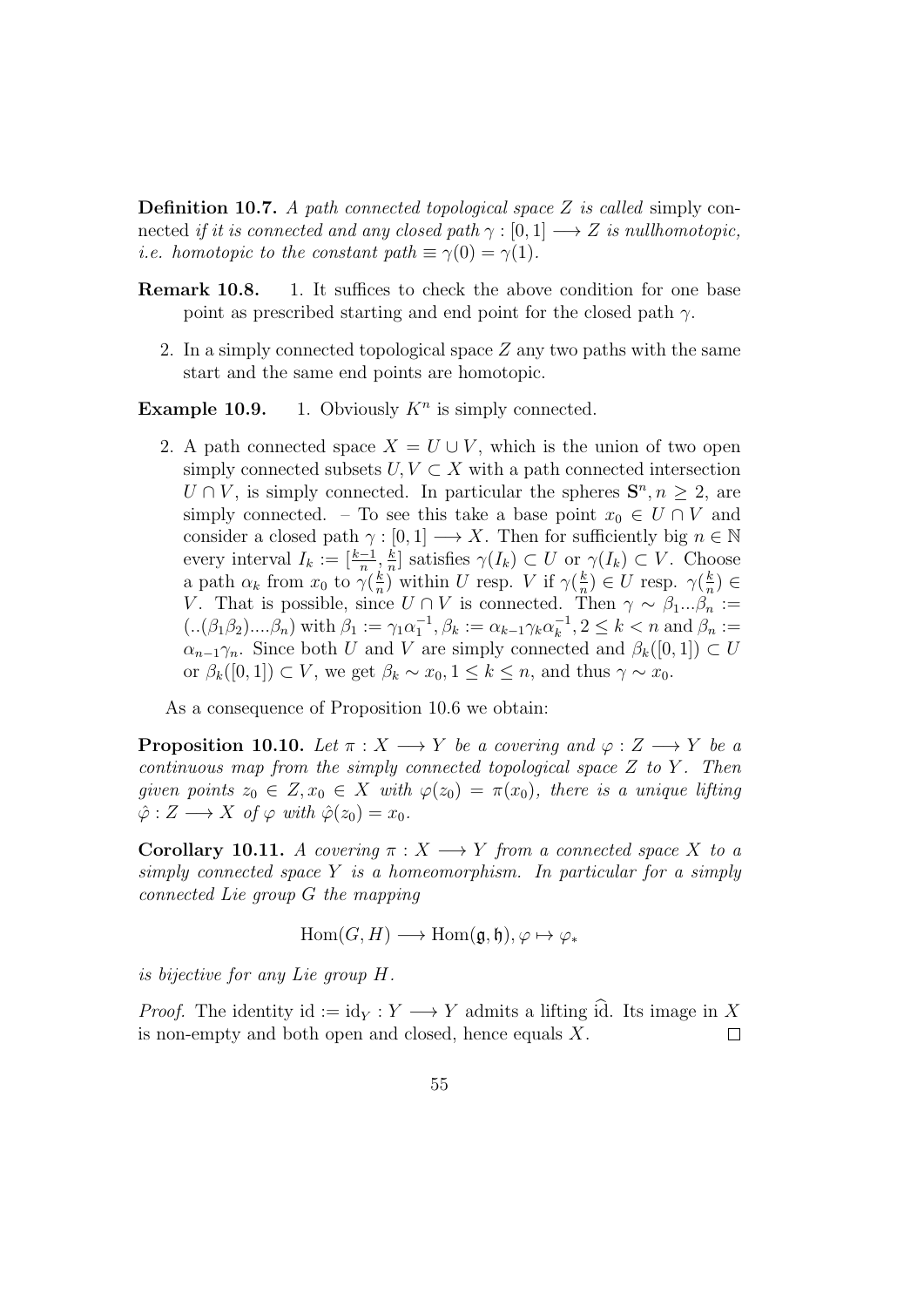**Definition 10.7.** *A path connected topological space $Z$ is called* simply connected *if it is connected and any closed path $\gamma : [0,1] \longrightarrow Z$ is nullhomotopic, i.e. homotopic to the constant path $\equiv \gamma(0) = \gamma(1)$.*

**Remark 10.8.** 1. It suffices to check the above condition for one base point as prescribed starting and end point for the closed path $\gamma$.

2. In a simply connected topological space $Z$ any two paths with the same start and the same end points are homotopic.

**Example 10.9.** 1. Obviously $K^n$ is simply connected.

2. A path connected space $X = U \cup V$, which is the union of two open simply connected subsets $U, V \subset X$ with a path connected intersection $U \cap V$, is simply connected. In particular the spheres $\mathbf{S}^n, n \geq 2$, are simply connected. – To see this take a base point $x_0 \in U \cap V$ and consider a closed path $\gamma : [0,1] \longrightarrow X$. Then for sufficiently big $n \in \mathbb{N}$ every interval $I_k := [\frac{k-1}{n}, \frac{k}{n}]$ satisfies $\gamma(I_k) \subset U$ or $\gamma(I_k) \subset V$. Choose a path $\alpha_k$ from $x_0$ to $\gamma(\frac{k}{n})$ within $U$ resp. $V$ if $\gamma(\frac{k}{n}) \in U$ resp. $\gamma(\frac{k}{n}) \in V$. That is possible, since $U \cap V$ is connected. Then $\gamma \sim \beta_1 ... \beta_n := (..(\beta_1\beta_2)....\beta_n)$ with $\beta_1 := \gamma_1\alpha_1^{-1}, \beta_k := \alpha_{k-1}\gamma_k\alpha_k^{-1}, 2 \leq k < n$ and $\beta_n := \alpha_{n-1}\gamma_n$. Since both $U$ and $V$ are simply connected and $\beta_k([0,1]) \subset U$ or $\beta_k([0,1]) \subset V$, we get $\beta_k \sim x_0, 1 \leq k \leq n$, and thus $\gamma \sim x_0$.

As a consequence of Proposition 10.6 we obtain:

**Proposition 10.10.** *Let $\pi : X \longrightarrow Y$ be a covering and $\varphi : Z \longrightarrow Y$ be a continuous map from the simply connected topological space $Z$ to $Y$. Then given points $z_0 \in Z, x_0 \in X$ with $\varphi(z_0) = \pi(x_0)$, there is a unique lifting $\hat{\varphi} : Z \longrightarrow X$ of $\varphi$ with $\hat{\varphi}(z_0) = x_0$.*

**Corollary 10.11.** *A covering $\pi : X \longrightarrow Y$ from a connected space $X$ to a simply connected space $Y$ is a homeomorphism. In particular for a simply connected Lie group $G$ the mapping*

$$\mathrm{Hom}(G, H) \longrightarrow \mathrm{Hom}(\mathfrak{g}, \mathfrak{h}), \varphi \mapsto \varphi_*$$

*is bijective for any Lie group $H$.*

*Proof.* The identity $\mathrm{id} := \mathrm{id}_Y : Y \longrightarrow Y$ admits a lifting $\widehat{\mathrm{id}}$. Its image in $X$ is non-empty and both open and closed, hence equals $X$. $\square$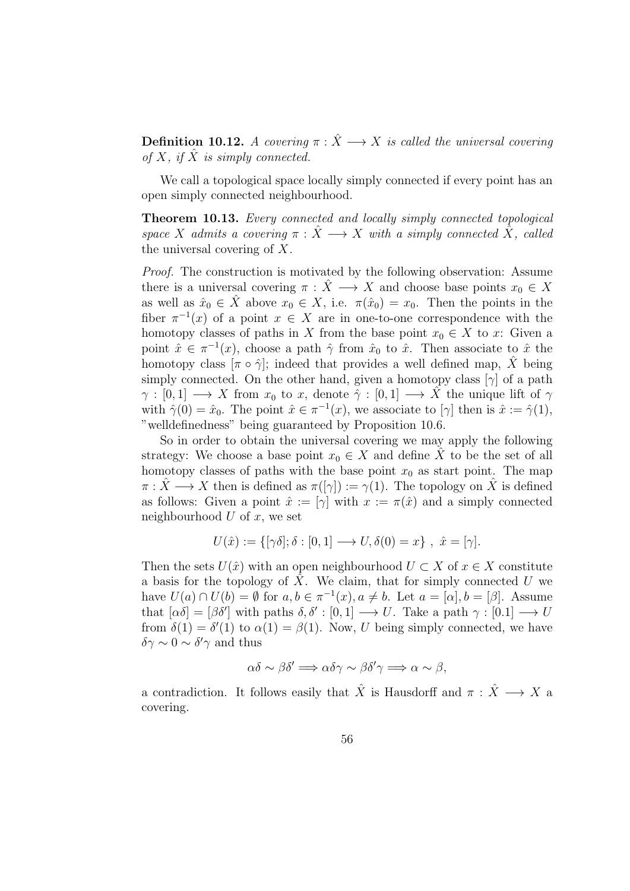**Definition 10.12.** *A covering $\pi : \hat{X} \longrightarrow X$ is called the universal covering of $X$, if $\hat{X}$ is simply connected.*

We call a topological space locally simply connected if every point has an open simply connected neighbourhood.

**Theorem 10.13.** *Every connected and locally simply connected topological space $X$ admits a covering $\pi : \hat{X} \longrightarrow X$ with a simply connected $\hat{X}$, called* the universal covering of $X$.

*Proof.* The construction is motivated by the following observation: Assume there is a universal covering $\pi : \hat{X} \longrightarrow X$ and choose base points $x_0 \in X$ as well as $\hat{x}_0 \in \hat{X}$ above $x_0 \in X$, i.e. $\pi(\hat{x}_0) = x_0$. Then the points in the fiber $\pi^{-1}(x)$ of a point $x \in X$ are in one-to-one correspondence with the homotopy classes of paths in $X$ from the base point $x_0 \in X$ to $x$: Given a point $\hat{x} \in \pi^{-1}(x)$, choose a path $\hat{\gamma}$ from $\hat{x}_0$ to $\hat{x}$. Then associate to $\hat{x}$ the homotopy class $[\pi \circ \hat{\gamma}]$; indeed that provides a well defined map, $\hat{X}$ being simply connected. On the other hand, given a homotopy class $[\gamma]$ of a path $\gamma : [0,1] \longrightarrow X$ from $x_0$ to $x$, denote $\hat{\gamma} : [0,1] \longrightarrow \hat{X}$ the unique lift of $\gamma$ with $\hat{\gamma}(0) = \hat{x}_0$. The point $\hat{x} \in \pi^{-1}(x)$, we associate to $[\gamma]$ then is $\hat{x} := \hat{\gamma}(1)$, "welldefinedness" being guaranteed by Proposition 10.6.

So in order to obtain the universal covering we may apply the following strategy: We choose a base point $x_0 \in X$ and define $\hat{X}$ to be the set of all homotopy classes of paths with the base point $x_0$ as start point. The map $\pi : \hat{X} \longrightarrow X$ then is defined as $\pi([\gamma]) := \gamma(1)$. The topology on $\hat{X}$ is defined as follows: Given a point $\hat{x} := [\gamma]$ with $x := \pi(\hat{x})$ and a simply connected neighbourhood $U$ of $x$, we set

$$U(\hat{x}) := \{[\gamma\delta]; \delta : [0,1] \longrightarrow U, \delta(0) = x\} \ , \ \hat{x} = [\gamma].$$

Then the sets $U(\hat{x})$ with an open neighbourhood $U \subset X$ of $x \in X$ constitute a basis for the topology of $\hat{X}$. We claim, that for simply connected $U$ we have $U(a) \cap U(b) = \emptyset$ for $a, b \in \pi^{-1}(x), a \neq b$. Let $a = [\alpha], b = [\beta]$. Assume that $[\alpha\delta] = [\beta\delta']$ with paths $\delta, \delta' : [0,1] \longrightarrow U$. Take a path $\gamma : [0.1] \longrightarrow U$ from $\delta(1) = \delta'(1)$ to $\alpha(1) = \beta(1)$. Now, $U$ being simply connected, we have $\delta\gamma \sim 0 \sim \delta'\gamma$ and thus

$$\alpha\delta \sim \beta\delta' \Longrightarrow \alpha\delta\gamma \sim \beta\delta'\gamma \Longrightarrow \alpha \sim \beta,$$

a contradiction. It follows easily that $\hat{X}$ is Hausdorff and $\pi : \hat{X} \longrightarrow X$ a covering.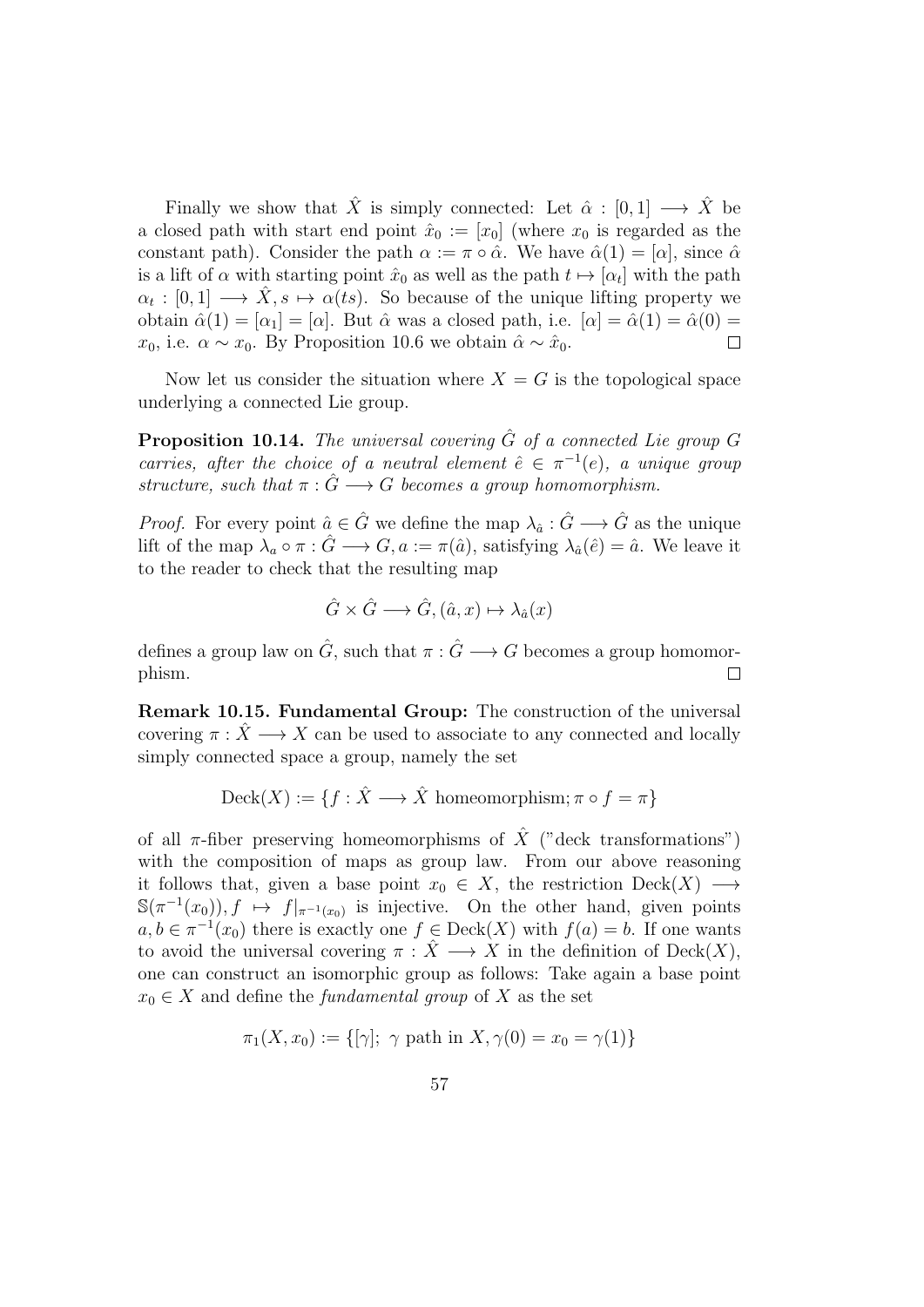Finally we show that $\hat{X}$ is simply connected: Let $\hat{\alpha} : [0,1] \longrightarrow \hat{X}$ be a closed path with start end point $\hat{x}_0 := [x_0]$ (where $x_0$ is regarded as the constant path). Consider the path $\alpha := \pi \circ \hat{\alpha}$. We have $\hat{\alpha}(1) = [\alpha]$, since $\hat{\alpha}$ is a lift of $\alpha$ with starting point $\hat{x}_0$ as well as the path $t \mapsto [\alpha_t]$ with the path $\alpha_t : [0,1] \longrightarrow \hat{X}, s \mapsto \alpha(ts)$. So because of the unique lifting property we obtain $\hat{\alpha}(1) = [\alpha_1] = [\alpha]$. But $\hat{\alpha}$ was a closed path, i.e. $[\alpha] = \hat{\alpha}(1) = \hat{\alpha}(0) = x_0$, i.e. $\alpha \sim x_0$. By Proposition 10.6 we obtain $\hat{\alpha} \sim \hat{x}_0$. $\square$

Now let us consider the situation where $X = G$ is the topological space underlying a connected Lie group.

**Proposition 10.14.** *The universal covering $\hat{G}$ of a connected Lie group $G$ carries, after the choice of a neutral element $\hat{e} \in \pi^{-1}(e)$, a unique group structure, such that $\pi : \hat{G} \longrightarrow G$ becomes a group homomorphism.*

*Proof.* For every point $\hat{a} \in \hat{G}$ we define the map $\lambda_{\hat{a}} : \hat{G} \longrightarrow \hat{G}$ as the unique lift of the map $\lambda_a \circ \pi : \hat{G} \longrightarrow G, a := \pi(\hat{a})$, satisfying $\lambda_{\hat{a}}(\hat{e}) = \hat{a}$. We leave it to the reader to check that the resulting map

$$\hat{G} \times \hat{G} \longrightarrow \hat{G}, (\hat{a}, x) \mapsto \lambda_{\hat{a}}(x)$$

defines a group law on $\hat{G}$, such that $\pi : \hat{G} \longrightarrow G$ becomes a group homomorphism. $\square$

**Remark 10.15. Fundamental Group:** The construction of the universal covering $\pi : \hat{X} \longrightarrow X$ can be used to associate to any connected and locally simply connected space a group, namely the set

$$\mathrm{Deck}(X) := \{f : \hat{X} \longrightarrow \hat{X} \text{ homeomorphism}; \pi \circ f = \pi\}$$

of all $\pi$-fiber preserving homeomorphisms of $\hat{X}$ ("deck transformations") with the composition of maps as group law. From our above reasoning it follows that, given a base point $x_0 \in X$, the restriction $\mathrm{Deck}(X) \longrightarrow \mathbb{S}(\pi^{-1}(x_0)), f \mapsto f|_{\pi^{-1}(x_0)}$ is injective. On the other hand, given points $a, b \in \pi^{-1}(x_0)$ there is exactly one $f \in \mathrm{Deck}(X)$ with $f(a) = b$. If one wants to avoid the universal covering $\pi : \hat{X} \longrightarrow X$ in the definition of $\mathrm{Deck}(X)$, one can construct an isomorphic group as follows: Take again a base point $x_0 \in X$ and define the *fundamental group* of $X$ as the set

$$\pi_1(X, x_0) := \{[\gamma];\ \gamma \text{ path in } X, \gamma(0) = x_0 = \gamma(1)\}$$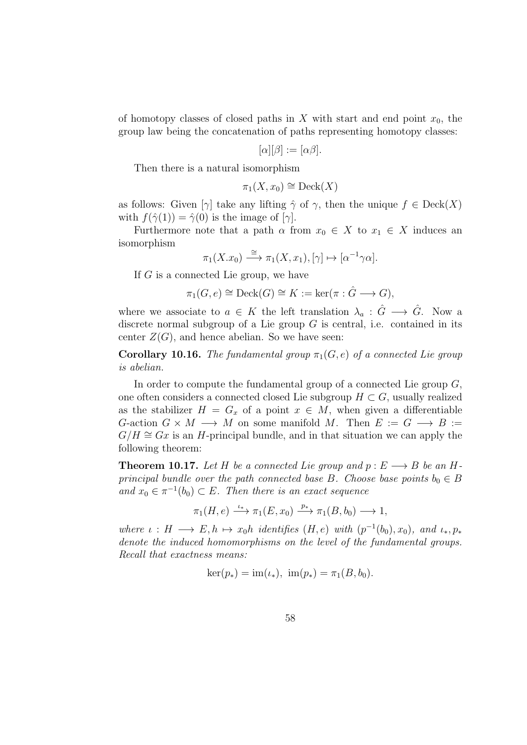of homotopy classes of closed paths in $X$ with start and end point $x_0$, the group law being the concatenation of paths representing homotopy classes:

$$[\alpha][\beta] := [\alpha\beta].$$

Then there is a natural isomorphism

$$\pi_1(X, x_0) \cong \mathrm{Deck}(X)$$

as follows: Given $[\gamma]$ take any lifting $\hat{\gamma}$ of $\gamma$, then the unique $f \in \mathrm{Deck}(X)$ with $f(\hat{\gamma}(1)) = \hat{\gamma}(0)$ is the image of $[\gamma]$.

Furthermore note that a path $\alpha$ from $x_0 \in X$ to $x_1 \in X$ induces an isomorphism

$$\pi_1(X.x_0) \xrightarrow{\cong} \pi_1(X, x_1), [\gamma] \mapsto [\alpha^{-1}\gamma\alpha].$$

If $G$ is a connected Lie group, we have

$$\pi_1(G, e) \cong \mathrm{Deck}(G) \cong K := \ker(\pi : \hat{G} \longrightarrow G),$$

where we associate to $a \in K$ the left translation $\lambda_a : \hat{G} \longrightarrow \hat{G}$. Now a discrete normal subgroup of a Lie group $G$ is central, i.e. contained in its center $Z(G)$, and hence abelian. So we have seen:

**Corollary 10.16.** *The fundamental group $\pi_1(G, e)$ of a connected Lie group is abelian.*

In order to compute the fundamental group of a connected Lie group $G$, one often considers a connected closed Lie subgroup $H \subset G$, usually realized as the stabilizer $H = G_x$ of a point $x \in M$, when given a differentiable $G$-action $G \times M \longrightarrow M$ on some manifold $M$. Then $E := G \longrightarrow B := G/H \cong Gx$ is an $H$-principal bundle, and in that situation we can apply the following theorem:

**Theorem 10.17.** *Let $H$ be a connected Lie group and $p : E \longrightarrow B$ be an $H$-principal bundle over the path connected base $B$. Choose base points $b_0 \in B$ and $x_0 \in \pi^{-1}(b_0) \subset E$. Then there is an exact sequence*

$$\pi_1(H, e) \xrightarrow{\iota_*} \pi_1(E, x_0) \xrightarrow{p_*} \pi_1(B, b_0) \longrightarrow 1,$$

*where $\iota : H \longrightarrow E, h \mapsto x_0 h$ identifies $(H, e)$ with $(p^{-1}(b_0), x_0)$, and $\iota_*, p_*$ denote the induced homomorphisms on the level of the fundamental groups. Recall that exactness means:*

$$\ker(p_*) = \mathrm{im}(\iota_*),\ \mathrm{im}(p_*) = \pi_1(B, b_0).$$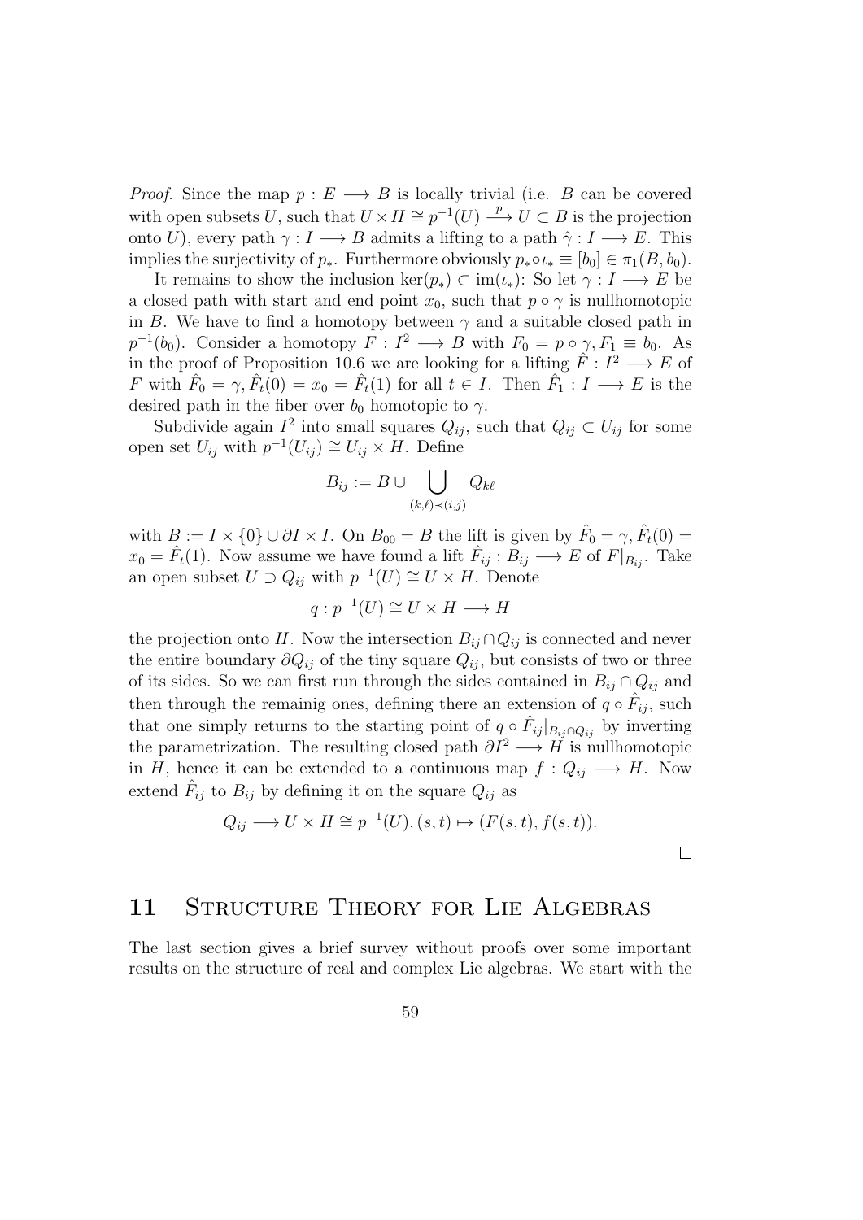*Proof.* Since the map $p : E \longrightarrow B$ is locally trivial (i.e. $B$ can be covered with open subsets $U$, such that $U \times H \cong p^{-1}(U) \xrightarrow{p} U \subset B$ is the projection onto $U$), every path $\gamma : I \longrightarrow B$ admits a lifting to a path $\hat{\gamma} : I \longrightarrow E$. This implies the surjectivity of $p_*$. Furthermore obviously $p_* \circ \iota_* \equiv [b_0] \in \pi_1(B, b_0)$.

It remains to show the inclusion $\ker(p_*) \subset \operatorname{im}(\iota_*)$: So let $\gamma : I \longrightarrow E$ be a closed path with start and end point $x_0$, such that $p \circ \gamma$ is nullhomotopic in $B$. We have to find a homotopy between $\gamma$ and a suitable closed path in $p^{-1}(b_0)$. Consider a homotopy $F : I^2 \longrightarrow B$ with $F_0 = p \circ \gamma, F_1 \equiv b_0$. As in the proof of Proposition 10.6 we are looking for a lifting $\hat{F} : I^2 \longrightarrow E$ of $F$ with $\hat{F}_0 = \gamma, \hat{F}_t(0) = x_0 = \hat{F}_t(1)$ for all $t \in I$. Then $\hat{F}_1 : I \longrightarrow E$ is the desired path in the fiber over $b_0$ homotopic to $\gamma$.

Subdivide again $I^2$ into small squares $Q_{ij}$, such that $Q_{ij} \subset U_{ij}$ for some open set $U_{ij}$ with $p^{-1}(U_{ij}) \cong U_{ij} \times H$. Define

$$B_{ij} := B \cup \bigcup_{(k,\ell) \prec (i,j)} Q_{k\ell}$$

with $B := I \times \{0\} \cup \partial I \times I$. On $B_{00} = B$ the lift is given by $\hat{F}_0 = \gamma, \hat{F}_t(0) = x_0 = \hat{F}_t(1)$. Now assume we have found a lift $\hat{F}_{ij} : B_{ij} \longrightarrow E$ of $F|_{B_{ij}}$. Take an open subset $U \supset Q_{ij}$ with $p^{-1}(U) \cong U \times H$. Denote

$$q : p^{-1}(U) \cong U \times H \longrightarrow H$$

the projection onto $H$. Now the intersection $B_{ij} \cap Q_{ij}$ is connected and never the entire boundary $\partial Q_{ij}$ of the tiny square $Q_{ij}$, but consists of two or three of its sides. So we can first run through the sides contained in $B_{ij} \cap Q_{ij}$ and then through the remainig ones, defining there an extension of $q \circ \hat{F}_{ij}$, such that one simply returns to the starting point of $q \circ \hat{F}_{ij}|_{B_{ij} \cap Q_{ij}}$ by inverting the parametrization. The resulting closed path $\partial I^2 \longrightarrow H$ is nullhomotopic in $H$, hence it can be extended to a continuous map $f : Q_{ij} \longrightarrow H$. Now extend $\hat{F}_{ij}$ to $B_{ij}$ by defining it on the square $Q_{ij}$ as

$$Q_{ij} \longrightarrow U \times H \cong p^{-1}(U), (s,t) \mapsto (F(s,t), f(s,t)).$$

□

# 11 Structure Theory for Lie Algebras

The last section gives a brief survey without proofs over some important results on the structure of real and complex Lie algebras. We start with the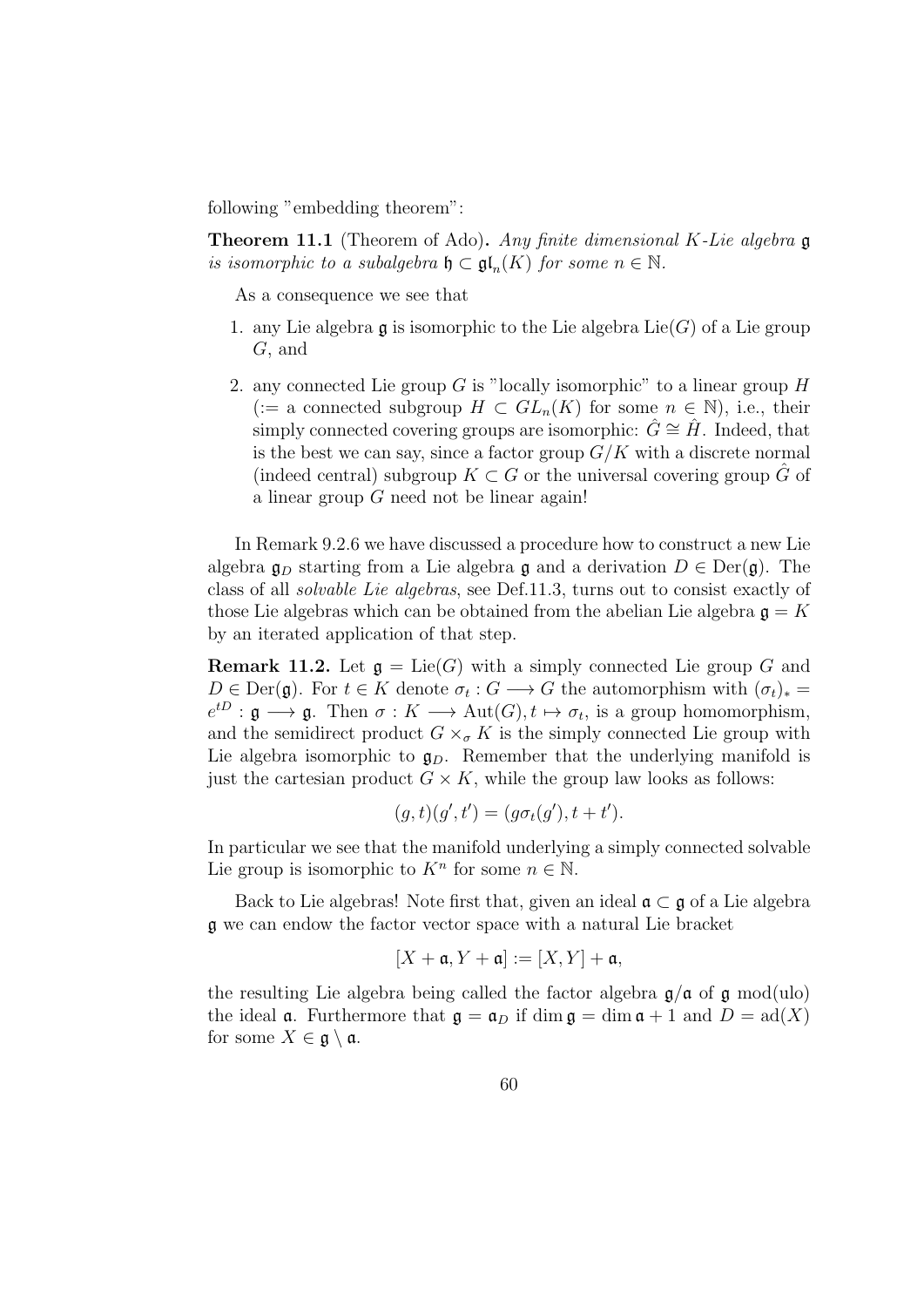following "embedding theorem":

**Theorem 11.1** (Theorem of Ado)**.** *Any finite dimensional $K$-Lie algebra $\mathfrak{g}$ is isomorphic to a subalgebra $\mathfrak{h} \subset \mathfrak{gl}_n(K)$ for some $n \in \mathbb{N}$.*

As a consequence we see that

1. any Lie algebra $\mathfrak{g}$ is isomorphic to the Lie algebra $\mathrm{Lie}(G)$ of a Lie group $G$, and
2. any connected Lie group $G$ is "locally isomorphic" to a linear group $H$ (:= a connected subgroup $H \subset GL_n(K)$ for some $n \in \mathbb{N}$), i.e., their simply connected covering groups are isomorphic: $\hat{G} \cong \hat{H}$. Indeed, that is the best we can say, since a factor group $G/K$ with a discrete normal (indeed central) subgroup $K \subset G$ or the universal covering group $\hat{G}$ of a linear group $G$ need not be linear again!

In Remark 9.2.6 we have discussed a procedure how to construct a new Lie algebra $\mathfrak{g}_D$ starting from a Lie algebra $\mathfrak{g}$ and a derivation $D \in \mathrm{Der}(\mathfrak{g})$. The class of all *solvable Lie algebras*, see Def.11.3, turns out to consist exactly of those Lie algebras which can be obtained from the abelian Lie algebra $\mathfrak{g} = K$ by an iterated application of that step.

**Remark 11.2.** Let $\mathfrak{g} = \mathrm{Lie}(G)$ with a simply connected Lie group $G$ and $D \in \mathrm{Der}(\mathfrak{g})$. For $t \in K$ denote $\sigma_t : G \longrightarrow G$ the automorphism with $(\sigma_t)_* = e^{tD} : \mathfrak{g} \longrightarrow \mathfrak{g}$. Then $\sigma : K \longrightarrow \mathrm{Aut}(G), t \mapsto \sigma_t$, is a group homomorphism, and the semidirect product $G \times_\sigma K$ is the simply connected Lie group with Lie algebra isomorphic to $\mathfrak{g}_D$. Remember that the underlying manifold is just the cartesian product $G \times K$, while the group law looks as follows:

$$(g, t)(g', t') = (g\sigma_t(g'), t + t').$$

In particular we see that the manifold underlying a simply connected solvable Lie group is isomorphic to $K^n$ for some $n \in \mathbb{N}$.

Back to Lie algebras! Note first that, given an ideal $\mathfrak{a} \subset \mathfrak{g}$ of a Lie algebra $\mathfrak{g}$ we can endow the factor vector space with a natural Lie bracket

$$[X + \mathfrak{a}, Y + \mathfrak{a}] := [X, Y] + \mathfrak{a},$$

the resulting Lie algebra being called the factor algebra $\mathfrak{g}/\mathfrak{a}$ of $\mathfrak{g}$ mod(ulo) the ideal $\mathfrak{a}$. Furthermore that $\mathfrak{g} = \mathfrak{a}_D$ if $\dim \mathfrak{g} = \dim \mathfrak{a} + 1$ and $D = \mathrm{ad}(X)$ for some $X \in \mathfrak{g} \setminus \mathfrak{a}$.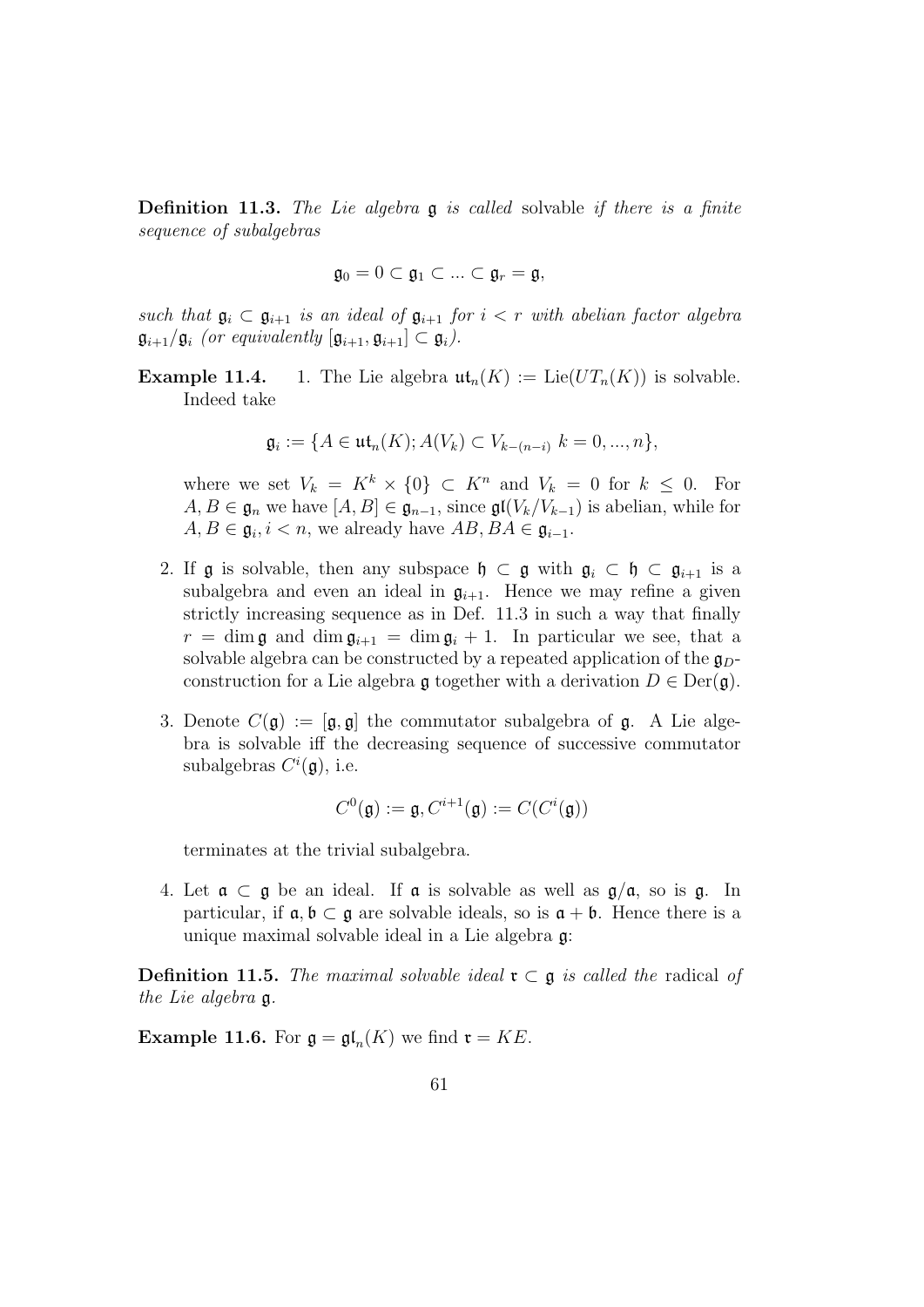**Definition 11.3.** *The Lie algebra* $\mathfrak{g}$ *is called* solvable *if there is a finite sequence of subalgebras*

$$\mathfrak{g}_0 = 0 \subset \mathfrak{g}_1 \subset ... \subset \mathfrak{g}_r = \mathfrak{g},$$

*such that* $\mathfrak{g}_i \subset \mathfrak{g}_{i+1}$ *is an ideal of* $\mathfrak{g}_{i+1}$ *for* $i < r$ *with abelian factor algebra* $\mathfrak{g}_{i+1}/\mathfrak{g}_i$ *(or equivalently* $[\mathfrak{g}_{i+1}, \mathfrak{g}_{i+1}] \subset \mathfrak{g}_i$*).*

**Example 11.4.**

1. The Lie algebra $\mathfrak{ut}_n(K) := \mathrm{Lie}(UT_n(K))$ is solvable. Indeed take

   $$\mathfrak{g}_i := \{A \in \mathfrak{ut}_n(K); A(V_k) \subset V_{k-(n-i)}\ k = 0, ..., n\},$$

   where we set $V_k = K^k \times \{0\} \subset K^n$ and $V_k = 0$ for $k \leq 0$. For $A, B \in \mathfrak{g}_n$ we have $[A, B] \in \mathfrak{g}_{n-1}$, since $\mathfrak{gl}(V_k/V_{k-1})$ is abelian, while for $A, B \in \mathfrak{g}_i, i < n$, we already have $AB, BA \in \mathfrak{g}_{i-1}$.

2. If $\mathfrak{g}$ is solvable, then any subspace $\mathfrak{h} \subset \mathfrak{g}$ with $\mathfrak{g}_i \subset \mathfrak{h} \subset \mathfrak{g}_{i+1}$ is a subalgebra and even an ideal in $\mathfrak{g}_{i+1}$. Hence we may refine a given strictly increasing sequence as in Def. 11.3 in such a way that finally $r = \dim \mathfrak{g}$ and $\dim \mathfrak{g}_{i+1} = \dim \mathfrak{g}_i + 1$. In particular we see, that a solvable algebra can be constructed by a repeated application of the $\mathfrak{g}_D$-construction for a Lie algebra $\mathfrak{g}$ together with a derivation $D \in \mathrm{Der}(\mathfrak{g})$.

3. Denote $C(\mathfrak{g}) := [\mathfrak{g}, \mathfrak{g}]$ the commutator subalgebra of $\mathfrak{g}$. A Lie algebra is solvable iff the decreasing sequence of successive commutator subalgebras $C^i(\mathfrak{g})$, i.e.

   $$C^0(\mathfrak{g}) := \mathfrak{g}, C^{i+1}(\mathfrak{g}) := C(C^i(\mathfrak{g}))$$

   terminates at the trivial subalgebra.

4. Let $\mathfrak{a} \subset \mathfrak{g}$ be an ideal. If $\mathfrak{a}$ is solvable as well as $\mathfrak{g}/\mathfrak{a}$, so is $\mathfrak{g}$. In particular, if $\mathfrak{a}, \mathfrak{b} \subset \mathfrak{g}$ are solvable ideals, so is $\mathfrak{a} + \mathfrak{b}$. Hence there is a unique maximal solvable ideal in a Lie algebra $\mathfrak{g}$:

**Definition 11.5.** *The maximal solvable ideal* $\mathfrak{r} \subset \mathfrak{g}$ *is called the* radical *of the Lie algebra* $\mathfrak{g}$.

**Example 11.6.** For $\mathfrak{g} = \mathfrak{gl}_n(K)$ we find $\mathfrak{r} = KE$.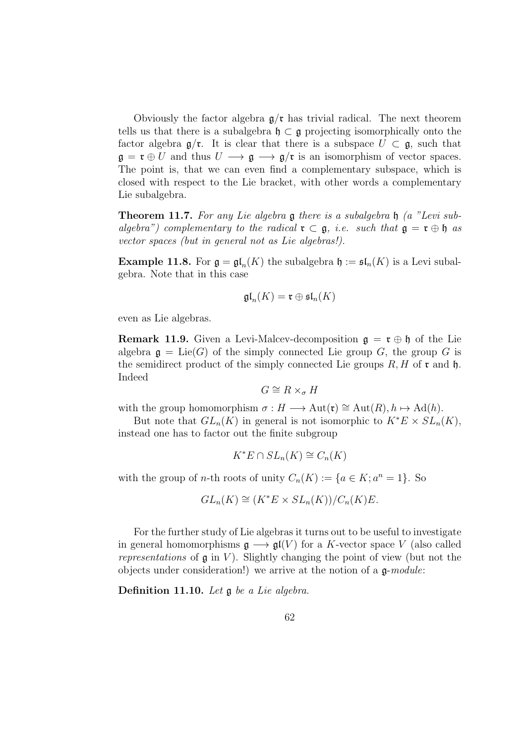Obviously the factor algebra $\mathfrak{g}/\mathfrak{r}$ has trivial radical. The next theorem tells us that there is a subalgebra $\mathfrak{h} \subset \mathfrak{g}$ projecting isomorphically onto the factor algebra $\mathfrak{g}/\mathfrak{r}$. It is clear that there is a subspace $U \subset \mathfrak{g}$, such that $\mathfrak{g} = \mathfrak{r} \oplus U$ and thus $U \longrightarrow \mathfrak{g} \longrightarrow \mathfrak{g}/\mathfrak{r}$ is an isomorphism of vector spaces. The point is, that we can even find a complementary subspace, which is closed with respect to the Lie bracket, with other words a complementary Lie subalgebra.

**Theorem 11.7.** *For any Lie algebra $\mathfrak{g}$ there is a subalgebra $\mathfrak{h}$ (a "Levi subalgebra") complementary to the radical $\mathfrak{r} \subset \mathfrak{g}$, i.e. such that $\mathfrak{g} = \mathfrak{r} \oplus \mathfrak{h}$ as vector spaces (but in general not as Lie algebras!).*

**Example 11.8.** For $\mathfrak{g} = \mathfrak{gl}_n(K)$ the subalgebra $\mathfrak{h} := \mathfrak{sl}_n(K)$ is a Levi subalgebra. Note that in this case

$$\mathfrak{gl}_n(K) = \mathfrak{r} \oplus \mathfrak{sl}_n(K)$$

even as Lie algebras.

**Remark 11.9.** Given a Levi-Malcev-decomposition $\mathfrak{g} = \mathfrak{r} \oplus \mathfrak{h}$ of the Lie algebra $\mathfrak{g} = \mathrm{Lie}(G)$ of the simply connected Lie group $G$, the group $G$ is the semidirect product of the simply connected Lie groups $R, H$ of $\mathfrak{r}$ and $\mathfrak{h}$. Indeed

$$G \cong R \times_\sigma H$$

with the group homomorphism $\sigma : H \longrightarrow \mathrm{Aut}(\mathfrak{r}) \cong \mathrm{Aut}(R), h \mapsto \mathrm{Ad}(h)$.

But note that $GL_n(K)$ in general is not isomorphic to $K^*E \times SL_n(K)$, instead one has to factor out the finite subgroup

$$K^*E \cap SL_n(K) \cong C_n(K)$$

with the group of $n$-th roots of unity $C_n(K) := \{a \in K; a^n = 1\}$. So

$$GL_n(K) \cong (K^*E \times SL_n(K))/C_n(K)E.$$

For the further study of Lie algebras it turns out to be useful to investigate in general homomorphisms $\mathfrak{g} \longrightarrow \mathfrak{gl}(V)$ for a $K$-vector space $V$ (also called *representations* of $\mathfrak{g}$ in $V$). Slightly changing the point of view (but not the objects under consideration!) we arrive at the notion of a $\mathfrak{g}$-*module*:

**Definition 11.10.** *Let $\mathfrak{g}$ be a Lie algebra.*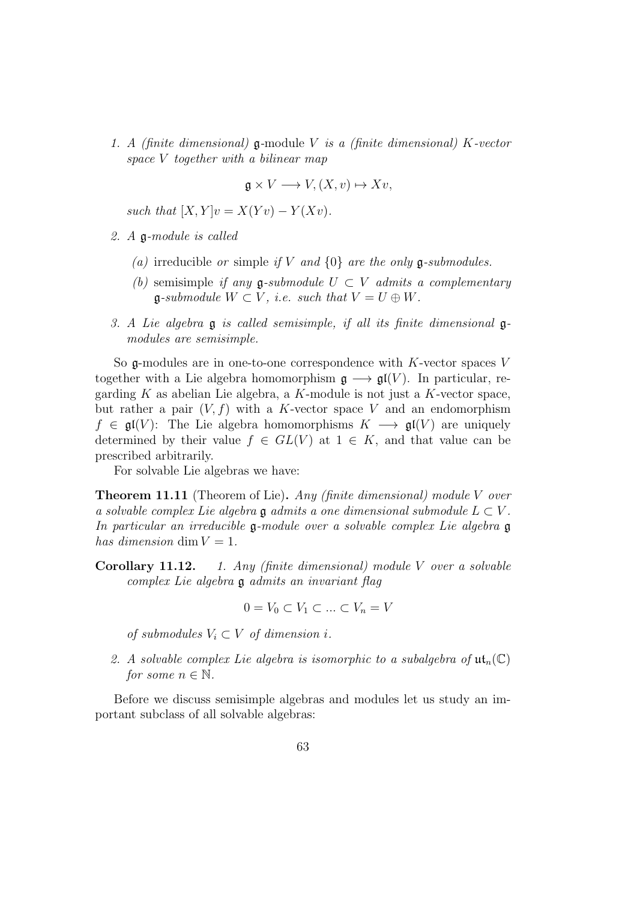1. *A (finite dimensional)* $\mathfrak{g}$-module $V$ *is a (finite dimensional)* $K$*-vector space* $V$ *together with a bilinear map*

$$\mathfrak{g} \times V \longrightarrow V, (X, v) \mapsto Xv,$$

*such that* $[X, Y]v = X(Yv) - Y(Xv)$.

2. *A* $\mathfrak{g}$*-module is called*
   
   *(a)* irreducible *or* simple *if* $V$ *and* $\{0\}$ *are the only* $\mathfrak{g}$*-submodules.*
   
   *(b)* semisimple *if any* $\mathfrak{g}$*-submodule* $U \subset V$ *admits a complementary* $\mathfrak{g}$*-submodule* $W \subset V$*, i.e. such that* $V = U \oplus W$.

3. *A Lie algebra* $\mathfrak{g}$ *is called semisimple, if all its finite dimensional* $\mathfrak{g}$*-modules are semisimple.*

So $\mathfrak{g}$-modules are in one-to-one correspondence with $K$-vector spaces $V$ together with a Lie algebra homomorphism $\mathfrak{g} \longrightarrow \mathfrak{gl}(V)$. In particular, regarding $K$ as abelian Lie algebra, a $K$-module is not just a $K$-vector space, but rather a pair $(V, f)$ with a $K$-vector space $V$ and an endomorphism $f \in \mathfrak{gl}(V)$: The Lie algebra homomorphisms $K \longrightarrow \mathfrak{gl}(V)$ are uniquely determined by their value $f \in GL(V)$ at $1 \in K$, and that value can be prescribed arbitrarily.

For solvable Lie algebras we have:

**Theorem 11.11** (Theorem of Lie)**.** *Any (finite dimensional) module* $V$ *over a solvable complex Lie algebra* $\mathfrak{g}$ *admits a one dimensional submodule* $L \subset V$*. In particular an irreducible* $\mathfrak{g}$*-module over a solvable complex Lie algebra* $\mathfrak{g}$ *has dimension* $\dim V = 1$.

**Corollary 11.12.** 1. *Any (finite dimensional) module* $V$ *over a solvable complex Lie algebra* $\mathfrak{g}$ *admits an invariant flag*

$$0 = V_0 \subset V_1 \subset ... \subset V_n = V$$

*of submodules* $V_i \subset V$ *of dimension* $i$.

2. *A solvable complex Lie algebra is isomorphic to a subalgebra of* $\mathfrak{ut}_n(\mathbb{C})$ *for some* $n \in \mathbb{N}$.

Before we discuss semisimple algebras and modules let us study an important subclass of all solvable algebras: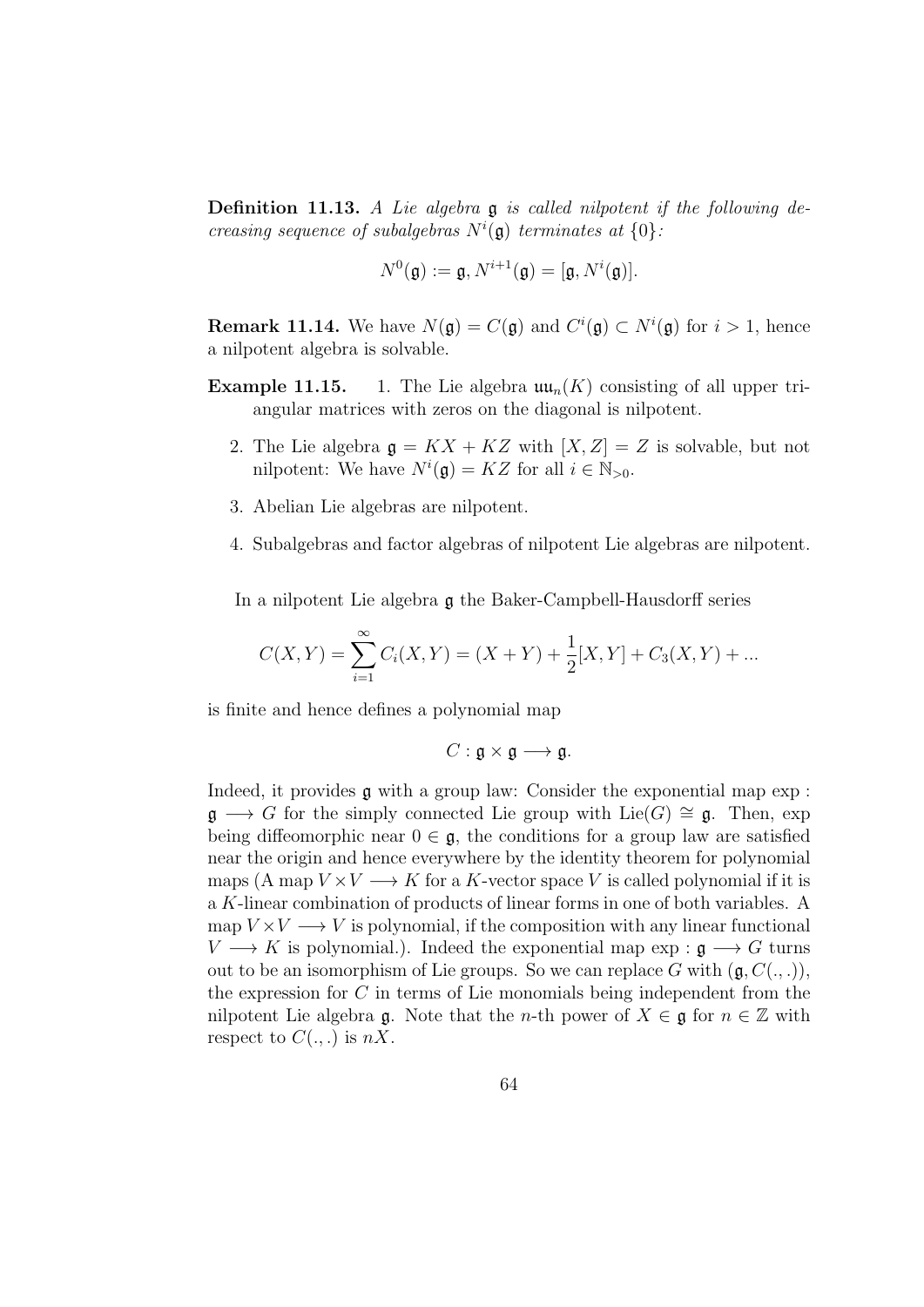**Definition 11.13.** *A Lie algebra $\mathfrak{g}$ is called nilpotent if the following decreasing sequence of subalgebras $N^i(\mathfrak{g})$ terminates at $\{0\}$:*

$$N^0(\mathfrak{g}) := \mathfrak{g}, N^{i+1}(\mathfrak{g}) = [\mathfrak{g}, N^i(\mathfrak{g})].$$

**Remark 11.14.** We have $N(\mathfrak{g}) = C(\mathfrak{g})$ and $C^i(\mathfrak{g}) \subset N^i(\mathfrak{g})$ for $i > 1$, hence a nilpotent algebra is solvable.

**Example 11.15.**

1. The Lie algebra $\mathfrak{uu}_n(K)$ consisting of all upper triangular matrices with zeros on the diagonal is nilpotent.
2. The Lie algebra $\mathfrak{g} = KX + KZ$ with $[X, Z] = Z$ is solvable, but not nilpotent: We have $N^i(\mathfrak{g}) = KZ$ for all $i \in \mathbb{N}_{>0}$.
3. Abelian Lie algebras are nilpotent.
4. Subalgebras and factor algebras of nilpotent Lie algebras are nilpotent.

In a nilpotent Lie algebra $\mathfrak{g}$ the Baker-Campbell-Hausdorff series

$$C(X, Y) = \sum_{i=1}^{\infty} C_i(X, Y) = (X + Y) + \frac{1}{2}[X, Y] + C_3(X, Y) + ...$$

is finite and hence defines a polynomial map

$$C : \mathfrak{g} \times \mathfrak{g} \longrightarrow \mathfrak{g}.$$

Indeed, it provides $\mathfrak{g}$ with a group law: Consider the exponential map $\exp : \mathfrak{g} \longrightarrow G$ for the simply connected Lie group with $\mathrm{Lie}(G) \cong \mathfrak{g}$. Then, exp being diffeomorphic near $0 \in \mathfrak{g}$, the conditions for a group law are satisfied near the origin and hence everywhere by the identity theorem for polynomial maps (A map $V \times V \longrightarrow K$ for a $K$-vector space $V$ is called polynomial if it is a $K$-linear combination of products of linear forms in one of both variables. A map $V \times V \longrightarrow V$ is polynomial, if the composition with any linear functional $V \longrightarrow K$ is polynomial.). Indeed the exponential map $\exp : \mathfrak{g} \longrightarrow G$ turns out to be an isomorphism of Lie groups. So we can replace $G$ with $(\mathfrak{g}, C(.,.))$, the expression for $C$ in terms of Lie monomials being independent from the nilpotent Lie algebra $\mathfrak{g}$. Note that the $n$-th power of $X \in \mathfrak{g}$ for $n \in \mathbb{Z}$ with respect to $C(.,.)$ is $nX$.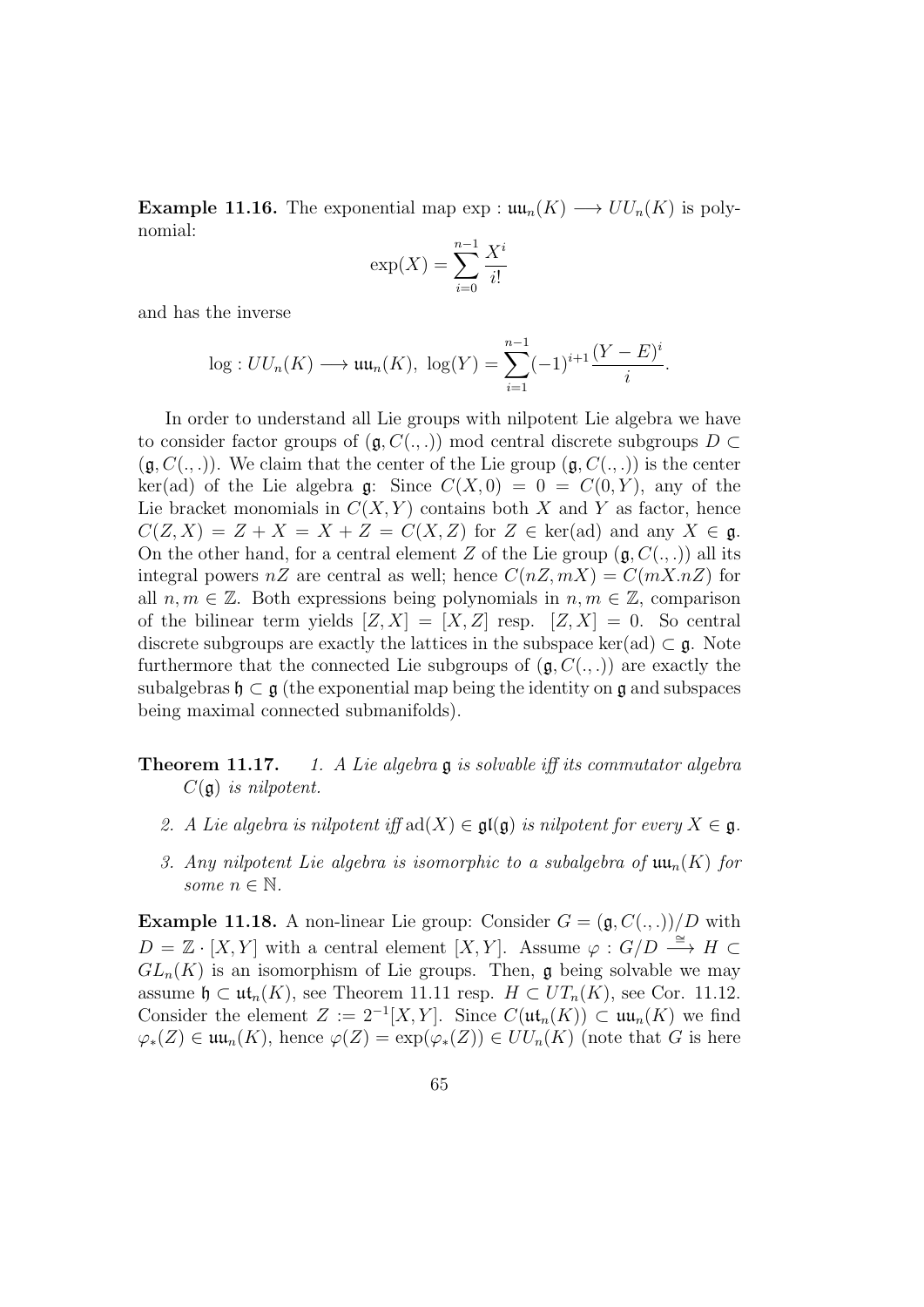**Example 11.16.** The exponential map $\exp : \mathfrak{uu}_n(K) \longrightarrow UU_n(K)$ is polynomial:

$$\exp(X) = \sum_{i=0}^{n-1} \frac{X^i}{i!}$$

and has the inverse

$$\log : UU_n(K) \longrightarrow \mathfrak{uu}_n(K),\ \log(Y) = \sum_{i=1}^{n-1} (-1)^{i+1} \frac{(Y-E)^i}{i}.$$

In order to understand all Lie groups with nilpotent Lie algebra we have to consider factor groups of $(\mathfrak{g}, C(.,.))$ mod central discrete subgroups $D \subset (\mathfrak{g}, C(.,.))$. We claim that the center of the Lie group $(\mathfrak{g}, C(.,.))$ is the center $\ker(\mathrm{ad})$ of the Lie algebra $\mathfrak{g}$: Since $C(X, 0) = 0 = C(0, Y)$, any of the Lie bracket monomials in $C(X, Y)$ contains both $X$ and $Y$ as factor, hence $C(Z, X) = Z + X = X + Z = C(X, Z)$ for $Z \in \ker(\mathrm{ad})$ and any $X \in \mathfrak{g}$. On the other hand, for a central element $Z$ of the Lie group $(\mathfrak{g}, C(.,.))$ all its integral powers $nZ$ are central as well; hence $C(nZ, mX) = C(mX.nZ)$ for all $n, m \in \mathbb{Z}$. Both expressions being polynomials in $n, m \in \mathbb{Z}$, comparison of the bilinear term yields $[Z, X] = [X, Z]$ resp. $[Z, X] = 0$. So central discrete subgroups are exactly the lattices in the subspace $\ker(\mathrm{ad}) \subset \mathfrak{g}$. Note furthermore that the connected Lie subgroups of $(\mathfrak{g}, C(.,.))$ are exactly the subalgebras $\mathfrak{h} \subset \mathfrak{g}$ (the exponential map being the identity on $\mathfrak{g}$ and subspaces being maximal connected submanifolds).

**Theorem 11.17.** *1. A Lie algebra $\mathfrak{g}$ is solvable iff its commutator algebra $C(\mathfrak{g})$ is nilpotent.*

*2. A Lie algebra is nilpotent iff $\mathrm{ad}(X) \in \mathfrak{gl}(\mathfrak{g})$ is nilpotent for every $X \in \mathfrak{g}$.*

*3. Any nilpotent Lie algebra is isomorphic to a subalgebra of $\mathfrak{uu}_n(K)$ for some $n \in \mathbb{N}$.*

**Example 11.18.** A non-linear Lie group: Consider $G = (\mathfrak{g}, C(.,.))/D$ with $D = \mathbb{Z} \cdot [X, Y]$ with a central element $[X, Y]$. Assume $\varphi : G/D \xrightarrow{\cong} H \subset GL_n(K)$ is an isomorphism of Lie groups. Then, $\mathfrak{g}$ being solvable we may assume $\mathfrak{h} \subset \mathfrak{ut}_n(K)$, see Theorem 11.11 resp. $H \subset UT_n(K)$, see Cor. 11.12. Consider the element $Z := 2^{-1}[X, Y]$. Since $C(\mathfrak{ut}_n(K)) \subset \mathfrak{uu}_n(K)$ we find $\varphi_*(Z) \in \mathfrak{uu}_n(K)$, hence $\varphi(Z) = \exp(\varphi_*(Z)) \in UU_n(K)$ (note that $G$ is here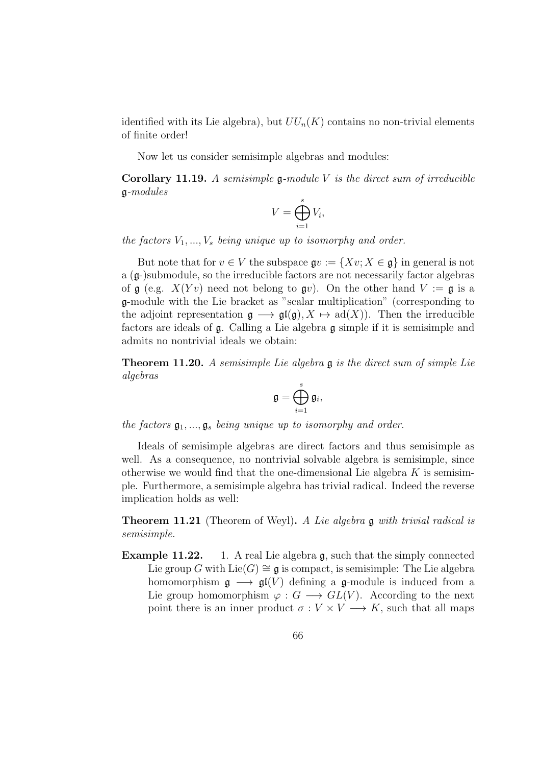identified with its Lie algebra), but $UU_n(K)$ contains no non-trivial elements of finite order!

Now let us consider semisimple algebras and modules:

**Corollary 11.19.** *A semisimple $\mathfrak{g}$-module $V$ is the direct sum of irreducible $\mathfrak{g}$-modules*

$$V = \bigoplus_{i=1}^{s} V_i,$$

*the factors $V_1, ..., V_s$ being unique up to isomorphy and order.*

But note that for $v \in V$ the subspace $\mathfrak{g}v := \{Xv; X \in \mathfrak{g}\}$ in general is not a ($\mathfrak{g}$-)submodule, so the irreducible factors are not necessarily factor algebras of $\mathfrak{g}$ (e.g. $X(Yv)$ need not belong to $\mathfrak{g}v$). On the other hand $V := \mathfrak{g}$ is a $\mathfrak{g}$-module with the Lie bracket as "scalar multiplication" (corresponding to the adjoint representation $\mathfrak{g} \longrightarrow \mathfrak{gl}(\mathfrak{g}), X \mapsto \mathrm{ad}(X)$). Then the irreducible factors are ideals of $\mathfrak{g}$. Calling a Lie algebra $\mathfrak{g}$ simple if it is semisimple and admits no nontrivial ideals we obtain:

**Theorem 11.20.** *A semisimple Lie algebra $\mathfrak{g}$ is the direct sum of simple Lie algebras*

$$\mathfrak{g} = \bigoplus_{i=1}^{s} \mathfrak{g}_i,$$

*the factors $\mathfrak{g}_1, ..., \mathfrak{g}_s$ being unique up to isomorphy and order.*

Ideals of semisimple algebras are direct factors and thus semisimple as well. As a consequence, no nontrivial solvable algebra is semisimple, since otherwise we would find that the one-dimensional Lie algebra $K$ is semisimple. Furthermore, a semisimple algebra has trivial radical. Indeed the reverse implication holds as well:

**Theorem 11.21** (Theorem of Weyl)**.** *A Lie algebra $\mathfrak{g}$ with trivial radical is semisimple.*

**Example 11.22.** 1. A real Lie algebra $\mathfrak{g}$, such that the simply connected Lie group $G$ with $\mathrm{Lie}(G) \cong \mathfrak{g}$ is compact, is semisimple: The Lie algebra homomorphism $\mathfrak{g} \longrightarrow \mathfrak{gl}(V)$ defining a $\mathfrak{g}$-module is induced from a Lie group homomorphism $\varphi : G \longrightarrow GL(V)$. According to the next point there is an inner product $\sigma : V \times V \longrightarrow K$, such that all maps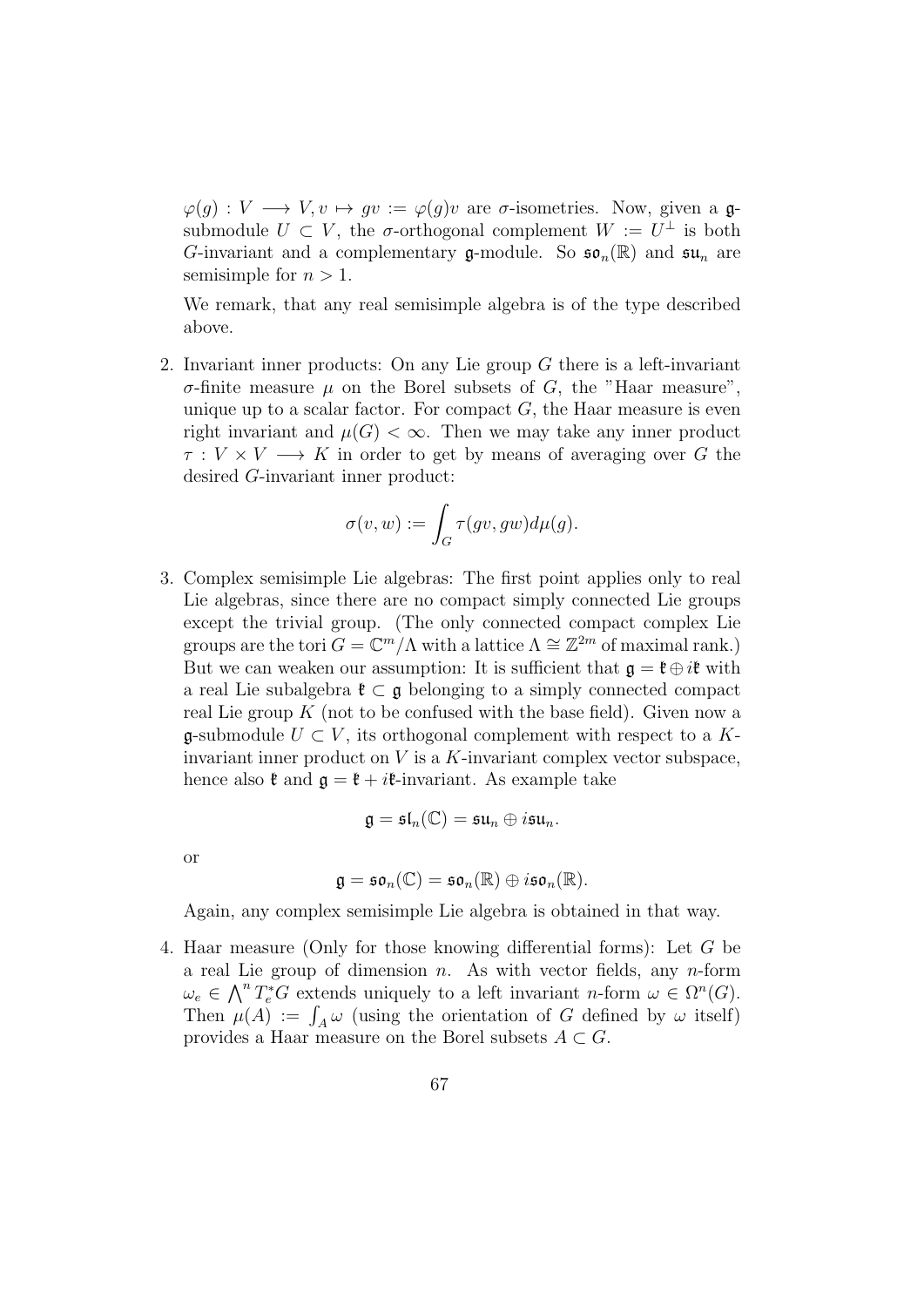$\varphi(g) : V \longrightarrow V, v \mapsto gv := \varphi(g)v$ are $\sigma$-isometries. Now, given a $\mathfrak{g}$-submodule $U \subset V$, the $\sigma$-orthogonal complement $W := U^\perp$ is both $G$-invariant and a complementary $\mathfrak{g}$-module. So $\mathfrak{so}_n(\mathbb{R})$ and $\mathfrak{su}_n$ are semisimple for $n > 1$.

We remark, that any real semisimple algebra is of the type described above.

2. Invariant inner products: On any Lie group $G$ there is a left-invariant $\sigma$-finite measure $\mu$ on the Borel subsets of $G$, the "Haar measure", unique up to a scalar factor. For compact $G$, the Haar measure is even right invariant and $\mu(G) < \infty$. Then we may take any inner product $\tau : V \times V \longrightarrow K$ in order to get by means of averaging over $G$ the desired $G$-invariant inner product:

$$\sigma(v, w) := \int_G \tau(gv, gw) d\mu(g).$$

3. Complex semisimple Lie algebras: The first point applies only to real Lie algebras, since there are no compact simply connected Lie groups except the trivial group. (The only connected compact complex Lie groups are the tori $G = \mathbb{C}^m/\Lambda$ with a lattice $\Lambda \cong \mathbb{Z}^{2m}$ of maximal rank.) But we can weaken our assumption: It is sufficient that $\mathfrak{g} = \mathfrak{k} \oplus i\mathfrak{k}$ with a real Lie subalgebra $\mathfrak{k} \subset \mathfrak{g}$ belonging to a simply connected compact real Lie group $K$ (not to be confused with the base field). Given now a $\mathfrak{g}$-submodule $U \subset V$, its orthogonal complement with respect to a $K$-invariant inner product on $V$ is a $K$-invariant complex vector subspace, hence also $\mathfrak{k}$ and $\mathfrak{g} = \mathfrak{k} + i\mathfrak{k}$-invariant. As example take

$$\mathfrak{g} = \mathfrak{sl}_n(\mathbb{C}) = \mathfrak{su}_n \oplus i\mathfrak{su}_n.$$

or

$$\mathfrak{g} = \mathfrak{so}_n(\mathbb{C}) = \mathfrak{so}_n(\mathbb{R}) \oplus i\mathfrak{so}_n(\mathbb{R}).$$

Again, any complex semisimple Lie algebra is obtained in that way.

4. Haar measure (Only for those knowing differential forms): Let $G$ be a real Lie group of dimension $n$. As with vector fields, any $n$-form $\omega_e \in \bigwedge^n T_e^*G$ extends uniquely to a left invariant $n$-form $\omega \in \Omega^n(G)$. Then $\mu(A) := \int_A \omega$ (using the orientation of $G$ defined by $\omega$ itself) provides a Haar measure on the Borel subsets $A \subset G$.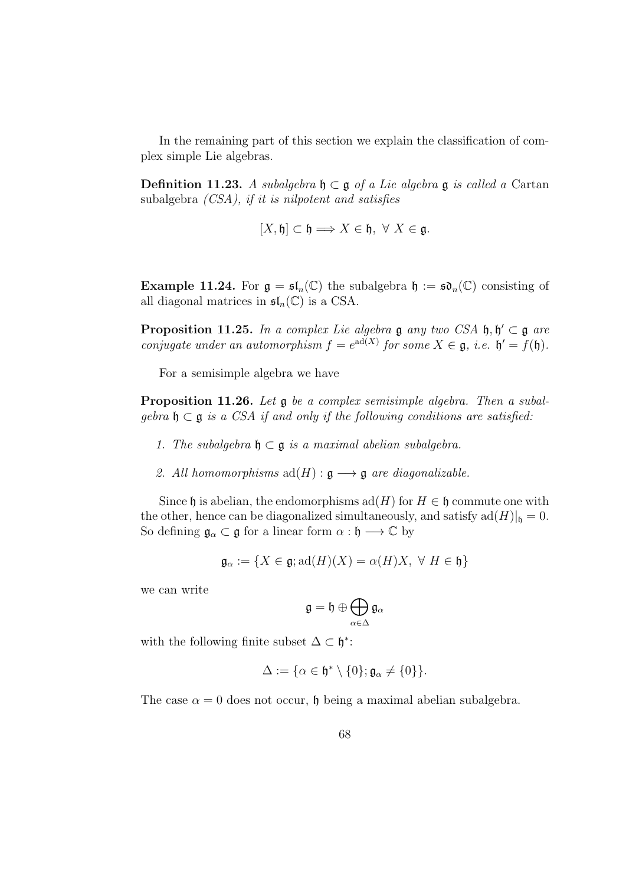In the remaining part of this section we explain the classification of complex simple Lie algebras.

**Definition 11.23.** *A subalgebra* $\mathfrak{h} \subset \mathfrak{g}$ *of a Lie algebra* $\mathfrak{g}$ *is called a* Cartan subalgebra *(CSA), if it is nilpotent and satisfies*

$$[X, \mathfrak{h}] \subset \mathfrak{h} \Longrightarrow X \in \mathfrak{h}, \ \forall \ X \in \mathfrak{g}.$$

**Example 11.24.** For $\mathfrak{g} = \mathfrak{sl}_n(\mathbb{C})$ the subalgebra $\mathfrak{h} := \mathfrak{so}_n(\mathbb{C})$ consisting of all diagonal matrices in $\mathfrak{sl}_n(\mathbb{C})$ is a CSA.

**Proposition 11.25.** *In a complex Lie algebra* $\mathfrak{g}$ *any two CSA* $\mathfrak{h}, \mathfrak{h}' \subset \mathfrak{g}$ *are conjugate under an automorphism* $f = e^{\mathrm{ad}(X)}$ *for some* $X \in \mathfrak{g}$*, i.e.* $\mathfrak{h}' = f(\mathfrak{h})$*.*

For a semisimple algebra we have

**Proposition 11.26.** *Let* $\mathfrak{g}$ *be a complex semisimple algebra. Then a subalgebra* $\mathfrak{h} \subset \mathfrak{g}$ *is a CSA if and only if the following conditions are satisfied:*

1. *The subalgebra* $\mathfrak{h} \subset \mathfrak{g}$ *is a maximal abelian subalgebra.*
2. *All homomorphisms* $\mathrm{ad}(H) : \mathfrak{g} \longrightarrow \mathfrak{g}$ *are diagonalizable.*

Since $\mathfrak{h}$ is abelian, the endomorphisms $\mathrm{ad}(H)$ for $H \in \mathfrak{h}$ commute one with the other, hence can be diagonalized simultaneously, and satisfy $\mathrm{ad}(H)|_{\mathfrak{h}} = 0$. So defining $\mathfrak{g}_\alpha \subset \mathfrak{g}$ for a linear form $\alpha : \mathfrak{h} \longrightarrow \mathbb{C}$ by

$$\mathfrak{g}_\alpha := \{X \in \mathfrak{g}; \mathrm{ad}(H)(X) = \alpha(H)X, \ \forall \ H \in \mathfrak{h}\}$$

we can write

$$\mathfrak{g} = \mathfrak{h} \oplus \bigoplus_{\alpha \in \Delta} \mathfrak{g}_\alpha$$

with the following finite subset $\Delta \subset \mathfrak{h}^*$:

$$\Delta := \{\alpha \in \mathfrak{h}^* \setminus \{0\}; \mathfrak{g}_\alpha \neq \{0\}\}.$$

The case $\alpha = 0$ does not occur, $\mathfrak{h}$ being a maximal abelian subalgebra.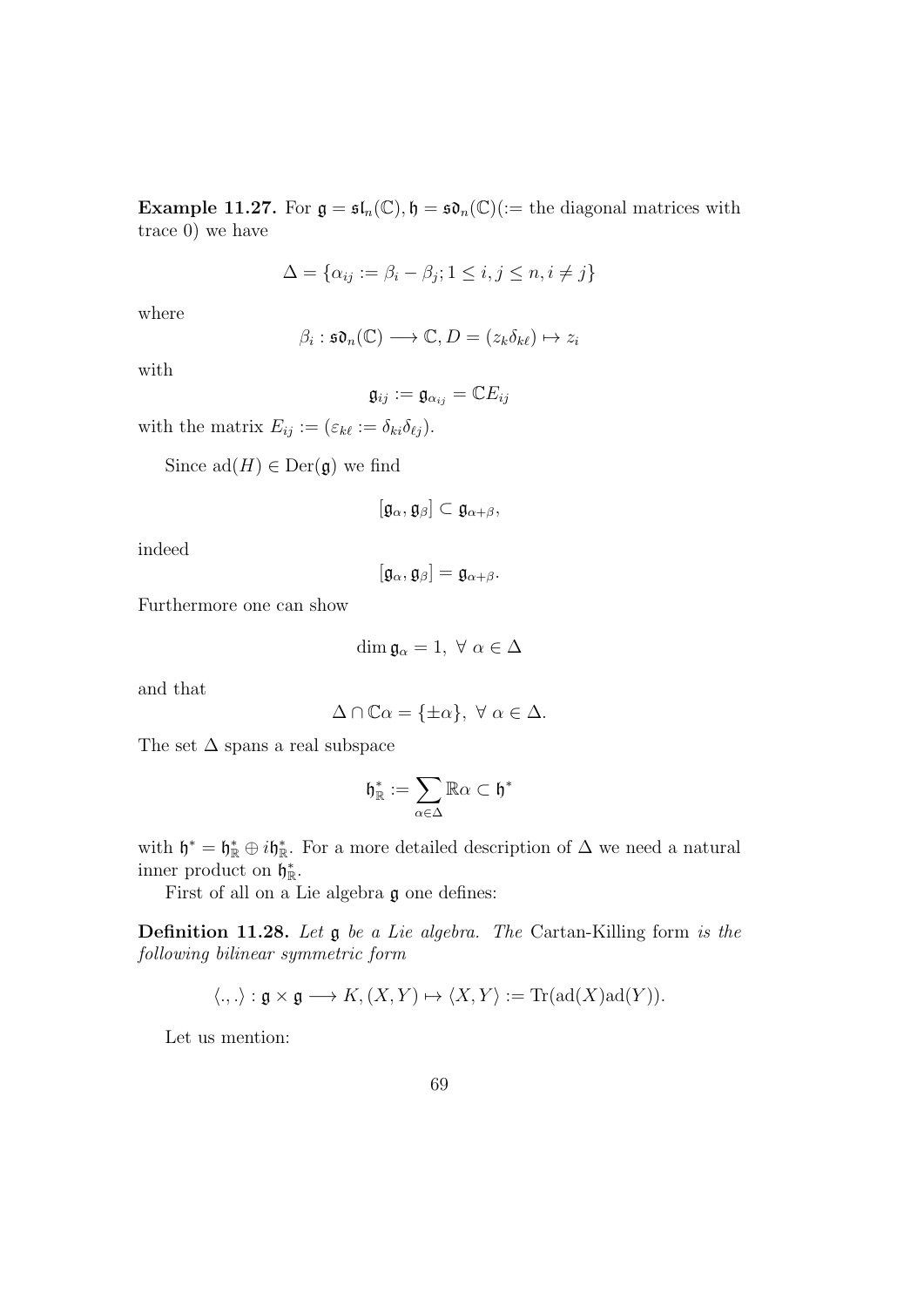**Example 11.27.** For $\mathfrak{g} = \mathfrak{sl}_n(\mathbb{C}), \mathfrak{h} = \mathfrak{sd}_n(\mathbb{C})$($:=$ the diagonal matrices with trace 0) we have

$$\Delta = \{\alpha_{ij} := \beta_i - \beta_j; 1 \leq i, j \leq n, i \neq j\}$$

where

$$\beta_i : \mathfrak{sd}_n(\mathbb{C}) \longrightarrow \mathbb{C}, D = (z_k \delta_{k\ell}) \mapsto z_i$$

with

$$\mathfrak{g}_{ij} := \mathfrak{g}_{\alpha_{ij}} = \mathbb{C}E_{ij}$$

with the matrix $E_{ij} := (\varepsilon_{k\ell} := \delta_{ki}\delta_{\ell j})$.

Since $\mathrm{ad}(H) \in \mathrm{Der}(\mathfrak{g})$ we find

$$[\mathfrak{g}_\alpha, \mathfrak{g}_\beta] \subset \mathfrak{g}_{\alpha+\beta},$$

indeed

$$[\mathfrak{g}_\alpha, \mathfrak{g}_\beta] = \mathfrak{g}_{\alpha+\beta}.$$

Furthermore one can show

$$\dim \mathfrak{g}_\alpha = 1, \ \forall \ \alpha \in \Delta$$

and that

$$\Delta \cap \mathbb{C}\alpha = \{\pm\alpha\}, \ \forall \ \alpha \in \Delta.$$

The set $\Delta$ spans a real subspace

$$\mathfrak{h}^*_{\mathbb{R}} := \sum_{\alpha \in \Delta} \mathbb{R}\alpha \subset \mathfrak{h}^*$$

with $\mathfrak{h}^* = \mathfrak{h}^*_{\mathbb{R}} \oplus i\mathfrak{h}^*_{\mathbb{R}}$. For a more detailed description of $\Delta$ we need a natural inner product on $\mathfrak{h}^*_{\mathbb{R}}$.

First of all on a Lie algebra $\mathfrak{g}$ one defines:

**Definition 11.28.** *Let $\mathfrak{g}$ be a Lie algebra. The* Cartan-Killing form *is the following bilinear symmetric form*

$$\langle .,. \rangle : \mathfrak{g} \times \mathfrak{g} \longrightarrow K, (X, Y) \mapsto \langle X, Y \rangle := \mathrm{Tr}(\mathrm{ad}(X)\mathrm{ad}(Y)).$$

Let us mention: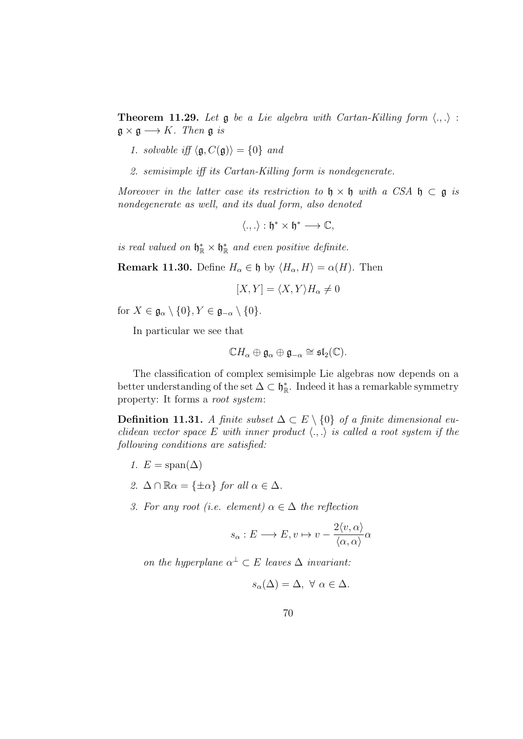**Theorem 11.29.** *Let $\mathfrak{g}$ be a Lie algebra with Cartan-Killing form $\langle .,. \rangle : \mathfrak{g} \times \mathfrak{g} \longrightarrow K$. Then $\mathfrak{g}$ is*

1. *solvable iff $\langle \mathfrak{g}, C(\mathfrak{g}) \rangle = \{0\}$ and*
2. *semisimple iff its Cartan-Killing form is nondegenerate.*

*Moreover in the latter case its restriction to $\mathfrak{h} \times \mathfrak{h}$ with a CSA $\mathfrak{h} \subset \mathfrak{g}$ is nondegenerate as well, and its dual form, also denoted*

$$\langle .,. \rangle : \mathfrak{h}^* \times \mathfrak{h}^* \longrightarrow \mathbb{C},$$

*is real valued on $\mathfrak{h}^*_{\mathbb{R}} \times \mathfrak{h}^*_{\mathbb{R}}$ and even positive definite.*

**Remark 11.30.** Define $H_\alpha \in \mathfrak{h}$ by $\langle H_\alpha, H \rangle = \alpha(H)$. Then

$$[X, Y] = \langle X, Y \rangle H_\alpha \neq 0$$

for $X \in \mathfrak{g}_\alpha \setminus \{0\}, Y \in \mathfrak{g}_{-\alpha} \setminus \{0\}$.

In particular we see that

$$\mathbb{C}H_\alpha \oplus \mathfrak{g}_\alpha \oplus \mathfrak{g}_{-\alpha} \cong \mathfrak{sl}_2(\mathbb{C}).$$

The classification of complex semisimple Lie algebras now depends on a better understanding of the set $\Delta \subset \mathfrak{h}^*_{\mathbb{R}}$. Indeed it has a remarkable symmetry property: It forms a *root system*:

**Definition 11.31.** *A finite subset $\Delta \subset E \setminus \{0\}$ of a finite dimensional euclidean vector space $E$ with inner product $\langle .,. \rangle$ is called a root system if the following conditions are satisfied:*

1. $E = \text{span}(\Delta)$
2. $\Delta \cap \mathbb{R}\alpha = \{\pm\alpha\}$ *for all $\alpha \in \Delta$.*
3. *For any root (i.e. element) $\alpha \in \Delta$ the reflection*

$$s_\alpha : E \longrightarrow E, v \mapsto v - \frac{2\langle v, \alpha \rangle}{\langle \alpha, \alpha \rangle}\alpha$$

*on the hyperplane $\alpha^\perp \subset E$ leaves $\Delta$ invariant:*

$$s_\alpha(\Delta) = \Delta, \ \forall \ \alpha \in \Delta.$$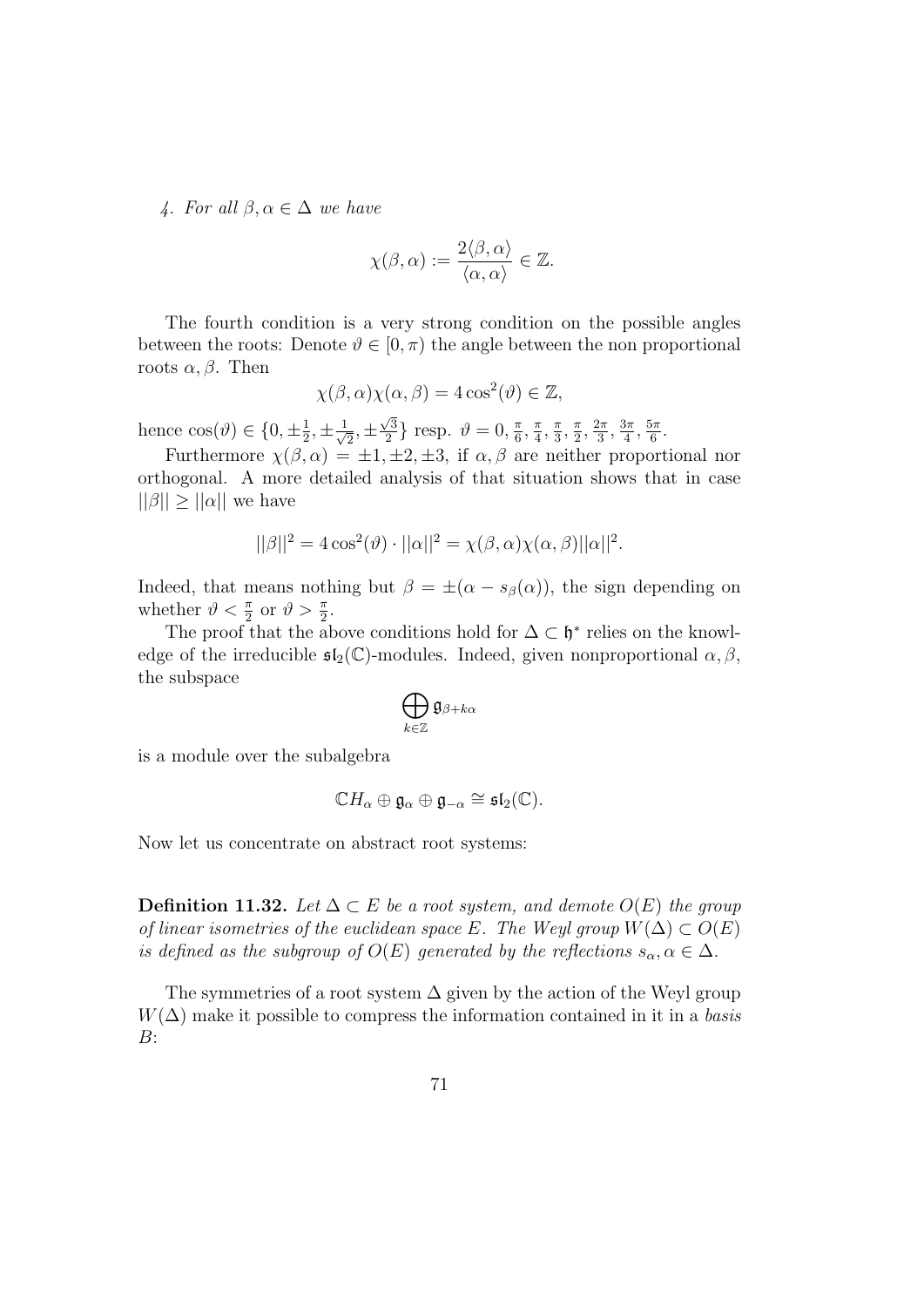*4. For all $\beta, \alpha \in \Delta$ we have*

$$\chi(\beta, \alpha) := \frac{2\langle \beta, \alpha \rangle}{\langle \alpha, \alpha \rangle} \in \mathbb{Z}.$$

The fourth condition is a very strong condition on the possible angles between the roots: Denote $\vartheta \in [0, \pi)$ the angle between the non proportional roots $\alpha, \beta$. Then

$$\chi(\beta, \alpha)\chi(\alpha, \beta) = 4\cos^2(\vartheta) \in \mathbb{Z},$$

hence $\cos(\vartheta) \in \{0, \pm\frac{1}{2}, \pm\frac{1}{\sqrt{2}}, \pm\frac{\sqrt{3}}{2}\}$ resp. $\vartheta = 0, \frac{\pi}{6}, \frac{\pi}{4}, \frac{\pi}{3}, \frac{\pi}{2}, \frac{2\pi}{3}, \frac{3\pi}{4}, \frac{5\pi}{6}$.

Furthermore $\chi(\beta, \alpha) = \pm 1, \pm 2, \pm 3$, if $\alpha, \beta$ are neither proportional nor orthogonal. A more detailed analysis of that situation shows that in case $||\beta|| \geq ||\alpha||$ we have

$$||\beta||^2 = 4\cos^2(\vartheta) \cdot ||\alpha||^2 = \chi(\beta, \alpha)\chi(\alpha, \beta)||\alpha||^2.$$

Indeed, that means nothing but $\beta = \pm(\alpha - s_\beta(\alpha))$, the sign depending on whether $\vartheta < \frac{\pi}{2}$ or $\vartheta > \frac{\pi}{2}$.

The proof that the above conditions hold for $\Delta \subset \mathfrak{h}^*$ relies on the knowledge of the irreducible $\mathfrak{sl}_2(\mathbb{C})$-modules. Indeed, given nonproportional $\alpha, \beta$, the subspace

$$\bigoplus_{k \in \mathbb{Z}} \mathfrak{g}_{\beta + k\alpha}$$

is a module over the subalgebra

$$\mathbb{C}H_\alpha \oplus \mathfrak{g}_\alpha \oplus \mathfrak{g}_{-\alpha} \cong \mathfrak{sl}_2(\mathbb{C}).$$

Now let us concentrate on abstract root systems:

**Definition 11.32.** *Let $\Delta \subset E$ be a root system, and demote $O(E)$ the group of linear isometries of the euclidean space $E$. The Weyl group $W(\Delta) \subset O(E)$ is defined as the subgroup of $O(E)$ generated by the reflections $s_\alpha, \alpha \in \Delta$.*

The symmetries of a root system $\Delta$ given by the action of the Weyl group $W(\Delta)$ make it possible to compress the information contained in it in a *basis* $B$: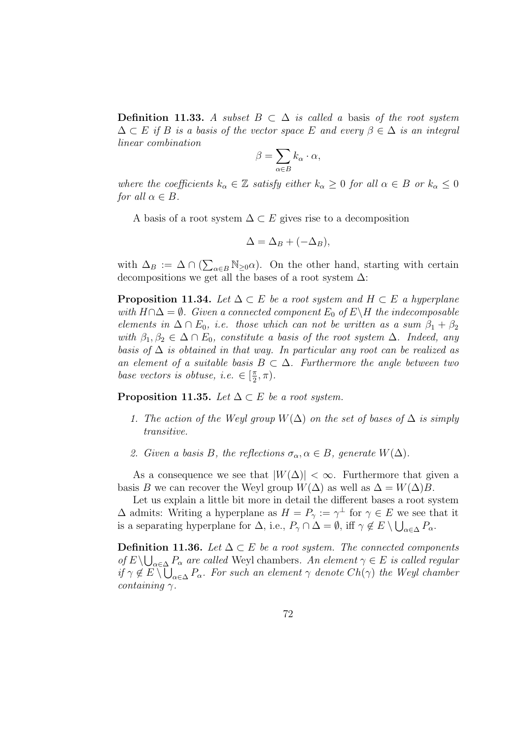**Definition 11.33.** *A subset $B \subset \Delta$ is called a* basis *of the root system $\Delta \subset E$ if $B$ is a basis of the vector space $E$ and every $\beta \in \Delta$ is an integral linear combination*

$$\beta = \sum_{\alpha \in B} k_\alpha \cdot \alpha,$$

*where the coefficients $k_\alpha \in \mathbb{Z}$ satisfy either $k_\alpha \geq 0$ for all $\alpha \in B$ or $k_\alpha \leq 0$ for all $\alpha \in B$.*

A basis of a root system $\Delta \subset E$ gives rise to a decomposition

$$\Delta = \Delta_B + (-\Delta_B),$$

with $\Delta_B := \Delta \cap (\sum_{\alpha \in B} \mathbb{N}_{\geq 0}\alpha)$. On the other hand, starting with certain decompositions we get all the bases of a root system $\Delta$:

**Proposition 11.34.** *Let $\Delta \subset E$ be a root system and $H \subset E$ a hyperplane with $H \cap \Delta = \emptyset$. Given a connected component $E_0$ of $E \backslash H$ the indecomposable elements in $\Delta \cap E_0$, i.e. those which can not be written as a sum $\beta_1 + \beta_2$ with $\beta_1, \beta_2 \in \Delta \cap E_0$, constitute a basis of the root system $\Delta$. Indeed, any basis of $\Delta$ is obtained in that way. In particular any root can be realized as an element of a suitable basis $B \subset \Delta$. Furthermore the angle between two base vectors is obtuse, i.e. $\in [\frac{\pi}{2}, \pi)$.*

**Proposition 11.35.** *Let $\Delta \subset E$ be a root system.*

1. *The action of the Weyl group $W(\Delta)$ on the set of bases of $\Delta$ is simply transitive.*

2. *Given a basis $B$, the reflections $\sigma_\alpha, \alpha \in B$, generate $W(\Delta)$.*

As a consequence we see that $|W(\Delta)| < \infty$. Furthermore that given a basis $B$ we can recover the Weyl group $W(\Delta)$ as well as $\Delta = W(\Delta)B$.

Let us explain a little bit more in detail the different bases a root system $\Delta$ admits: Writing a hyperplane as $H = P_\gamma := \gamma^\perp$ for $\gamma \in E$ we see that it is a separating hyperplane for $\Delta$, i.e., $P_\gamma \cap \Delta = \emptyset$, iff $\gamma \notin E \setminus \bigcup_{\alpha \in \Delta} P_\alpha$.

**Definition 11.36.** *Let $\Delta \subset E$ be a root system. The connected components of $E \backslash \bigcup_{\alpha \in \Delta} P_\alpha$ are called* Weyl chambers. *An element $\gamma \in E$ is called regular if $\gamma \notin E \setminus \bigcup_{\alpha \in \Delta} P_\alpha$. For such an element $\gamma$ denote $Ch(\gamma)$ the Weyl chamber containing $\gamma$.*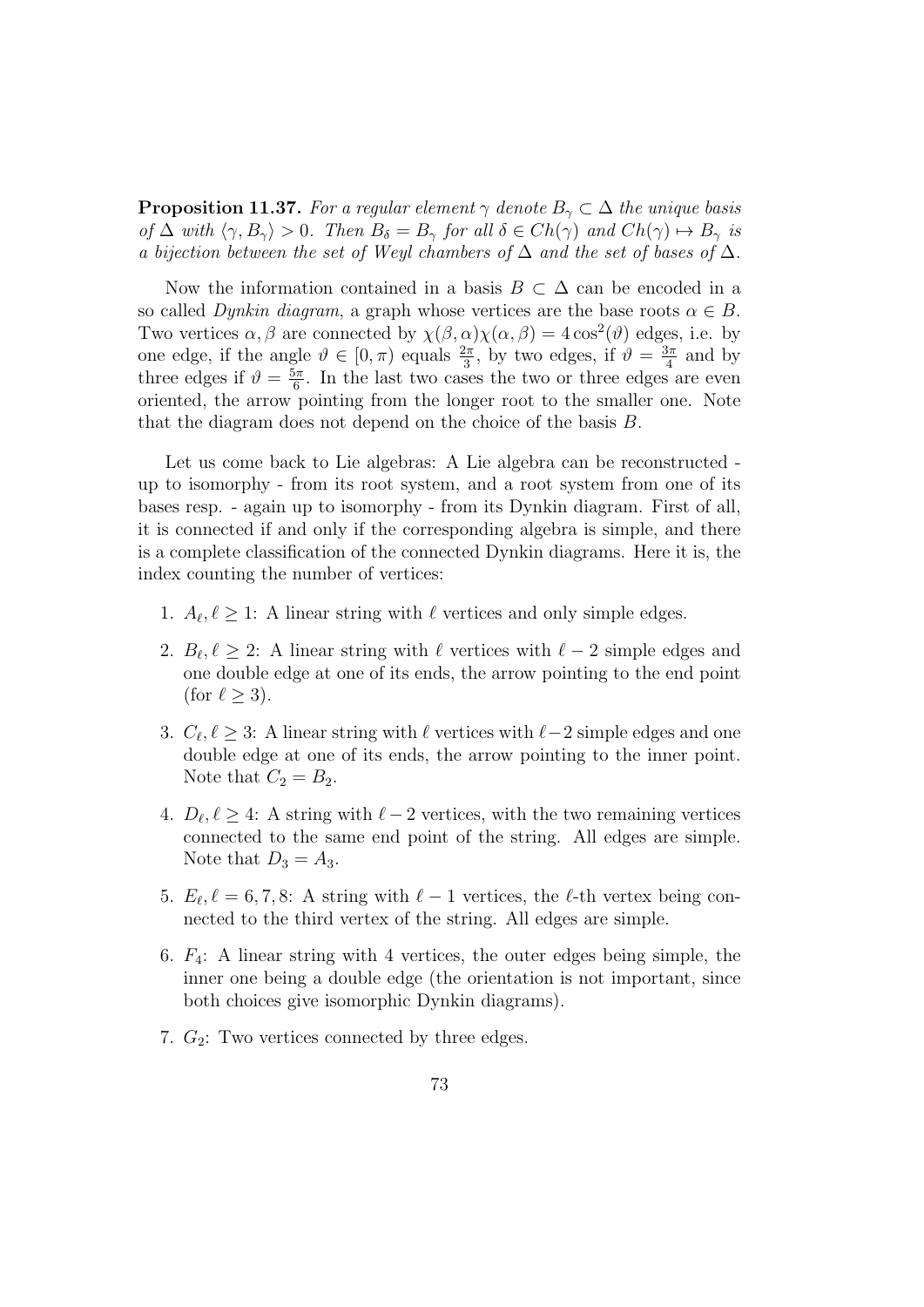**Proposition 11.37.** *For a regular element $\gamma$ denote $B_\gamma \subset \Delta$ the unique basis of $\Delta$ with $\langle \gamma, B_\gamma \rangle > 0$. Then $B_\delta = B_\gamma$ for all $\delta \in Ch(\gamma)$ and $Ch(\gamma) \mapsto B_\gamma$ is a bijection between the set of Weyl chambers of $\Delta$ and the set of bases of $\Delta$.*

Now the information contained in a basis $B \subset \Delta$ can be encoded in a so called *Dynkin diagram*, a graph whose vertices are the base roots $\alpha \in B$. Two vertices $\alpha, \beta$ are connected by $\chi(\beta, \alpha)\chi(\alpha, \beta) = 4\cos^2(\vartheta)$ edges, i.e. by one edge, if the angle $\vartheta \in [0, \pi)$ equals $\frac{2\pi}{3}$, by two edges, if $\vartheta = \frac{3\pi}{4}$ and by three edges if $\vartheta = \frac{5\pi}{6}$. In the last two cases the two or three edges are even oriented, the arrow pointing from the longer root to the smaller one. Note that the diagram does not depend on the choice of the basis $B$.

Let us come back to Lie algebras: A Lie algebra can be reconstructed - up to isomorphy - from its root system, and a root system from one of its bases resp. - again up to isomorphy - from its Dynkin diagram. First of all, it is connected if and only if the corresponding algebra is simple, and there is a complete classification of the connected Dynkin diagrams. Here it is, the index counting the number of vertices:

1. $A_\ell, \ell \geq 1$: A linear string with $\ell$ vertices and only simple edges.

2. $B_\ell, \ell \geq 2$: A linear string with $\ell$ vertices with $\ell - 2$ simple edges and one double edge at one of its ends, the arrow pointing to the end point (for $\ell \geq 3$).

3. $C_\ell, \ell \geq 3$: A linear string with $\ell$ vertices with $\ell - 2$ simple edges and one double edge at one of its ends, the arrow pointing to the inner point. Note that $C_2 = B_2$.

4. $D_\ell, \ell \geq 4$: A string with $\ell - 2$ vertices, with the two remaining vertices connected to the same end point of the string. All edges are simple. Note that $D_3 = A_3$.

5. $E_\ell, \ell = 6, 7, 8$: A string with $\ell - 1$ vertices, the $\ell$-th vertex being connected to the third vertex of the string. All edges are simple.

6. $F_4$: A linear string with 4 vertices, the outer edges being simple, the inner one being a double edge (the orientation is not important, since both choices give isomorphic Dynkin diagrams).

7. $G_2$: Two vertices connected by three edges.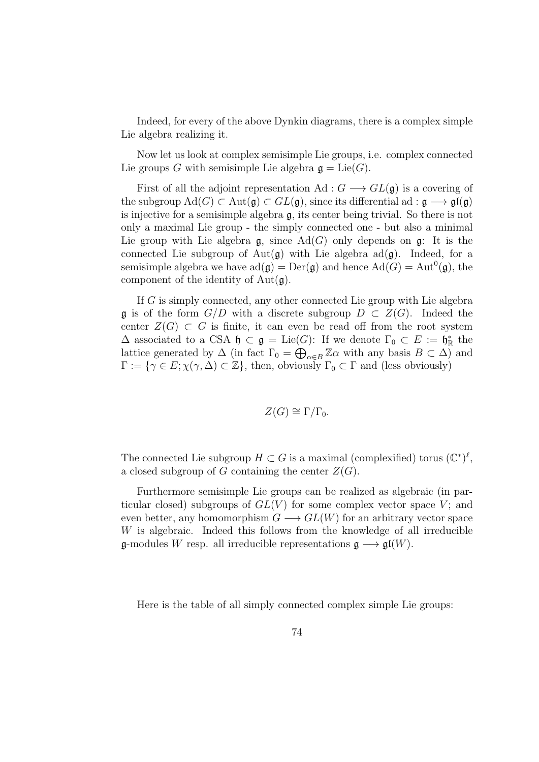Indeed, for every of the above Dynkin diagrams, there is a complex simple Lie algebra realizing it.

Now let us look at complex semisimple Lie groups, i.e. complex connected Lie groups $G$ with semisimple Lie algebra $\mathfrak{g} = \mathrm{Lie}(G)$.

First of all the adjoint representation $\mathrm{Ad} : G \longrightarrow GL(\mathfrak{g})$ is a covering of the subgroup $\mathrm{Ad}(G) \subset \mathrm{Aut}(\mathfrak{g}) \subset GL(\mathfrak{g})$, since its differential $\mathrm{ad} : \mathfrak{g} \longrightarrow \mathfrak{gl}(\mathfrak{g})$ is injective for a semisimple algebra $\mathfrak{g}$, its center being trivial. So there is not only a maximal Lie group - the simply connected one - but also a minimal Lie group with Lie algebra $\mathfrak{g}$, since $\mathrm{Ad}(G)$ only depends on $\mathfrak{g}$: It is the connected Lie subgroup of $\mathrm{Aut}(\mathfrak{g})$ with Lie algebra $\mathrm{ad}(\mathfrak{g})$. Indeed, for a semisimple algebra we have $\mathrm{ad}(\mathfrak{g}) = \mathrm{Der}(\mathfrak{g})$ and hence $\mathrm{Ad}(G) = \mathrm{Aut}^0(\mathfrak{g})$, the component of the identity of $\mathrm{Aut}(\mathfrak{g})$.

If $G$ is simply connected, any other connected Lie group with Lie algebra $\mathfrak{g}$ is of the form $G/D$ with a discrete subgroup $D \subset Z(G)$. Indeed the center $Z(G) \subset G$ is finite, it can even be read off from the root system $\Delta$ associated to a CSA $\mathfrak{h} \subset \mathfrak{g} = \mathrm{Lie}(G)$: If we denote $\Gamma_0 \subset E := \mathfrak{h}^*_{\mathbb{R}}$ the lattice generated by $\Delta$ (in fact $\Gamma_0 = \bigoplus_{\alpha \in B} \mathbb{Z}\alpha$ with any basis $B \subset \Delta$) and $\Gamma := \{\gamma \in E; \chi(\gamma, \Delta) \subset \mathbb{Z}\}$, then, obviously $\Gamma_0 \subset \Gamma$ and (less obviously)

$$Z(G) \cong \Gamma/\Gamma_0.$$

The connected Lie subgroup $H \subset G$ is a maximal (complexified) torus $(\mathbb{C}^*)^\ell$, a closed subgroup of $G$ containing the center $Z(G)$.

Furthermore semisimple Lie groups can be realized as algebraic (in particular closed) subgroups of $GL(V)$ for some complex vector space $V$; and even better, any homomorphism $G \longrightarrow GL(W)$ for an arbitrary vector space $W$ is algebraic. Indeed this follows from the knowledge of all irreducible $\mathfrak{g}$-modules $W$ resp. all irreducible representations $\mathfrak{g} \longrightarrow \mathfrak{gl}(W)$.

Here is the table of all simply connected complex simple Lie groups: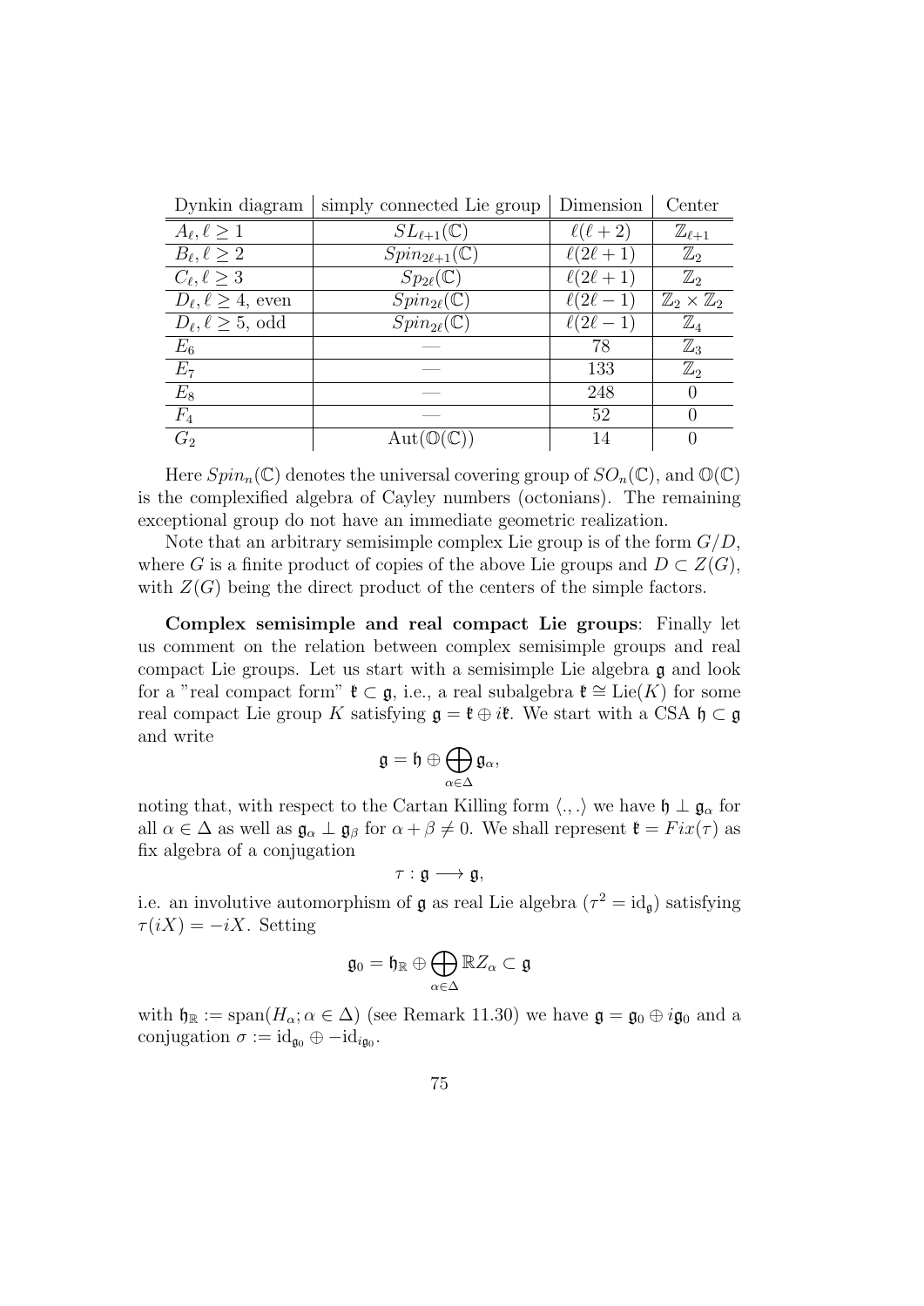| Dynkin diagram | simply connected Lie group | Dimension | Center |
|---|---|---|---|
| $A_\ell, \ell \geq 1$ | $SL_{\ell+1}(\mathbb{C})$ | $\ell(\ell+2)$ | $\mathbb{Z}_{\ell+1}$ |
| $B_\ell, \ell \geq 2$ | $Spin_{2\ell+1}(\mathbb{C})$ | $\ell(2\ell+1)$ | $\mathbb{Z}_2$ |
| $C_\ell, \ell \geq 3$ | $Sp_{2\ell}(\mathbb{C})$ | $\ell(2\ell+1)$ | $\mathbb{Z}_2$ |
| $D_\ell, \ell \geq 4$, even | $Spin_{2\ell}(\mathbb{C})$ | $\ell(2\ell-1)$ | $\mathbb{Z}_2 \times \mathbb{Z}_2$ |
| $D_\ell, \ell \geq 5$, odd | $Spin_{2\ell}(\mathbb{C})$ | $\ell(2\ell-1)$ | $\mathbb{Z}_4$ |
| $E_6$ | — | 78 | $\mathbb{Z}_3$ |
| $E_7$ | — | 133 | $\mathbb{Z}_2$ |
| $E_8$ | — | 248 | 0 |
| $F_4$ | — | 52 | 0 |
| $G_2$ | $\mathrm{Aut}(\mathbb{O}(\mathbb{C}))$ | 14 | 0 |

Here $Spin_n(\mathbb{C})$ denotes the universal covering group of $SO_n(\mathbb{C})$, and $\mathbb{O}(\mathbb{C})$ is the complexified algebra of Cayley numbers (octonians). The remaining exceptional group do not have an immediate geometric realization.

Note that an arbitrary semisimple complex Lie group is of the form $G/D$, where $G$ is a finite product of copies of the above Lie groups and $D \subset Z(G)$, with $Z(G)$ being the direct product of the centers of the simple factors.

**Complex semisimple and real compact Lie groups**: Finally let us comment on the relation between complex semisimple groups and real compact Lie groups. Let us start with a semisimple Lie algebra $\mathfrak{g}$ and look for a "real compact form" $\mathfrak{k} \subset \mathfrak{g}$, i.e., a real subalgebra $\mathfrak{k} \cong \mathrm{Lie}(K)$ for some real compact Lie group $K$ satisfying $\mathfrak{g} = \mathfrak{k} \oplus i\mathfrak{k}$. We start with a CSA $\mathfrak{h} \subset \mathfrak{g}$ and write

$$\mathfrak{g} = \mathfrak{h} \oplus \bigoplus_{\alpha \in \Delta} \mathfrak{g}_\alpha,$$

noting that, with respect to the Cartan Killing form $\langle ., . \rangle$ we have $\mathfrak{h} \perp \mathfrak{g}_\alpha$ for all $\alpha \in \Delta$ as well as $\mathfrak{g}_\alpha \perp \mathfrak{g}_\beta$ for $\alpha + \beta \neq 0$. We shall represent $\mathfrak{k} = Fix(\tau)$ as fix algebra of a conjugation

$$\tau : \mathfrak{g} \longrightarrow \mathfrak{g},$$

i.e. an involutive automorphism of $\mathfrak{g}$ as real Lie algebra ($\tau^2 = \mathrm{id}_\mathfrak{g}$) satisfying $\tau(iX) = -iX$. Setting

$$\mathfrak{g}_0 = \mathfrak{h}_\mathbb{R} \oplus \bigoplus_{\alpha \in \Delta} \mathbb{R} Z_\alpha \subset \mathfrak{g}$$

with $\mathfrak{h}_\mathbb{R} := \mathrm{span}(H_\alpha; \alpha \in \Delta)$ (see Remark 11.30) we have $\mathfrak{g} = \mathfrak{g}_0 \oplus i\mathfrak{g}_0$ and a conjugation $\sigma := \mathrm{id}_{\mathfrak{g}_0} \oplus -\mathrm{id}_{i\mathfrak{g}_0}$.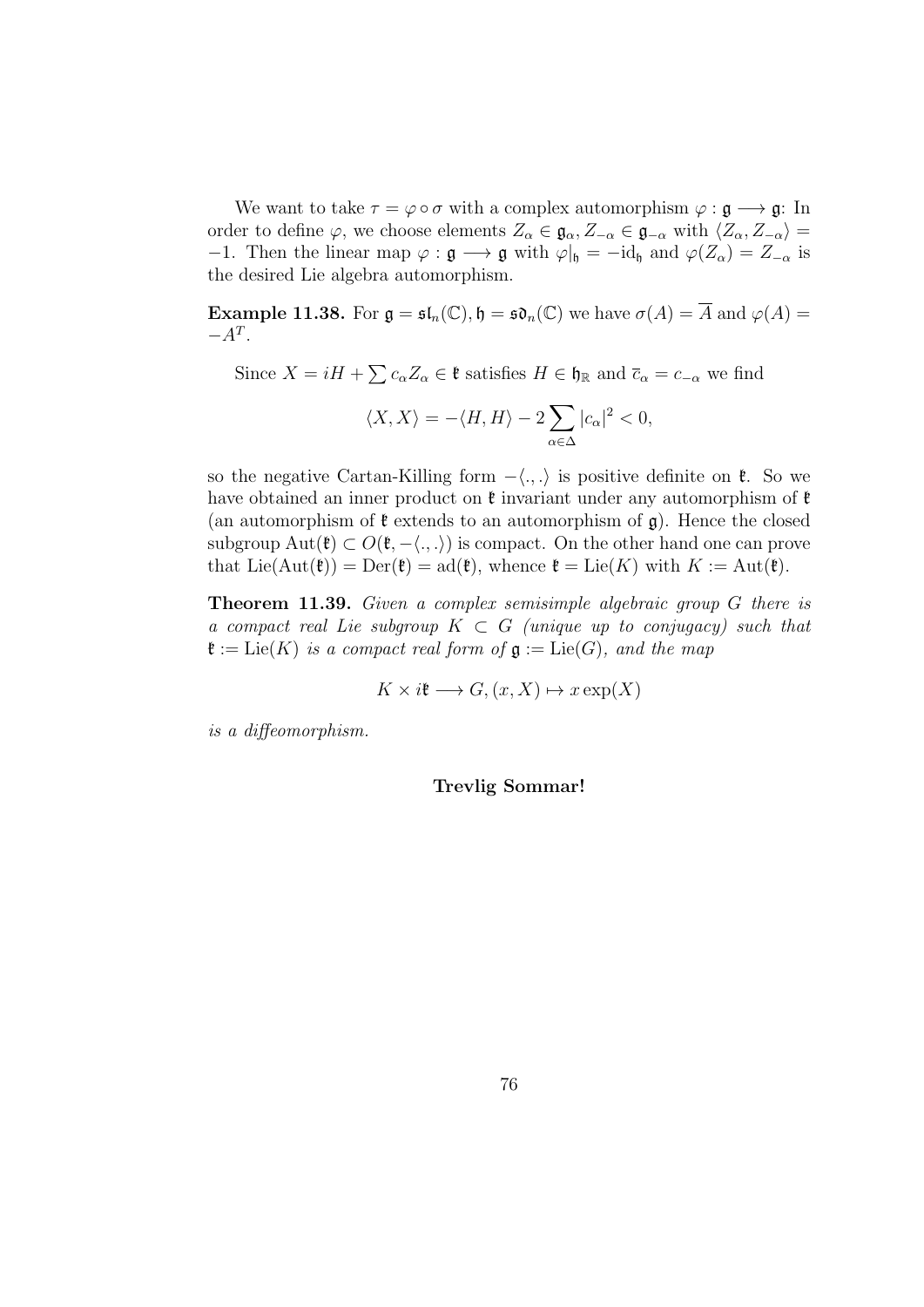We want to take $\tau = \varphi \circ \sigma$ with a complex automorphism $\varphi : \mathfrak{g} \longrightarrow \mathfrak{g}$: In order to define $\varphi$, we choose elements $Z_\alpha \in \mathfrak{g}_\alpha, Z_{-\alpha} \in \mathfrak{g}_{-\alpha}$ with $\langle Z_\alpha, Z_{-\alpha} \rangle = -1$. Then the linear map $\varphi : \mathfrak{g} \longrightarrow \mathfrak{g}$ with $\varphi|_{\mathfrak{h}} = -\mathrm{id}_{\mathfrak{h}}$ and $\varphi(Z_\alpha) = Z_{-\alpha}$ is the desired Lie algebra automorphism.

**Example 11.38.** For $\mathfrak{g} = \mathfrak{sl}_n(\mathbb{C}), \mathfrak{h} = \mathfrak{so}_n(\mathbb{C})$ we have $\sigma(A) = \overline{A}$ and $\varphi(A) = -A^T$.

Since $X = iH + \sum c_\alpha Z_\alpha \in \mathfrak{k}$ satisfies $H \in \mathfrak{h}_\mathbb{R}$ and $\overline{c}_\alpha = c_{-\alpha}$ we find

$$\langle X, X \rangle = -\langle H, H \rangle - 2 \sum_{\alpha \in \Delta} |c_\alpha|^2 < 0,$$

so the negative Cartan-Killing form $-\langle ., . \rangle$ is positive definite on $\mathfrak{k}$. So we have obtained an inner product on $\mathfrak{k}$ invariant under any automorphism of $\mathfrak{k}$ (an automorphism of $\mathfrak{k}$ extends to an automorphism of $\mathfrak{g}$). Hence the closed subgroup $\mathrm{Aut}(\mathfrak{k}) \subset O(\mathfrak{k}, -\langle ., . \rangle)$ is compact. On the other hand one can prove that $\mathrm{Lie}(\mathrm{Aut}(\mathfrak{k})) = \mathrm{Der}(\mathfrak{k}) = \mathrm{ad}(\mathfrak{k})$, whence $\mathfrak{k} = \mathrm{Lie}(K)$ with $K := \mathrm{Aut}(\mathfrak{k})$.

**Theorem 11.39.** *Given a complex semisimple algebraic group $G$ there is a compact real Lie subgroup $K \subset G$ (unique up to conjugacy) such that $\mathfrak{k} := \mathrm{Lie}(K)$ is a compact real form of $\mathfrak{g} := \mathrm{Lie}(G)$, and the map*

$$K \times i\mathfrak{k} \longrightarrow G, (x, X) \mapsto x \exp(X)$$

*is a diffeomorphism.*

**Trevlig Sommar!**